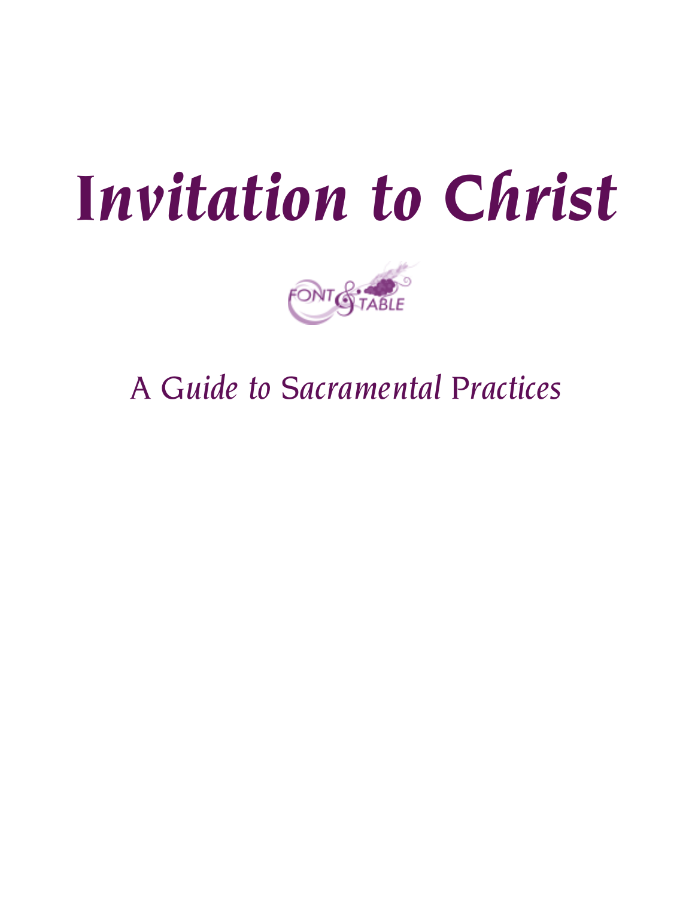# Invitation to Christ

FONT & TABLE

## A Guide to Sacramental Practices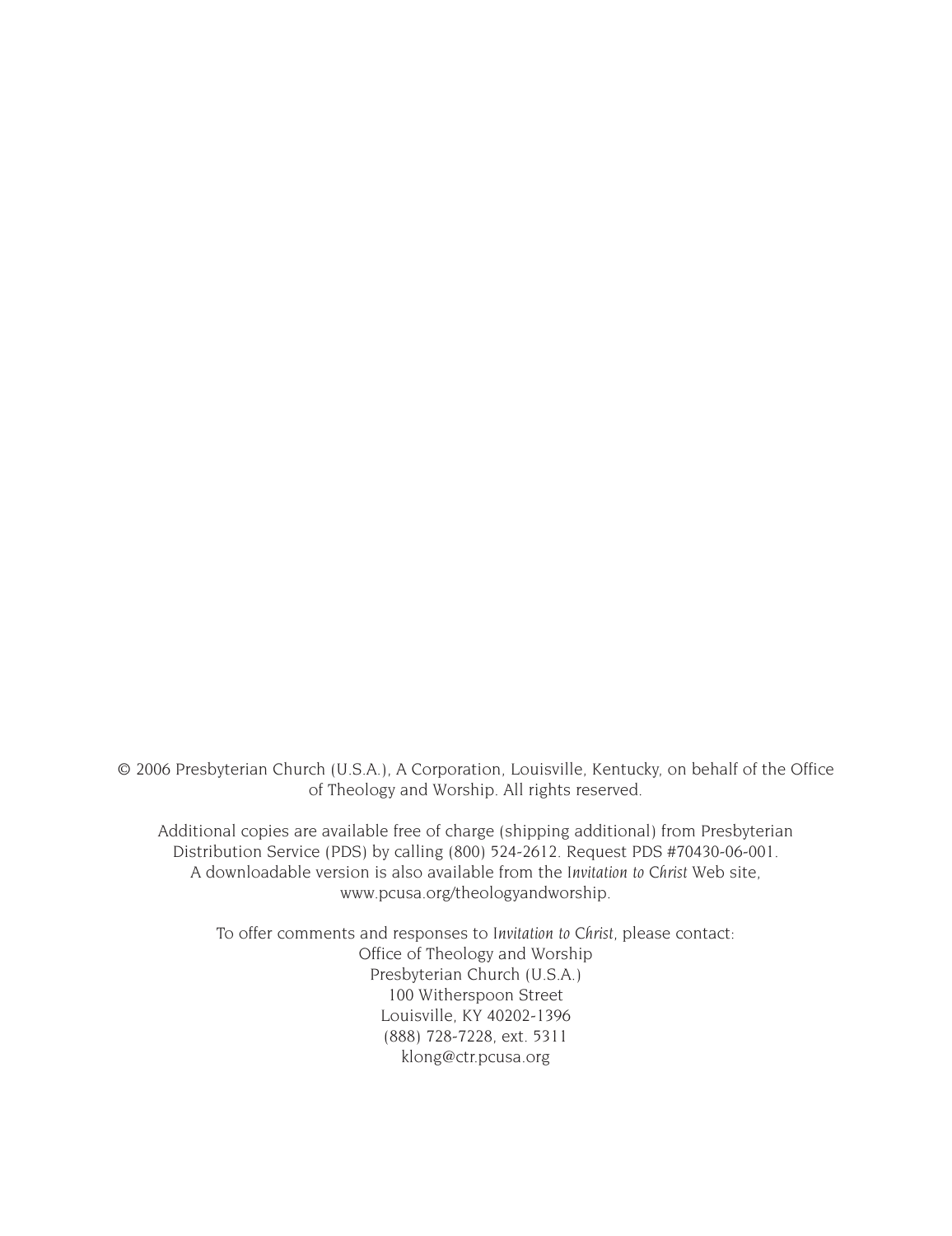© 2006 Presbyterian Church (U.S.A.), A Corporation, Louisville, Kentucky, on behalf of the Office of Theology and Worship. All rights reserved.

Additional copies are available free of charge (shipping additional) from Presbyterian Distribution Service (PDS) by calling (800) 524-2612. Request PDS #70430-06-001. A downloadable version is also available from the *Invitation to Christ* Web site, www.pcusa.org/theologyandworship.

To offer comments and responses to *Invitation to Christ*, please contact:
Office of Theology and Worship
Presbyterian Church (U.S.A.)
100 Witherspoon Street
Louisville, KY 40202-1396
(888) 728-7228, ext. 5311
klong@ctr.pcusa.org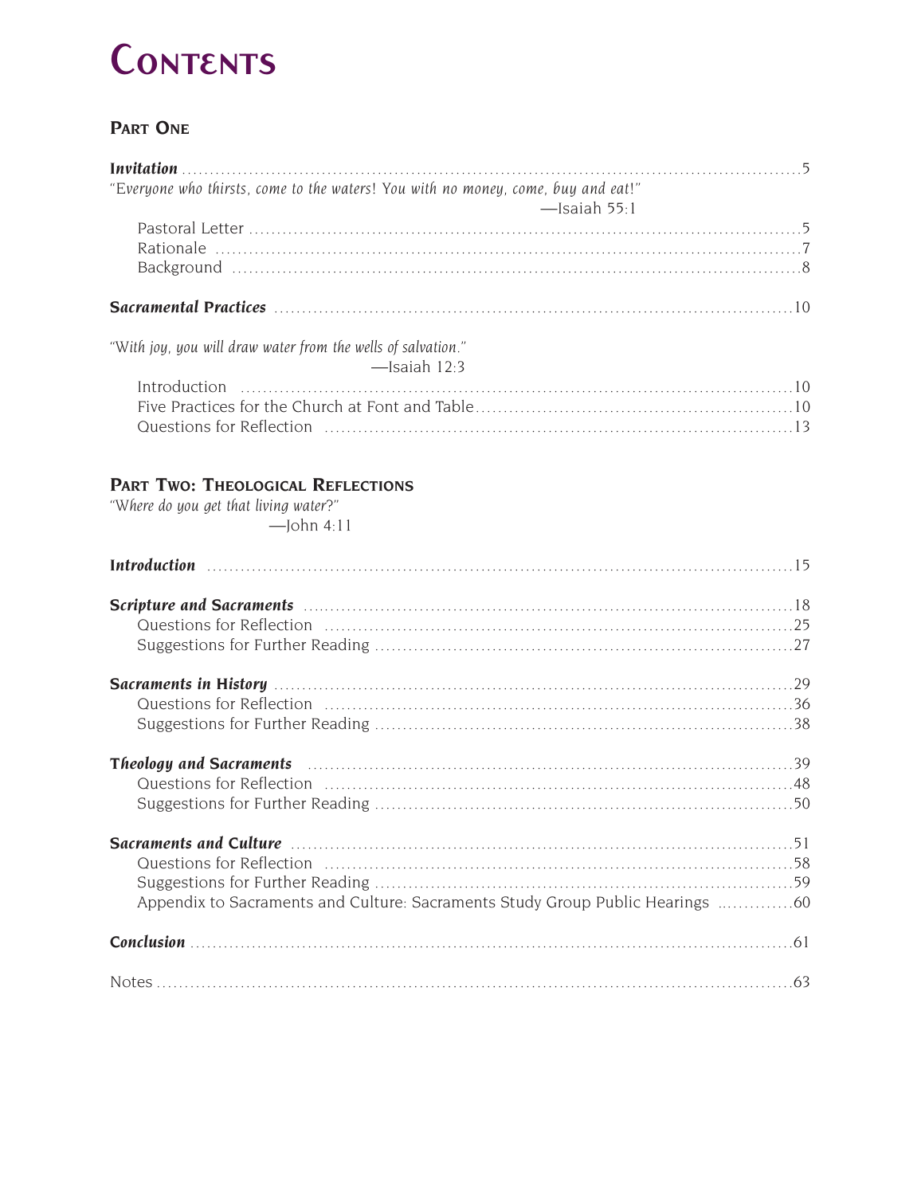# Contents

## Part One

**_Invitation_** ..... 5

*"Everyone who thirsts, come to the waters! You with no money, come, buy and eat!"*
—Isaiah 55:1

- Pastoral Letter ..... 5
- Rationale ..... 7
- Background ..... 8

**_Sacramental Practices_** ..... 10

*"With joy, you will draw water from the wells of salvation."*
—Isaiah 12:3

- Introduction ..... 10
- Five Practices for the Church at Font and Table ..... 10
- Questions for Reflection ..... 13

## Part Two: Theological Reflections

*"Where do you get that living water?"*
—John 4:11

**_Introduction_** ..... 15

**_Scripture and Sacraments_** ..... 18
- Questions for Reflection ..... 25
- Suggestions for Further Reading ..... 27

**_Sacraments in History_** ..... 29
- Questions for Reflection ..... 36
- Suggestions for Further Reading ..... 38

**_Theology and Sacraments_** ..... 39
- Questions for Reflection ..... 48
- Suggestions for Further Reading ..... 50

**_Sacraments and Culture_** ..... 51
- Questions for Reflection ..... 58
- Suggestions for Further Reading ..... 59
- Appendix to Sacraments and Culture: Sacraments Study Group Public Hearings ..... 60

**_Conclusion_** ..... 61

Notes ..... 63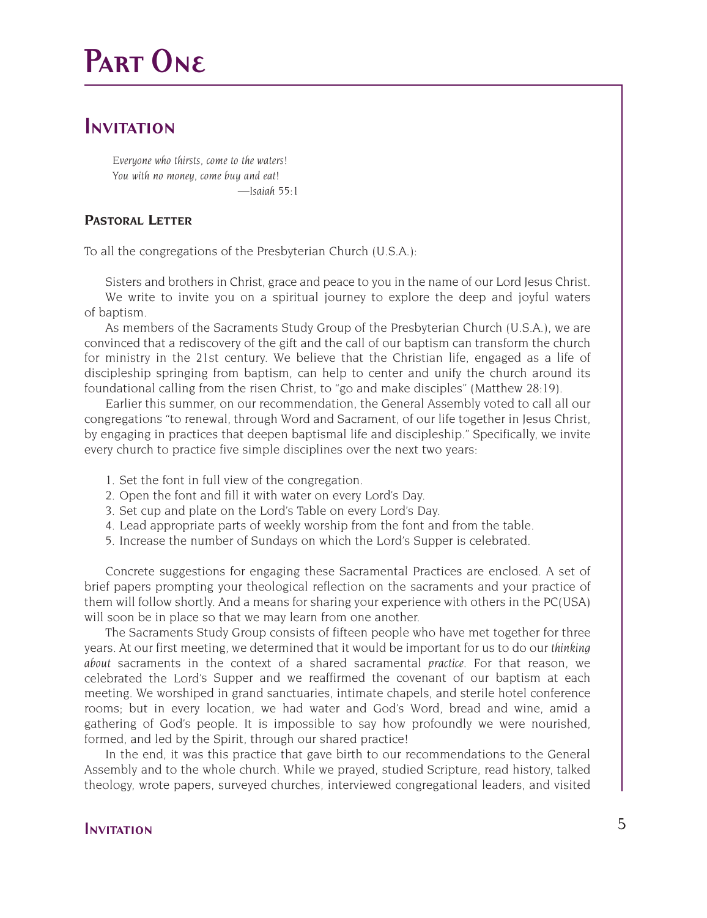# Part One

## Invitation

*Everyone who thirsts, come to the waters!*
*You with no money, come buy and eat!*
—*Isaiah* 55:1

### Pastoral Letter

To all the congregations of the Presbyterian Church (U.S.A.):

Sisters and brothers in Christ, grace and peace to you in the name of our Lord Jesus Christ.

We write to invite you on a spiritual journey to explore the deep and joyful waters of baptism.

As members of the Sacraments Study Group of the Presbyterian Church (U.S.A.), we are convinced that a rediscovery of the gift and the call of our baptism can transform the church for ministry in the 21st century. We believe that the Christian life, engaged as a life of discipleship springing from baptism, can help to center and unify the church around its foundational calling from the risen Christ, to "go and make disciples" (Matthew 28:19).

Earlier this summer, on our recommendation, the General Assembly voted to call all our congregations "to renewal, through Word and Sacrament, of our life together in Jesus Christ, by engaging in practices that deepen baptismal life and discipleship." Specifically, we invite every church to practice five simple disciplines over the next two years:

1. Set the font in full view of the congregation.
2. Open the font and fill it with water on every Lord's Day.
3. Set cup and plate on the Lord's Table on every Lord's Day.
4. Lead appropriate parts of weekly worship from the font and from the table.
5. Increase the number of Sundays on which the Lord's Supper is celebrated.

Concrete suggestions for engaging these Sacramental Practices are enclosed. A set of brief papers prompting your theological reflection on the sacraments and your practice of them will follow shortly. And a means for sharing your experience with others in the PC(USA) will soon be in place so that we may learn from one another.

The Sacraments Study Group consists of fifteen people who have met together for three years. At our first meeting, we determined that it would be important for us to do our *thinking about* sacraments in the context of a shared sacramental *practice*. For that reason, we celebrated the Lord's Supper and we reaffirmed the covenant of our baptism at each meeting. We worshiped in grand sanctuaries, intimate chapels, and sterile hotel conference rooms; but in every location, we had water and God's Word, bread and wine, amid a gathering of God's people. It is impossible to say how profoundly we were nourished, formed, and led by the Spirit, through our shared practice!

In the end, it was this practice that gave birth to our recommendations to the General Assembly and to the whole church. While we prayed, studied Scripture, read history, talked theology, wrote papers, surveyed churches, interviewed congregational leaders, and visited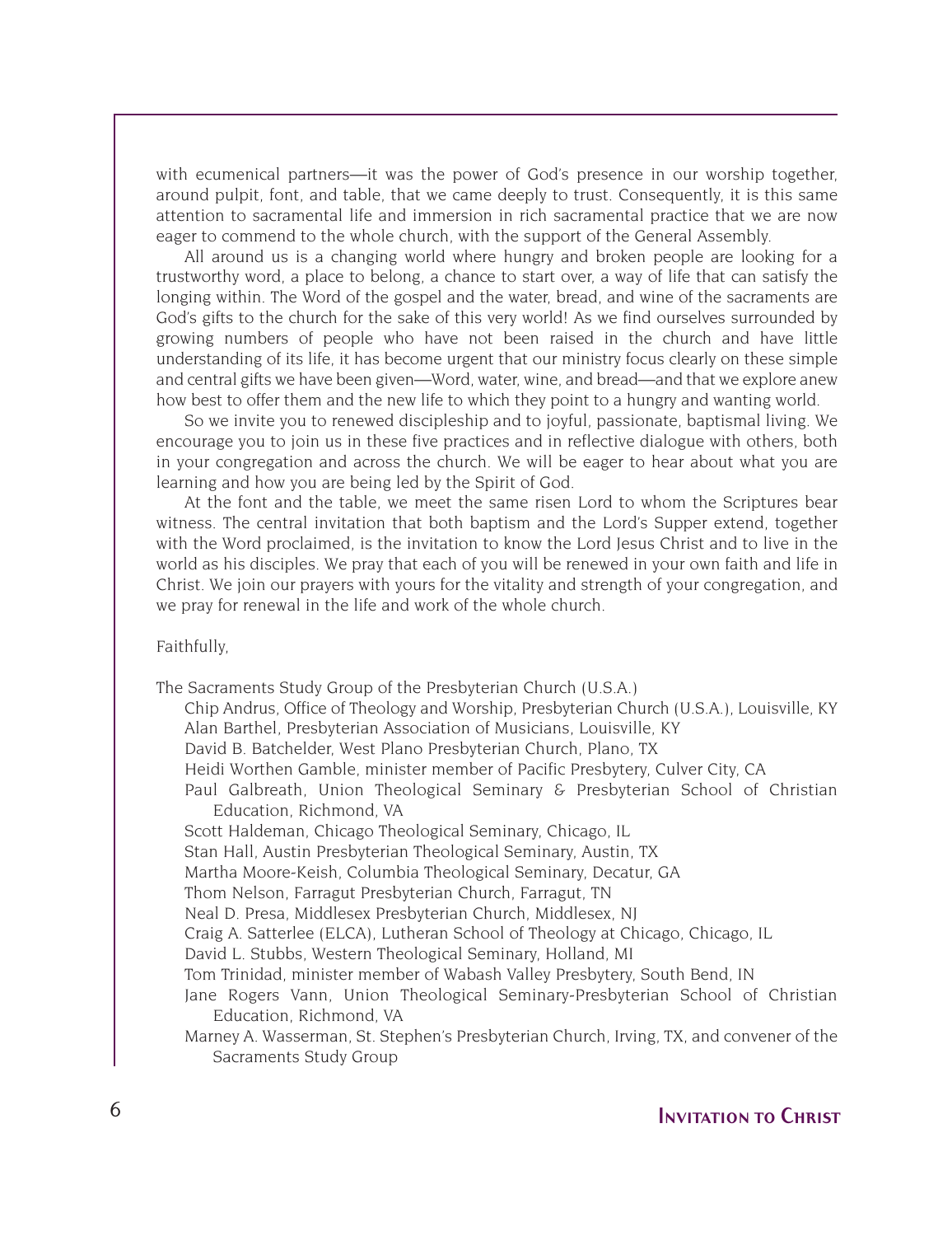with ecumenical partners—it was the power of God's presence in our worship together, around pulpit, font, and table, that we came deeply to trust. Consequently, it is this same attention to sacramental life and immersion in rich sacramental practice that we are now eager to commend to the whole church, with the support of the General Assembly.

All around us is a changing world where hungry and broken people are looking for a trustworthy word, a place to belong, a chance to start over, a way of life that can satisfy the longing within. The Word of the gospel and the water, bread, and wine of the sacraments are God's gifts to the church for the sake of this very world! As we find ourselves surrounded by growing numbers of people who have not been raised in the church and have little understanding of its life, it has become urgent that our ministry focus clearly on these simple and central gifts we have been given—Word, water, wine, and bread—and that we explore anew how best to offer them and the new life to which they point to a hungry and wanting world.

So we invite you to renewed discipleship and to joyful, passionate, baptismal living. We encourage you to join us in these five practices and in reflective dialogue with others, both in your congregation and across the church. We will be eager to hear about what you are learning and how you are being led by the Spirit of God.

At the font and the table, we meet the same risen Lord to whom the Scriptures bear witness. The central invitation that both baptism and the Lord's Supper extend, together with the Word proclaimed, is the invitation to know the Lord Jesus Christ and to live in the world as his disciples. We pray that each of you will be renewed in your own faith and life in Christ. We join our prayers with yours for the vitality and strength of your congregation, and we pray for renewal in the life and work of the whole church.

Faithfully,

The Sacraments Study Group of the Presbyterian Church (U.S.A.)

- Chip Andrus, Office of Theology and Worship, Presbyterian Church (U.S.A.), Louisville, KY
- Alan Barthel, Presbyterian Association of Musicians, Louisville, KY
- David B. Batchelder, West Plano Presbyterian Church, Plano, TX
- Heidi Worthen Gamble, minister member of Pacific Presbytery, Culver City, CA
- Paul Galbreath, Union Theological Seminary & Presbyterian School of Christian Education, Richmond, VA
- Scott Haldeman, Chicago Theological Seminary, Chicago, IL
- Stan Hall, Austin Presbyterian Theological Seminary, Austin, TX
- Martha Moore-Keish, Columbia Theological Seminary, Decatur, GA
- Thom Nelson, Farragut Presbyterian Church, Farragut, TN
- Neal D. Presa, Middlesex Presbyterian Church, Middlesex, NJ
- Craig A. Satterlee (ELCA), Lutheran School of Theology at Chicago, Chicago, IL
- David L. Stubbs, Western Theological Seminary, Holland, MI
- Tom Trinidad, minister member of Wabash Valley Presbytery, South Bend, IN
- Jane Rogers Vann, Union Theological Seminary-Presbyterian School of Christian Education, Richmond, VA
- Marney A. Wasserman, St. Stephen's Presbyterian Church, Irving, TX, and convener of the Sacraments Study Group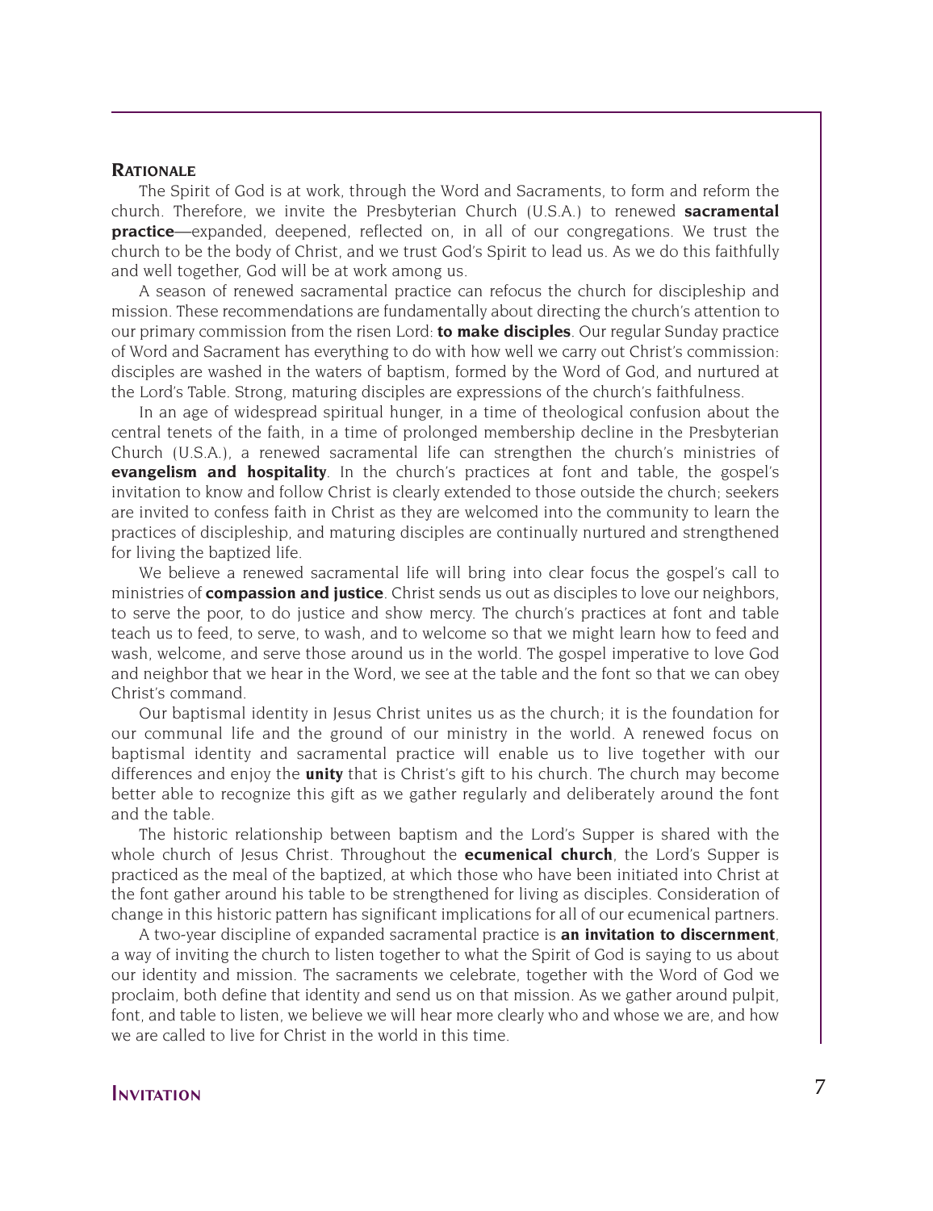## Rationale

The Spirit of God is at work, through the Word and Sacraments, to form and reform the church. Therefore, we invite the Presbyterian Church (U.S.A.) to renewed **sacramental practice**—expanded, deepened, reflected on, in all of our congregations. We trust the church to be the body of Christ, and we trust God's Spirit to lead us. As we do this faithfully and well together, God will be at work among us.

A season of renewed sacramental practice can refocus the church for discipleship and mission. These recommendations are fundamentally about directing the church's attention to our primary commission from the risen Lord: **to make disciples**. Our regular Sunday practice of Word and Sacrament has everything to do with how well we carry out Christ's commission: disciples are washed in the waters of baptism, formed by the Word of God, and nurtured at the Lord's Table. Strong, maturing disciples are expressions of the church's faithfulness.

In an age of widespread spiritual hunger, in a time of theological confusion about the central tenets of the faith, in a time of prolonged membership decline in the Presbyterian Church (U.S.A.), a renewed sacramental life can strengthen the church's ministries of **evangelism and hospitality**. In the church's practices at font and table, the gospel's invitation to know and follow Christ is clearly extended to those outside the church; seekers are invited to confess faith in Christ as they are welcomed into the community to learn the practices of discipleship, and maturing disciples are continually nurtured and strengthened for living the baptized life.

We believe a renewed sacramental life will bring into clear focus the gospel's call to ministries of **compassion and justice**. Christ sends us out as disciples to love our neighbors, to serve the poor, to do justice and show mercy. The church's practices at font and table teach us to feed, to serve, to wash, and to welcome so that we might learn how to feed and wash, welcome, and serve those around us in the world. The gospel imperative to love God and neighbor that we hear in the Word, we see at the table and the font so that we can obey Christ's command.

Our baptismal identity in Jesus Christ unites us as the church; it is the foundation for our communal life and the ground of our ministry in the world. A renewed focus on baptismal identity and sacramental practice will enable us to live together with our differences and enjoy the **unity** that is Christ's gift to his church. The church may become better able to recognize this gift as we gather regularly and deliberately around the font and the table.

The historic relationship between baptism and the Lord's Supper is shared with the whole church of Jesus Christ. Throughout the **ecumenical church**, the Lord's Supper is practiced as the meal of the baptized, at which those who have been initiated into Christ at the font gather around his table to be strengthened for living as disciples. Consideration of change in this historic pattern has significant implications for all of our ecumenical partners.

A two-year discipline of expanded sacramental practice is **an invitation to discernment**, a way of inviting the church to listen together to what the Spirit of God is saying to us about our identity and mission. The sacraments we celebrate, together with the Word of God we proclaim, both define that identity and send us on that mission. As we gather around pulpit, font, and table to listen, we believe we will hear more clearly who and whose we are, and how we are called to live for Christ in the world in this time.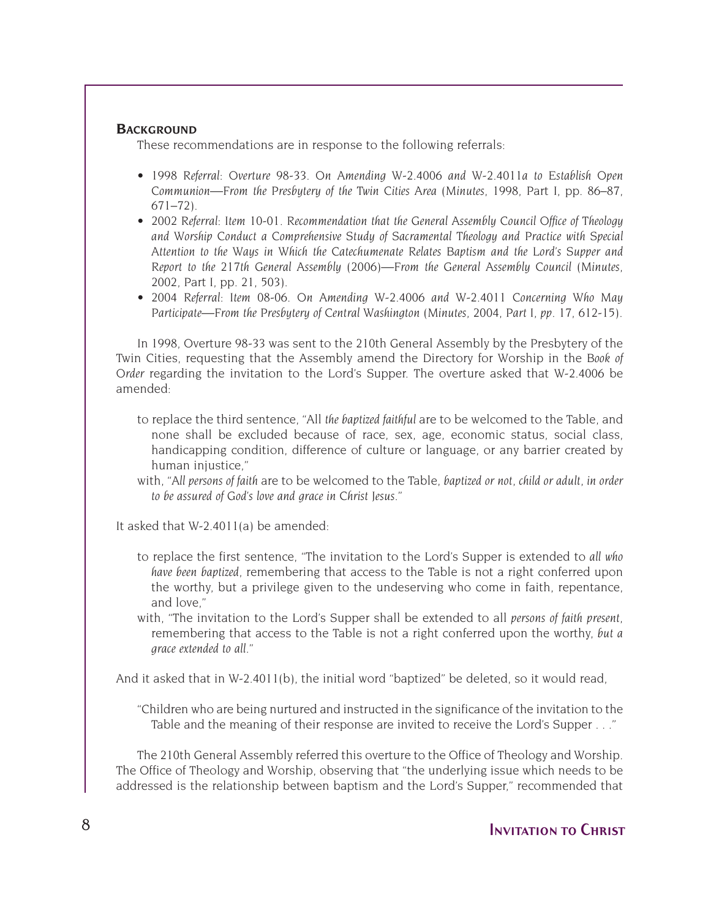## Background

These recommendations are in response to the following referrals:

- 1998 *Referral: Overture 98-33. On Amending W-2.4006 and W-2.4011a to Establish Open Communion—From the Presbytery of the Twin Cities Area* (*Minutes*, 1998, Part I, pp. 86–87, 671–72).
- 2002 *Referral: Item 10-01. Recommendation that the General Assembly Council Office of Theology and Worship Conduct a Comprehensive Study of Sacramental Theology and Practice with Special Attention to the Ways in Which the Catechumenate Relates Baptism and the Lord's Supper and Report to the 217th General Assembly* (2006)—*From the General Assembly Council* (*Minutes*, 2002, Part I, pp. 21, 503).
- 2004 *Referral: Item 08-06. On Amending W-2.4006 and W-2.4011 Concerning Who May Participate—From the Presbytery of Central Washington* (*Minutes*, 2004, *Part I, pp.* 17, 612-15).

In 1998, Overture 98-33 was sent to the 210th General Assembly by the Presbytery of the Twin Cities, requesting that the Assembly amend the Directory for Worship in the *Book of Order* regarding the invitation to the Lord's Supper. The overture asked that W-2.4006 be amended:

> to replace the third sentence, "All *the baptized faithful* are to be welcomed to the Table, and none shall be excluded because of race, sex, age, economic status, social class, handicapping condition, difference of culture or language, or any barrier created by human injustice,"
>
> with, "*All persons of faith* are to be welcomed to the Table, *baptized or not, child or adult, in order to be assured of God's love and grace in Christ Jesus*."

It asked that W-2.4011(a) be amended:

> to replace the first sentence, "The invitation to the Lord's Supper is extended to *all who have been baptized*, remembering that access to the Table is not a right conferred upon the worthy, but a privilege given to the undeserving who come in faith, repentance, and love,"
>
> with, "The invitation to the Lord's Supper shall be extended to all *persons of faith present*, remembering that access to the Table is not a right conferred upon the worthy, *but a grace extended to all*."

And it asked that in W-2.4011(b), the initial word "baptized" be deleted, so it would read,

> "Children who are being nurtured and instructed in the significance of the invitation to the Table and the meaning of their response are invited to receive the Lord's Supper . . ."

The 210th General Assembly referred this overture to the Office of Theology and Worship. The Office of Theology and Worship, observing that "the underlying issue which needs to be addressed is the relationship between baptism and the Lord's Supper," recommended that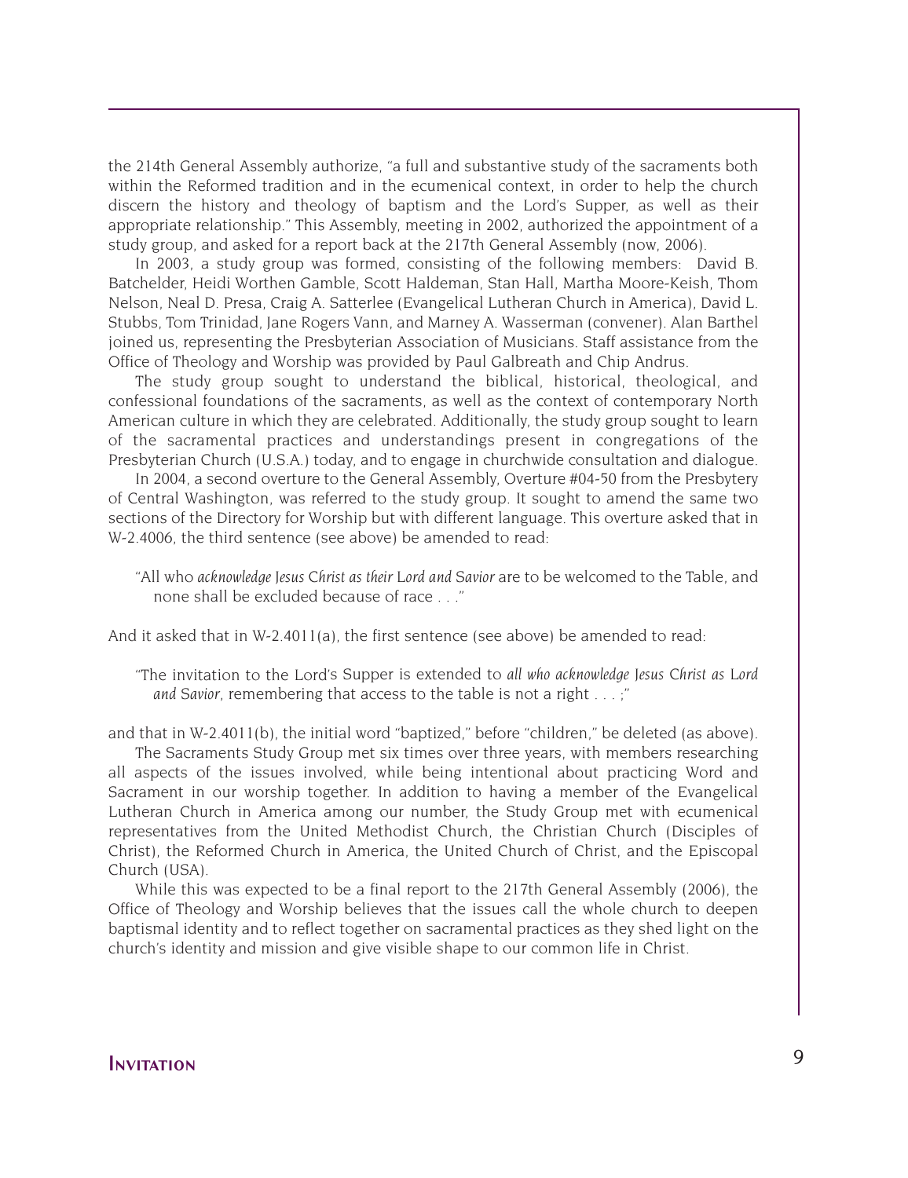the 214th General Assembly authorize, "a full and substantive study of the sacraments both within the Reformed tradition and in the ecumenical context, in order to help the church discern the history and theology of baptism and the Lord's Supper, as well as their appropriate relationship." This Assembly, meeting in 2002, authorized the appointment of a study group, and asked for a report back at the 217th General Assembly (now, 2006).

In 2003, a study group was formed, consisting of the following members: David B. Batchelder, Heidi Worthen Gamble, Scott Haldeman, Stan Hall, Martha Moore-Keish, Thom Nelson, Neal D. Presa, Craig A. Satterlee (Evangelical Lutheran Church in America), David L. Stubbs, Tom Trinidad, Jane Rogers Vann, and Marney A. Wasserman (convener). Alan Barthel joined us, representing the Presbyterian Association of Musicians. Staff assistance from the Office of Theology and Worship was provided by Paul Galbreath and Chip Andrus.

The study group sought to understand the biblical, historical, theological, and confessional foundations of the sacraments, as well as the context of contemporary North American culture in which they are celebrated. Additionally, the study group sought to learn of the sacramental practices and understandings present in congregations of the Presbyterian Church (U.S.A.) today, and to engage in churchwide consultation and dialogue.

In 2004, a second overture to the General Assembly, Overture #04-50 from the Presbytery of Central Washington, was referred to the study group. It sought to amend the same two sections of the Directory for Worship but with different language. This overture asked that in W-2.4006, the third sentence (see above) be amended to read:

> "All who *acknowledge Jesus Christ as their Lord and Savior* are to be welcomed to the Table, and none shall be excluded because of race . . ."

And it asked that in W-2.4011(a), the first sentence (see above) be amended to read:

> "The invitation to the Lord's Supper is extended to *all who acknowledge Jesus Christ as Lord and Savior*, remembering that access to the table is not a right . . . ;"

and that in W-2.4011(b), the initial word "baptized," before "children," be deleted (as above).

The Sacraments Study Group met six times over three years, with members researching all aspects of the issues involved, while being intentional about practicing Word and Sacrament in our worship together. In addition to having a member of the Evangelical Lutheran Church in America among our number, the Study Group met with ecumenical representatives from the United Methodist Church, the Christian Church (Disciples of Christ), the Reformed Church in America, the United Church of Christ, and the Episcopal Church (USA).

While this was expected to be a final report to the 217th General Assembly (2006), the Office of Theology and Worship believes that the issues call the whole church to deepen baptismal identity and to reflect together on sacramental practices as they shed light on the church's identity and mission and give visible shape to our common life in Christ.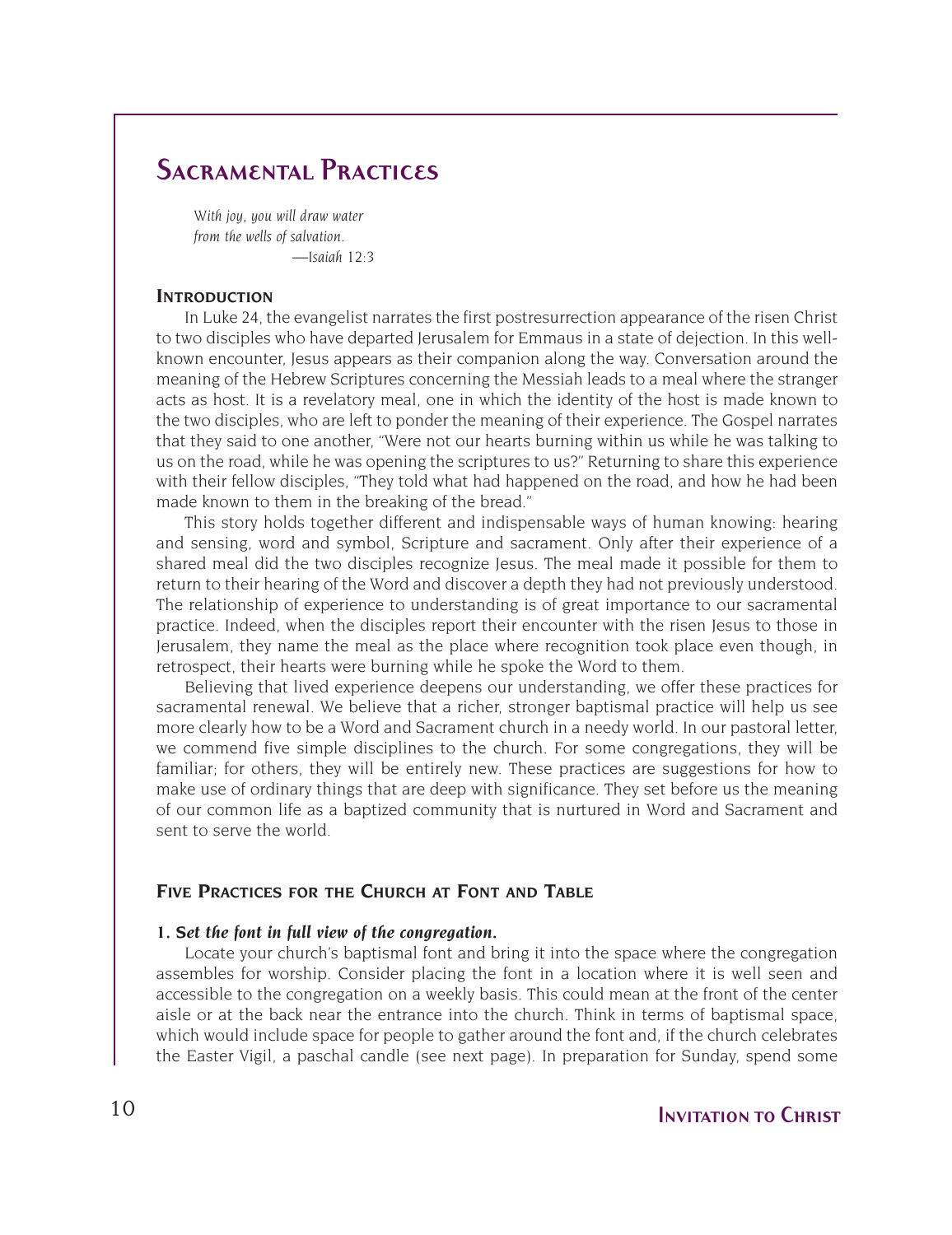# Sacramental Practices

*With joy, you will draw water*
*from the wells of salvation.*
*—Isaiah 12:3*

## Introduction

In Luke 24, the evangelist narrates the first postresurrection appearance of the risen Christ to two disciples who have departed Jerusalem for Emmaus in a state of dejection. In this well-known encounter, Jesus appears as their companion along the way. Conversation around the meaning of the Hebrew Scriptures concerning the Messiah leads to a meal where the stranger acts as host. It is a revelatory meal, one in which the identity of the host is made known to the two disciples, who are left to ponder the meaning of their experience. The Gospel narrates that they said to one another, "Were not our hearts burning within us while he was talking to us on the road, while he was opening the scriptures to us?" Returning to share this experience with their fellow disciples, "They told what had happened on the road, and how he had been made known to them in the breaking of the bread."

This story holds together different and indispensable ways of human knowing: hearing and sensing, word and symbol, Scripture and sacrament. Only after their experience of a shared meal did the two disciples recognize Jesus. The meal made it possible for them to return to their hearing of the Word and discover a depth they had not previously understood. The relationship of experience to understanding is of great importance to our sacramental practice. Indeed, when the disciples report their encounter with the risen Jesus to those in Jerusalem, they name the meal as the place where recognition took place even though, in retrospect, their hearts were burning while he spoke the Word to them.

Believing that lived experience deepens our understanding, we offer these practices for sacramental renewal. We believe that a richer, stronger baptismal practice will help us see more clearly how to be a Word and Sacrament church in a needy world. In our pastoral letter, we commend five simple disciplines to the church. For some congregations, they will be familiar; for others, they will be entirely new. These practices are suggestions for how to make use of ordinary things that are deep with significance. They set before us the meaning of our common life as a baptized community that is nurtured in Word and Sacrament and sent to serve the world.

## Five Practices for the Church at Font and Table

### 1. *Set the font in full view of the congregation.*

Locate your church's baptismal font and bring it into the space where the congregation assembles for worship. Consider placing the font in a location where it is well seen and accessible to the congregation on a weekly basis. This could mean at the front of the center aisle or at the back near the entrance into the church. Think in terms of baptismal space, which would include space for people to gather around the font and, if the church celebrates the Easter Vigil, a paschal candle (see next page). In preparation for Sunday, spend some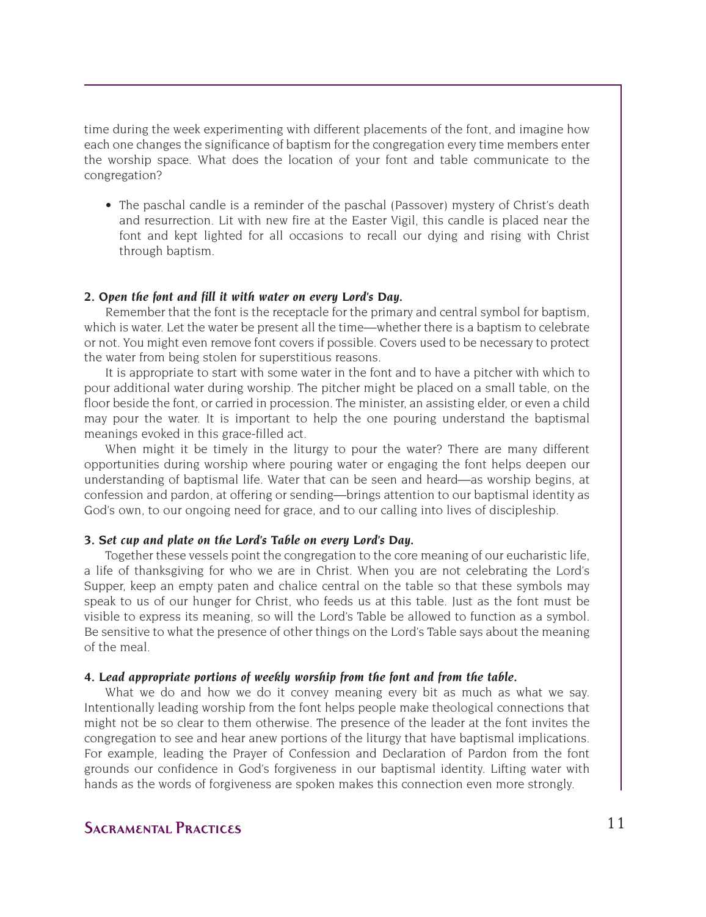time during the week experimenting with different placements of the font, and imagine how each one changes the significance of baptism for the congregation every time members enter the worship space. What does the location of your font and table communicate to the congregation?

- The paschal candle is a reminder of the paschal (Passover) mystery of Christ's death and resurrection. Lit with new fire at the Easter Vigil, this candle is placed near the font and kept lighted for all occasions to recall our dying and rising with Christ through baptism.

**2. *Open the font and fill it with water on every Lord's Day.***

Remember that the font is the receptacle for the primary and central symbol for baptism, which is water. Let the water be present all the time—whether there is a baptism to celebrate or not. You might even remove font covers if possible. Covers used to be necessary to protect the water from being stolen for superstitious reasons.

It is appropriate to start with some water in the font and to have a pitcher with which to pour additional water during worship. The pitcher might be placed on a small table, on the floor beside the font, or carried in procession. The minister, an assisting elder, or even a child may pour the water. It is important to help the one pouring understand the baptismal meanings evoked in this grace-filled act.

When might it be timely in the liturgy to pour the water? There are many different opportunities during worship where pouring water or engaging the font helps deepen our understanding of baptismal life. Water that can be seen and heard—as worship begins, at confession and pardon, at offering or sending—brings attention to our baptismal identity as God's own, to our ongoing need for grace, and to our calling into lives of discipleship.

**3. *Set cup and plate on the Lord's Table on every Lord's Day.***

Together these vessels point the congregation to the core meaning of our eucharistic life, a life of thanksgiving for who we are in Christ. When you are not celebrating the Lord's Supper, keep an empty paten and chalice central on the table so that these symbols may speak to us of our hunger for Christ, who feeds us at this table. Just as the font must be visible to express its meaning, so will the Lord's Table be allowed to function as a symbol. Be sensitive to what the presence of other things on the Lord's Table says about the meaning of the meal.

**4. *Lead appropriate portions of weekly worship from the font and from the table.***

What we do and how we do it convey meaning every bit as much as what we say. Intentionally leading worship from the font helps people make theological connections that might not be so clear to them otherwise. The presence of the leader at the font invites the congregation to see and hear anew portions of the liturgy that have baptismal implications. For example, leading the Prayer of Confession and Declaration of Pardon from the font grounds our confidence in God's forgiveness in our baptismal identity. Lifting water with hands as the words of forgiveness are spoken makes this connection even more strongly.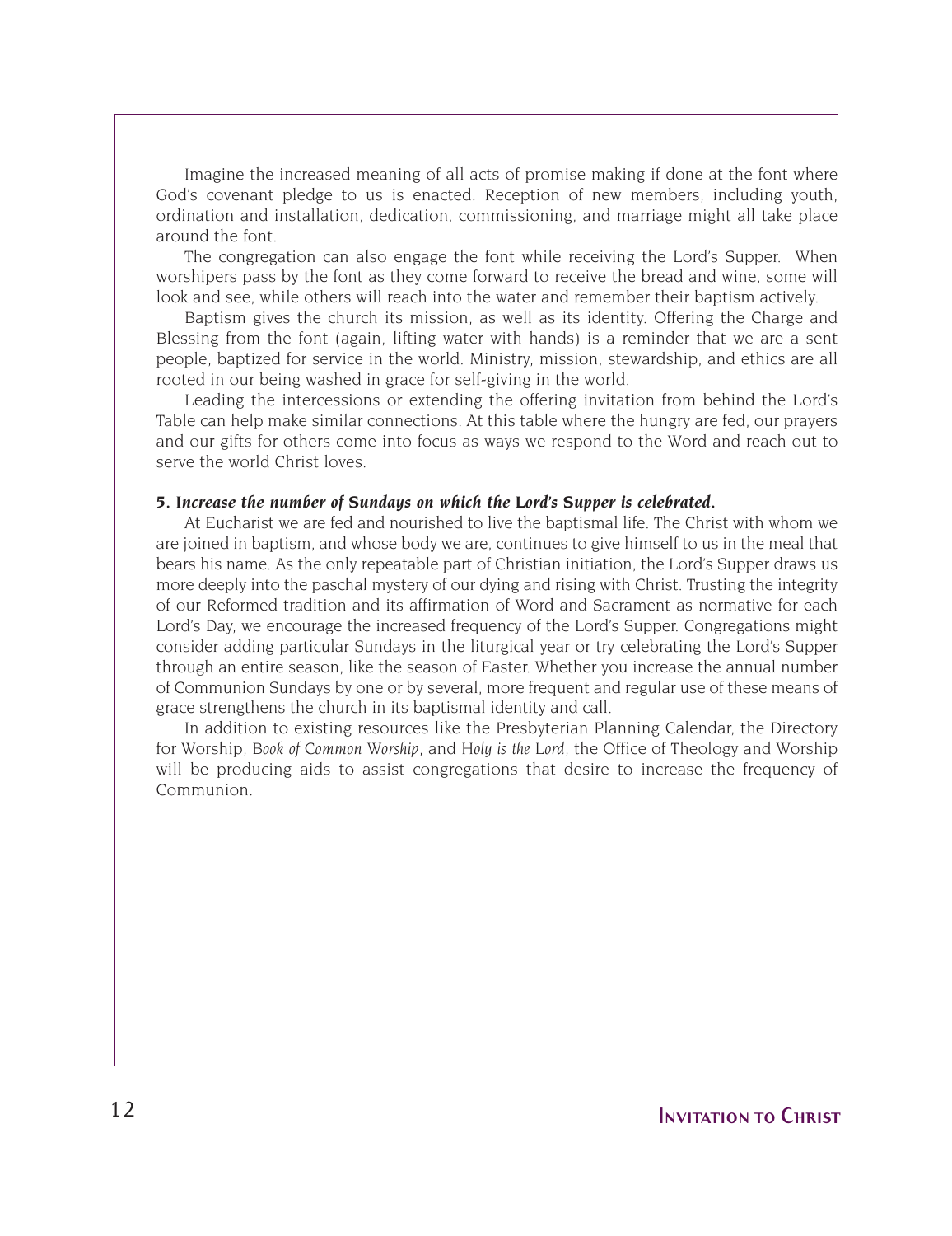Imagine the increased meaning of all acts of promise making if done at the font where God's covenant pledge to us is enacted. Reception of new members, including youth, ordination and installation, dedication, commissioning, and marriage might all take place around the font.

The congregation can also engage the font while receiving the Lord's Supper. When worshipers pass by the font as they come forward to receive the bread and wine, some will look and see, while others will reach into the water and remember their baptism actively.

Baptism gives the church its mission, as well as its identity. Offering the Charge and Blessing from the font (again, lifting water with hands) is a reminder that we are a sent people, baptized for service in the world. Ministry, mission, stewardship, and ethics are all rooted in our being washed in grace for self-giving in the world.

Leading the intercessions or extending the offering invitation from behind the Lord's Table can help make similar connections. At this table where the hungry are fed, our prayers and our gifts for others come into focus as ways we respond to the Word and reach out to serve the world Christ loves.

**5. *Increase the number of Sundays on which the Lord's Supper is celebrated.***

At Eucharist we are fed and nourished to live the baptismal life. The Christ with whom we are joined in baptism, and whose body we are, continues to give himself to us in the meal that bears his name. As the only repeatable part of Christian initiation, the Lord's Supper draws us more deeply into the paschal mystery of our dying and rising with Christ. Trusting the integrity of our Reformed tradition and its affirmation of Word and Sacrament as normative for each Lord's Day, we encourage the increased frequency of the Lord's Supper. Congregations might consider adding particular Sundays in the liturgical year or try celebrating the Lord's Supper through an entire season, like the season of Easter. Whether you increase the annual number of Communion Sundays by one or by several, more frequent and regular use of these means of grace strengthens the church in its baptismal identity and call.

In addition to existing resources like the Presbyterian Planning Calendar, the Directory for Worship, *Book of Common Worship*, and *Holy is the Lord*, the Office of Theology and Worship will be producing aids to assist congregations that desire to increase the frequency of Communion.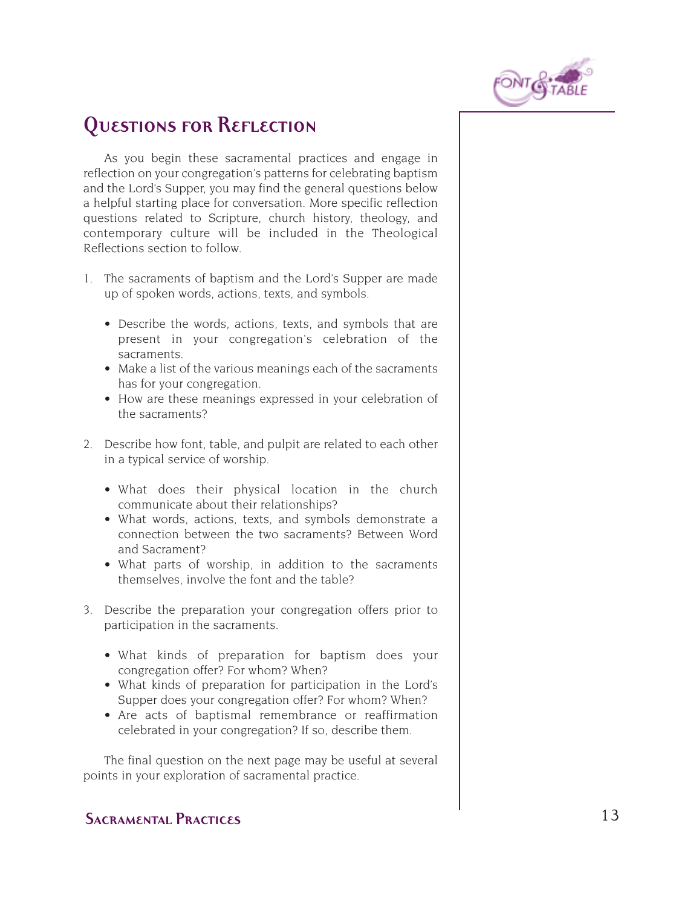## Questions for Reflection

As you begin these sacramental practices and engage in reflection on your congregation's patterns for celebrating baptism and the Lord's Supper, you may find the general questions below a helpful starting place for conversation. More specific reflection questions related to Scripture, church history, theology, and contemporary culture will be included in the Theological Reflections section to follow.

1. The sacraments of baptism and the Lord's Supper are made up of spoken words, actions, texts, and symbols.

   - Describe the words, actions, texts, and symbols that are present in your congregation's celebration of the sacraments.
   - Make a list of the various meanings each of the sacraments has for your congregation.
   - How are these meanings expressed in your celebration of the sacraments?

2. Describe how font, table, and pulpit are related to each other in a typical service of worship.

   - What does their physical location in the church communicate about their relationships?
   - What words, actions, texts, and symbols demonstrate a connection between the two sacraments? Between Word and Sacrament?
   - What parts of worship, in addition to the sacraments themselves, involve the font and the table?

3. Describe the preparation your congregation offers prior to participation in the sacraments.

   - What kinds of preparation for baptism does your congregation offer? For whom? When?
   - What kinds of preparation for participation in the Lord's Supper does your congregation offer? For whom? When?
   - Are acts of baptismal remembrance or reaffirmation celebrated in your congregation? If so, describe them.

The final question on the next page may be useful at several points in your exploration of sacramental practice.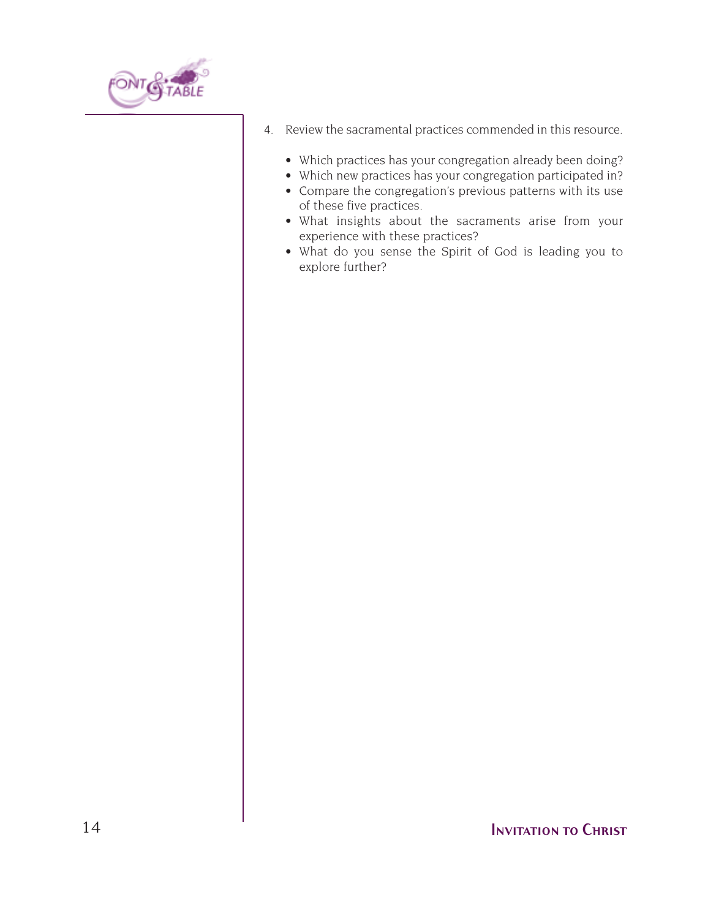4. Review the sacramental practices commended in this resource.

    - Which practices has your congregation already been doing?
    - Which new practices has your congregation participated in?
    - Compare the congregation's previous patterns with its use of these five practices.
    - What insights about the sacraments arise from your experience with these practices?
    - What do you sense the Spirit of God is leading you to explore further?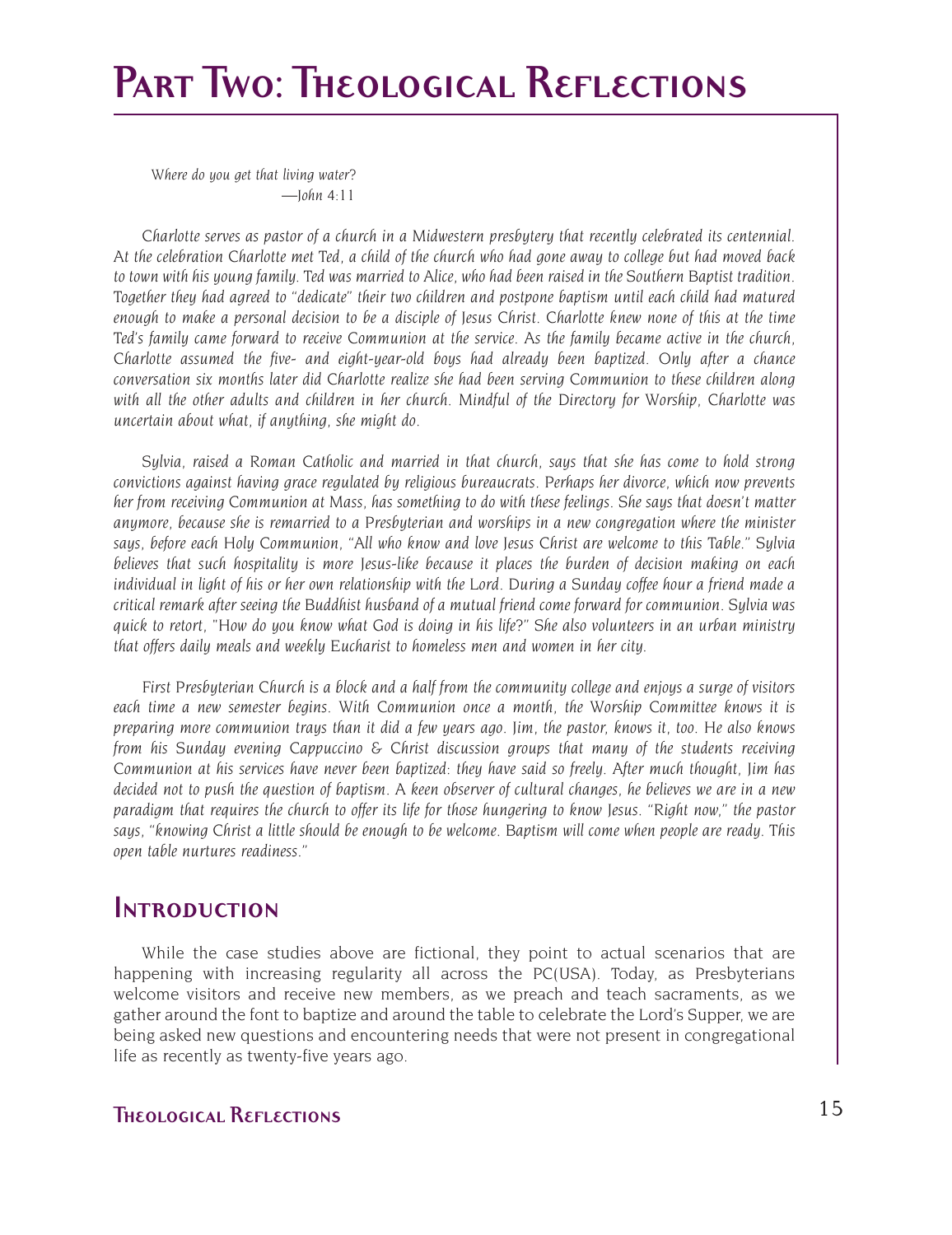# Part Two: Theological Reflections

*Where do you get that living water?*
*—John 4:11*

*Charlotte serves as pastor of a church in a Midwestern presbytery that recently celebrated its centennial. At the celebration Charlotte met Ted, a child of the church who had gone away to college but had moved back to town with his young family. Ted was married to Alice, who had been raised in the Southern Baptist tradition. Together they had agreed to "dedicate" their two children and postpone baptism until each child had matured enough to make a personal decision to be a disciple of Jesus Christ. Charlotte knew none of this at the time Ted's family came forward to receive Communion at the service. As the family became active in the church, Charlotte assumed the five- and eight-year-old boys had already been baptized. Only after a chance conversation six months later did Charlotte realize she had been serving Communion to these children along with all the other adults and children in her church. Mindful of the Directory for Worship, Charlotte was uncertain about what, if anything, she might do.*

*Sylvia, raised a Roman Catholic and married in that church, says that she has come to hold strong convictions against having grace regulated by religious bureaucrats. Perhaps her divorce, which now prevents her from receiving Communion at Mass, has something to do with these feelings. She says that doesn't matter anymore, because she is remarried to a Presbyterian and worships in a new congregation where the minister says, before each Holy Communion, "All who know and love Jesus Christ are welcome to this Table." Sylvia believes that such hospitality is more Jesus-like because it places the burden of decision making on each individual in light of his or her own relationship with the Lord. During a Sunday coffee hour a friend made a critical remark after seeing the Buddhist husband of a mutual friend come forward for communion. Sylvia was quick to retort, "How do you know what God is doing in his life?" She also volunteers in an urban ministry that offers daily meals and weekly Eucharist to homeless men and women in her city.*

*First Presbyterian Church is a block and a half from the community college and enjoys a surge of visitors each time a new semester begins. With Communion once a month, the Worship Committee knows it is preparing more communion trays than it did a few years ago. Jim, the pastor, knows it, too. He also knows from his Sunday evening Cappuccino & Christ discussion groups that many of the students receiving Communion at his services have never been baptized: they have said so freely. After much thought, Jim has decided not to push the question of baptism. A keen observer of cultural changes, he believes we are in a new paradigm that requires the church to offer its life for those hungering to know Jesus. "Right now," the pastor says, "knowing Christ a little should be enough to be welcome. Baptism will come when people are ready. This open table nurtures readiness."*

## Introduction

While the case studies above are fictional, they point to actual scenarios that are happening with increasing regularity all across the PC(USA). Today, as Presbyterians welcome visitors and receive new members, as we preach and teach sacraments, as we gather around the font to baptize and around the table to celebrate the Lord's Supper, we are being asked new questions and encountering needs that were not present in congregational life as recently as twenty-five years ago.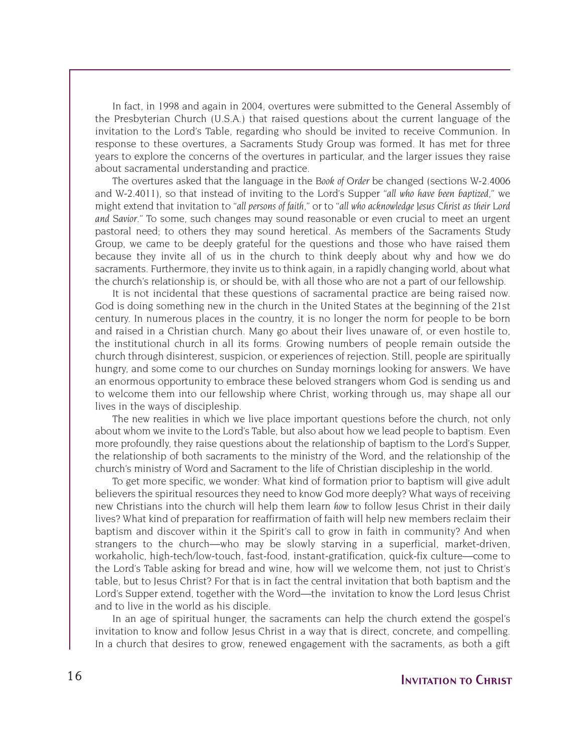In fact, in 1998 and again in 2004, overtures were submitted to the General Assembly of the Presbyterian Church (U.S.A.) that raised questions about the current language of the invitation to the Lord's Table, regarding who should be invited to receive Communion. In response to these overtures, a Sacraments Study Group was formed. It has met for three years to explore the concerns of the overtures in particular, and the larger issues they raise about sacramental understanding and practice.

The overtures asked that the language in the *Book of Order* be changed (sections W-2.4006 and W-2.4011), so that instead of inviting to the Lord's Supper *"all who have been baptized,"* we might extend that invitation to *"all persons of faith,"* or to *"all who acknowledge Jesus Christ as their Lord and Savior."* To some, such changes may sound reasonable or even crucial to meet an urgent pastoral need; to others they may sound heretical. As members of the Sacraments Study Group, we came to be deeply grateful for the questions and those who have raised them because they invite all of us in the church to think deeply about why and how we do sacraments. Furthermore, they invite us to think again, in a rapidly changing world, about what the church's relationship is, or should be, with all those who are not a part of our fellowship.

It is not incidental that these questions of sacramental practice are being raised now. God is doing something new in the church in the United States at the beginning of the 21st century. In numerous places in the country, it is no longer the norm for people to be born and raised in a Christian church. Many go about their lives unaware of, or even hostile to, the institutional church in all its forms. Growing numbers of people remain outside the church through disinterest, suspicion, or experiences of rejection. Still, people are spiritually hungry, and some come to our churches on Sunday mornings looking for answers. We have an enormous opportunity to embrace these beloved strangers whom God is sending us and to welcome them into our fellowship where Christ, working through us, may shape all our lives in the ways of discipleship.

The new realities in which we live place important questions before the church, not only about whom we invite to the Lord's Table, but also about how we lead people to baptism. Even more profoundly, they raise questions about the relationship of baptism to the Lord's Supper, the relationship of both sacraments to the ministry of the Word, and the relationship of the church's ministry of Word and Sacrament to the life of Christian discipleship in the world.

To get more specific, we wonder: What kind of formation prior to baptism will give adult believers the spiritual resources they need to know God more deeply? What ways of receiving new Christians into the church will help them learn *how* to follow Jesus Christ in their daily lives? What kind of preparation for reaffirmation of faith will help new members reclaim their baptism and discover within it the Spirit's call to grow in faith in community? And when strangers to the church—who may be slowly starving in a superficial, market-driven, workaholic, high-tech/low-touch, fast-food, instant-gratification, quick-fix culture—come to the Lord's Table asking for bread and wine, how will we welcome them, not just to Christ's table, but to Jesus Christ? For that is in fact the central invitation that both baptism and the Lord's Supper extend, together with the Word—the invitation to know the Lord Jesus Christ and to live in the world as his disciple.

In an age of spiritual hunger, the sacraments can help the church extend the gospel's invitation to know and follow Jesus Christ in a way that is direct, concrete, and compelling. In a church that desires to grow, renewed engagement with the sacraments, as both a gift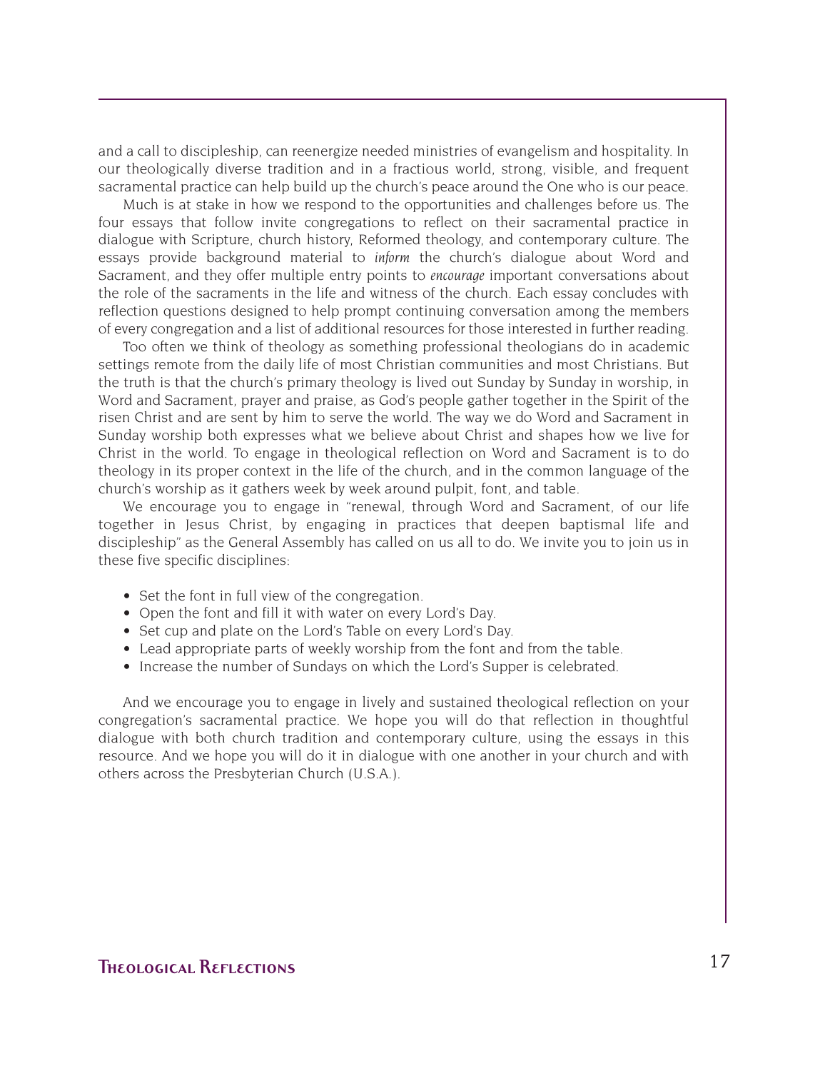and a call to discipleship, can reenergize needed ministries of evangelism and hospitality. In our theologically diverse tradition and in a fractious world, strong, visible, and frequent sacramental practice can help build up the church's peace around the One who is our peace.

Much is at stake in how we respond to the opportunities and challenges before us. The four essays that follow invite congregations to reflect on their sacramental practice in dialogue with Scripture, church history, Reformed theology, and contemporary culture. The essays provide background material to *inform* the church's dialogue about Word and Sacrament, and they offer multiple entry points to *encourage* important conversations about the role of the sacraments in the life and witness of the church. Each essay concludes with reflection questions designed to help prompt continuing conversation among the members of every congregation and a list of additional resources for those interested in further reading.

Too often we think of theology as something professional theologians do in academic settings remote from the daily life of most Christian communities and most Christians. But the truth is that the church's primary theology is lived out Sunday by Sunday in worship, in Word and Sacrament, prayer and praise, as God's people gather together in the Spirit of the risen Christ and are sent by him to serve the world. The way we do Word and Sacrament in Sunday worship both expresses what we believe about Christ and shapes how we live for Christ in the world. To engage in theological reflection on Word and Sacrament is to do theology in its proper context in the life of the church, and in the common language of the church's worship as it gathers week by week around pulpit, font, and table.

We encourage you to engage in "renewal, through Word and Sacrament, of our life together in Jesus Christ, by engaging in practices that deepen baptismal life and discipleship" as the General Assembly has called on us all to do. We invite you to join us in these five specific disciplines:

- Set the font in full view of the congregation.
- Open the font and fill it with water on every Lord's Day.
- Set cup and plate on the Lord's Table on every Lord's Day.
- Lead appropriate parts of weekly worship from the font and from the table.
- Increase the number of Sundays on which the Lord's Supper is celebrated.

And we encourage you to engage in lively and sustained theological reflection on your congregation's sacramental practice. We hope you will do that reflection in thoughtful dialogue with both church tradition and contemporary culture, using the essays in this resource. And we hope you will do it in dialogue with one another in your church and with others across the Presbyterian Church (U.S.A.).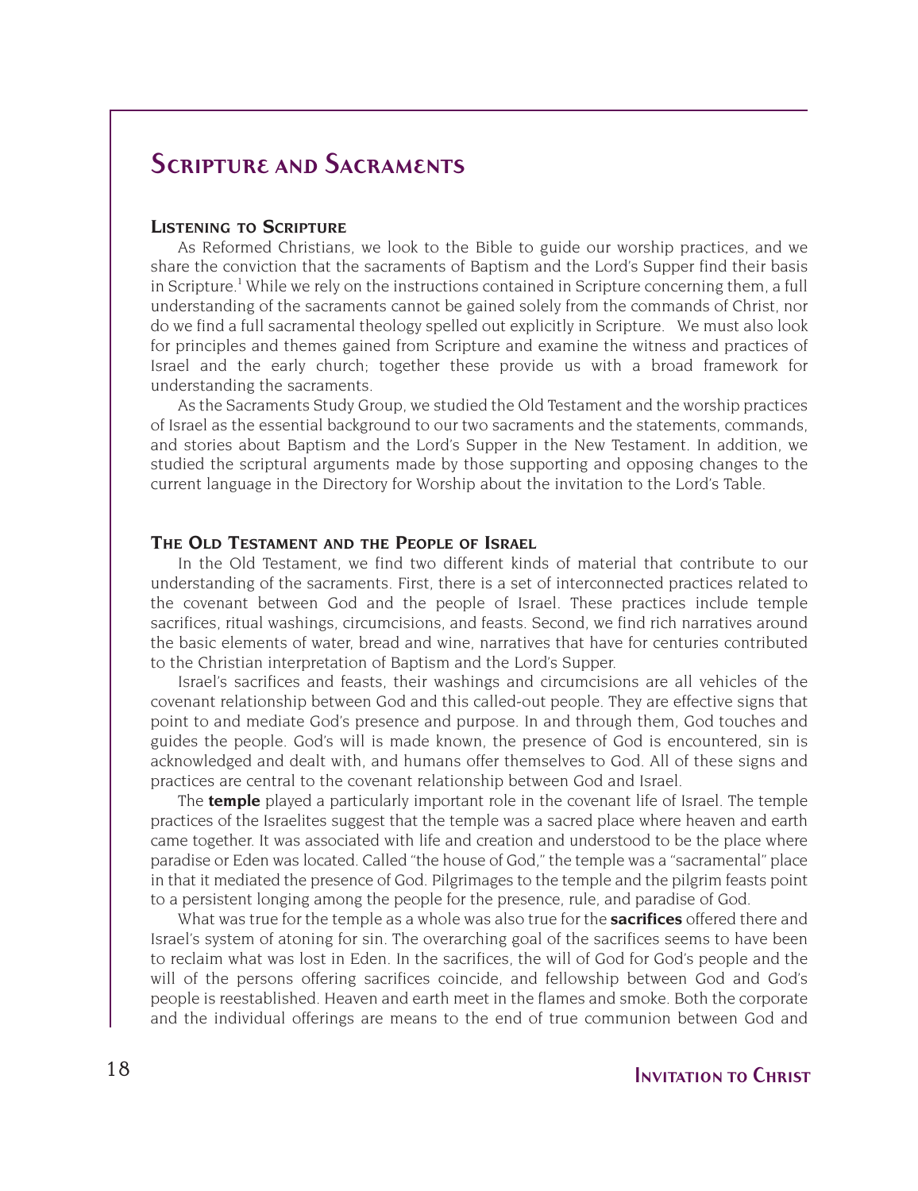# Scripture and Sacraments

## Listening to Scripture

As Reformed Christians, we look to the Bible to guide our worship practices, and we share the conviction that the sacraments of Baptism and the Lord's Supper find their basis in Scripture.[1] While we rely on the instructions contained in Scripture concerning them, a full understanding of the sacraments cannot be gained solely from the commands of Christ, nor do we find a full sacramental theology spelled out explicitly in Scripture. We must also look for principles and themes gained from Scripture and examine the witness and practices of Israel and the early church; together these provide us with a broad framework for understanding the sacraments.

As the Sacraments Study Group, we studied the Old Testament and the worship practices of Israel as the essential background to our two sacraments and the statements, commands, and stories about Baptism and the Lord's Supper in the New Testament. In addition, we studied the scriptural arguments made by those supporting and opposing changes to the current language in the Directory for Worship about the invitation to the Lord's Table.

## The Old Testament and the People of Israel

In the Old Testament, we find two different kinds of material that contribute to our understanding of the sacraments. First, there is a set of interconnected practices related to the covenant between God and the people of Israel. These practices include temple sacrifices, ritual washings, circumcisions, and feasts. Second, we find rich narratives around the basic elements of water, bread and wine, narratives that have for centuries contributed to the Christian interpretation of Baptism and the Lord's Supper.

Israel's sacrifices and feasts, their washings and circumcisions are all vehicles of the covenant relationship between God and this called-out people. They are effective signs that point to and mediate God's presence and purpose. In and through them, God touches and guides the people. God's will is made known, the presence of God is encountered, sin is acknowledged and dealt with, and humans offer themselves to God. All of these signs and practices are central to the covenant relationship between God and Israel.

The **temple** played a particularly important role in the covenant life of Israel. The temple practices of the Israelites suggest that the temple was a sacred place where heaven and earth came together. It was associated with life and creation and understood to be the place where paradise or Eden was located. Called "the house of God," the temple was a "sacramental" place in that it mediated the presence of God. Pilgrimages to the temple and the pilgrim feasts point to a persistent longing among the people for the presence, rule, and paradise of God.

What was true for the temple as a whole was also true for the **sacrifices** offered there and Israel's system of atoning for sin. The overarching goal of the sacrifices seems to have been to reclaim what was lost in Eden. In the sacrifices, the will of God for God's people and the will of the persons offering sacrifices coincide, and fellowship between God and God's people is reestablished. Heaven and earth meet in the flames and smoke. Both the corporate and the individual offerings are means to the end of true communion between God and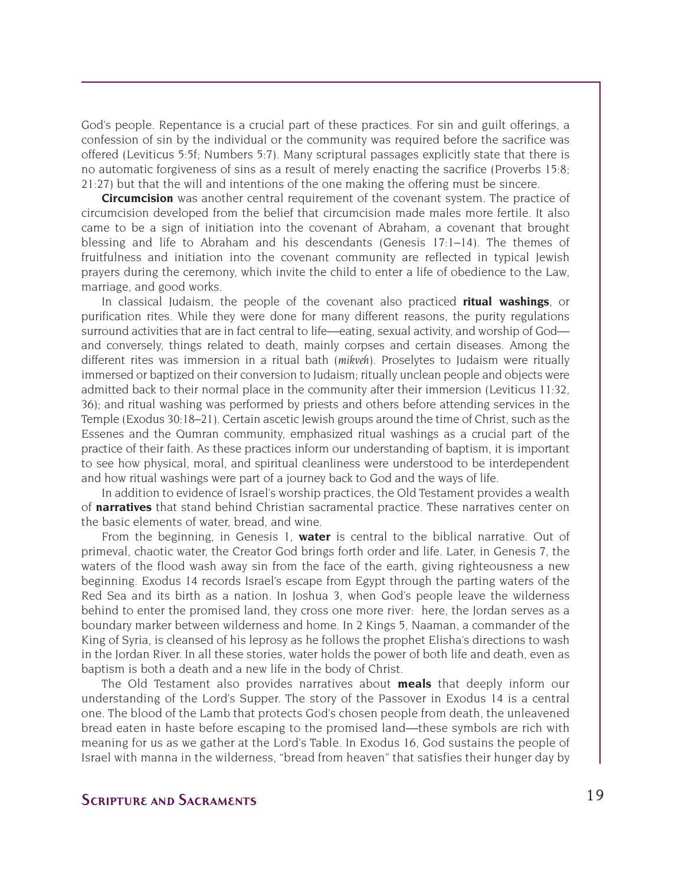God's people. Repentance is a crucial part of these practices. For sin and guilt offerings, a confession of sin by the individual or the community was required before the sacrifice was offered (Leviticus 5:5f; Numbers 5:7). Many scriptural passages explicitly state that there is no automatic forgiveness of sins as a result of merely enacting the sacrifice (Proverbs 15:8; 21:27) but that the will and intentions of the one making the offering must be sincere.

**Circumcision** was another central requirement of the covenant system. The practice of circumcision developed from the belief that circumcision made males more fertile. It also came to be a sign of initiation into the covenant of Abraham, a covenant that brought blessing and life to Abraham and his descendants (Genesis 17:1–14). The themes of fruitfulness and initiation into the covenant community are reflected in typical Jewish prayers during the ceremony, which invite the child to enter a life of obedience to the Law, marriage, and good works.

In classical Judaism, the people of the covenant also practiced **ritual washings**, or purification rites. While they were done for many different reasons, the purity regulations surround activities that are in fact central to life—eating, sexual activity, and worship of God—and conversely, things related to death, mainly corpses and certain diseases. Among the different rites was immersion in a ritual bath (*mikveh*). Proselytes to Judaism were ritually immersed or baptized on their conversion to Judaism; ritually unclean people and objects were admitted back to their normal place in the community after their immersion (Leviticus 11:32, 36); and ritual washing was performed by priests and others before attending services in the Temple (Exodus 30:18–21). Certain ascetic Jewish groups around the time of Christ, such as the Essenes and the Qumran community, emphasized ritual washings as a crucial part of the practice of their faith. As these practices inform our understanding of baptism, it is important to see how physical, moral, and spiritual cleanliness were understood to be interdependent and how ritual washings were part of a journey back to God and the ways of life.

In addition to evidence of Israel's worship practices, the Old Testament provides a wealth of **narratives** that stand behind Christian sacramental practice. These narratives center on the basic elements of water, bread, and wine.

From the beginning, in Genesis 1, **water** is central to the biblical narrative. Out of primeval, chaotic water, the Creator God brings forth order and life. Later, in Genesis 7, the waters of the flood wash away sin from the face of the earth, giving righteousness a new beginning. Exodus 14 records Israel's escape from Egypt through the parting waters of the Red Sea and its birth as a nation. In Joshua 3, when God's people leave the wilderness behind to enter the promised land, they cross one more river: here, the Jordan serves as a boundary marker between wilderness and home. In 2 Kings 5, Naaman, a commander of the King of Syria, is cleansed of his leprosy as he follows the prophet Elisha's directions to wash in the Jordan River. In all these stories, water holds the power of both life and death, even as baptism is both a death and a new life in the body of Christ.

The Old Testament also provides narratives about **meals** that deeply inform our understanding of the Lord's Supper. The story of the Passover in Exodus 14 is a central one. The blood of the Lamb that protects God's chosen people from death, the unleavened bread eaten in haste before escaping to the promised land—these symbols are rich with meaning for us as we gather at the Lord's Table. In Exodus 16, God sustains the people of Israel with manna in the wilderness, "bread from heaven" that satisfies their hunger day by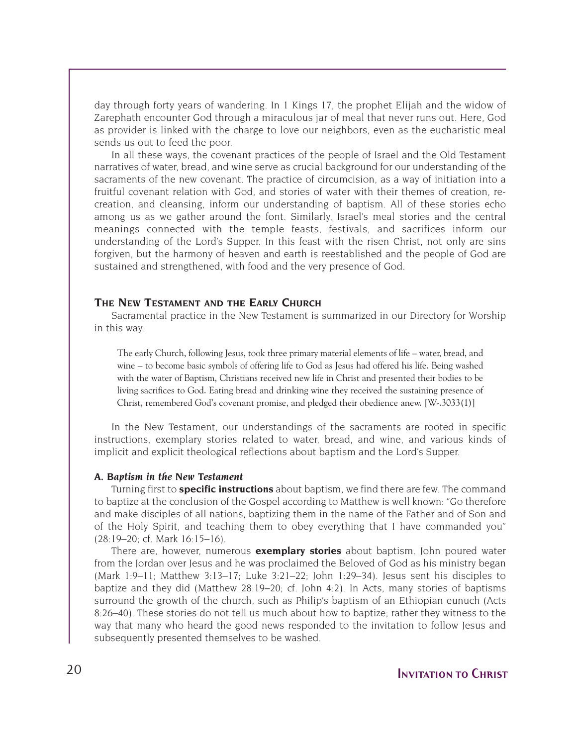day through forty years of wandering. In 1 Kings 17, the prophet Elijah and the widow of Zarephath encounter God through a miraculous jar of meal that never runs out. Here, God as provider is linked with the charge to love our neighbors, even as the eucharistic meal sends us out to feed the poor.

In all these ways, the covenant practices of the people of Israel and the Old Testament narratives of water, bread, and wine serve as crucial background for our understanding of the sacraments of the new covenant. The practice of circumcision, as a way of initiation into a fruitful covenant relation with God, and stories of water with their themes of creation, re-creation, and cleansing, inform our understanding of baptism. All of these stories echo among us as we gather around the font. Similarly, Israel's meal stories and the central meanings connected with the temple feasts, festivals, and sacrifices inform our understanding of the Lord's Supper. In this feast with the risen Christ, not only are sins forgiven, but the harmony of heaven and earth is reestablished and the people of God are sustained and strengthened, with food and the very presence of God.

## The New Testament and the Early Church

Sacramental practice in the New Testament is summarized in our Directory for Worship in this way:

> The early Church, following Jesus, took three primary material elements of life – water, bread, and wine – to become basic symbols of offering life to God as Jesus had offered his life. Being washed with the water of Baptism, Christians received new life in Christ and presented their bodies to be living sacrifices to God. Eating bread and drinking wine they received the sustaining presence of Christ, remembered God's covenant promise, and pledged their obedience anew. [W-.3033(1)]

In the New Testament, our understandings of the sacraments are rooted in specific instructions, exemplary stories related to water, bread, and wine, and various kinds of implicit and explicit theological reflections about baptism and the Lord's Supper.

### A. Baptism in the New Testament

Turning first to **specific instructions** about baptism, we find there are few. The command to baptize at the conclusion of the Gospel according to Matthew is well known: "Go therefore and make disciples of all nations, baptizing them in the name of the Father and of Son and of the Holy Spirit, and teaching them to obey everything that I have commanded you" (28:19–20; cf. Mark 16:15–16).

There are, however, numerous **exemplary stories** about baptism. John poured water from the Jordan over Jesus and he was proclaimed the Beloved of God as his ministry began (Mark 1:9–11; Matthew 3:13–17; Luke 3:21–22; John 1:29–34). Jesus sent his disciples to baptize and they did (Matthew 28:19–20; cf. John 4:2). In Acts, many stories of baptisms surround the growth of the church, such as Philip's baptism of an Ethiopian eunuch (Acts 8:26–40). These stories do not tell us much about how to baptize; rather they witness to the way that many who heard the good news responded to the invitation to follow Jesus and subsequently presented themselves to be washed.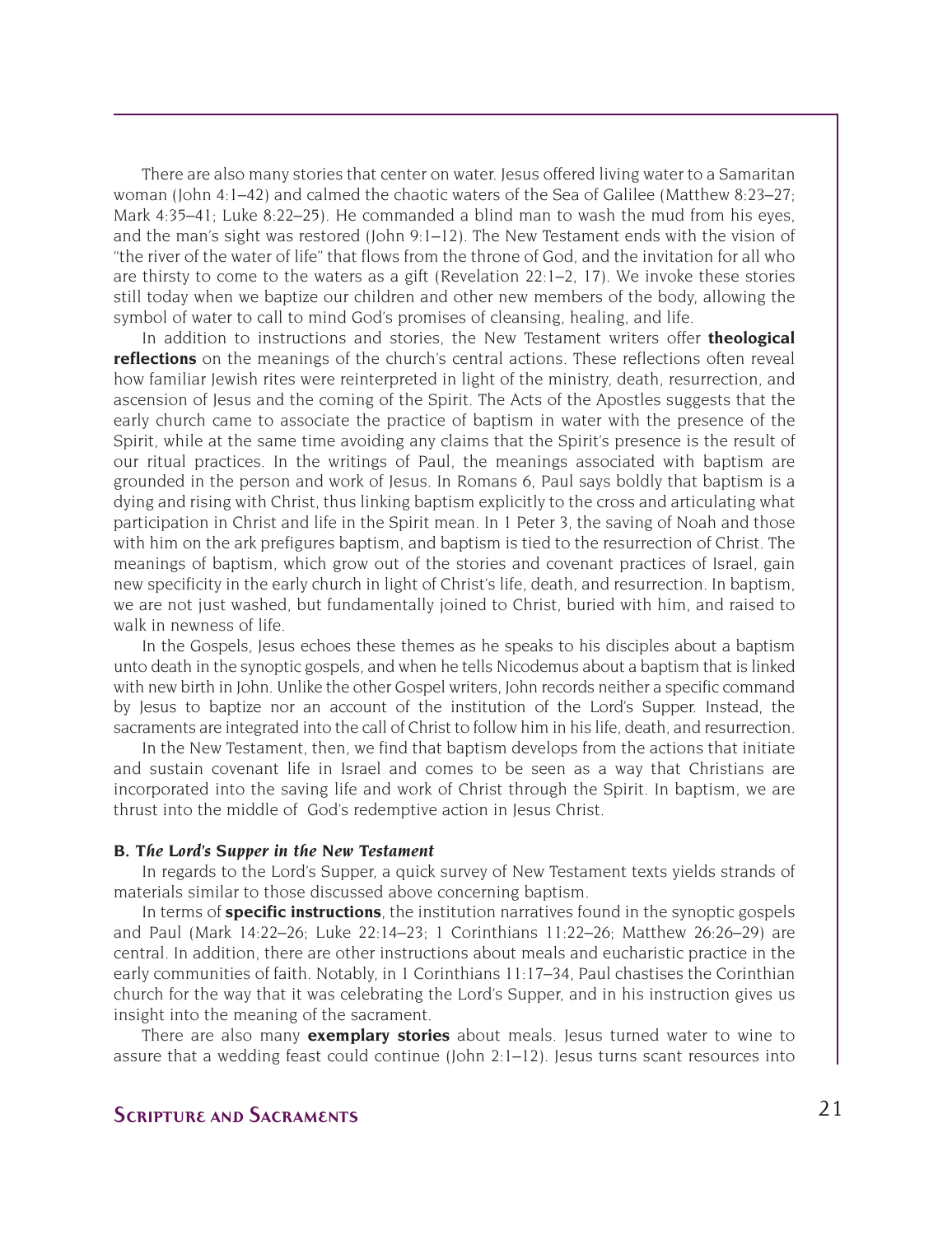There are also many stories that center on water. Jesus offered living water to a Samaritan woman (John 4:1–42) and calmed the chaotic waters of the Sea of Galilee (Matthew 8:23–27; Mark 4:35–41; Luke 8:22–25). He commanded a blind man to wash the mud from his eyes, and the man's sight was restored (John 9:1–12). The New Testament ends with the vision of "the river of the water of life" that flows from the throne of God, and the invitation for all who are thirsty to come to the waters as a gift (Revelation 22:1–2, 17). We invoke these stories still today when we baptize our children and other new members of the body, allowing the symbol of water to call to mind God's promises of cleansing, healing, and life.

In addition to instructions and stories, the New Testament writers offer **theological reflections** on the meanings of the church's central actions. These reflections often reveal how familiar Jewish rites were reinterpreted in light of the ministry, death, resurrection, and ascension of Jesus and the coming of the Spirit. The Acts of the Apostles suggests that the early church came to associate the practice of baptism in water with the presence of the Spirit, while at the same time avoiding any claims that the Spirit's presence is the result of our ritual practices. In the writings of Paul, the meanings associated with baptism are grounded in the person and work of Jesus. In Romans 6, Paul says boldly that baptism is a dying and rising with Christ, thus linking baptism explicitly to the cross and articulating what participation in Christ and life in the Spirit mean. In 1 Peter 3, the saving of Noah and those with him on the ark prefigures baptism, and baptism is tied to the resurrection of Christ. The meanings of baptism, which grow out of the stories and covenant practices of Israel, gain new specificity in the early church in light of Christ's life, death, and resurrection. In baptism, we are not just washed, but fundamentally joined to Christ, buried with him, and raised to walk in newness of life.

In the Gospels, Jesus echoes these themes as he speaks to his disciples about a baptism unto death in the synoptic gospels, and when he tells Nicodemus about a baptism that is linked with new birth in John. Unlike the other Gospel writers, John records neither a specific command by Jesus to baptize nor an account of the institution of the Lord's Supper. Instead, the sacraments are integrated into the call of Christ to follow him in his life, death, and resurrection.

In the New Testament, then, we find that baptism develops from the actions that initiate and sustain covenant life in Israel and comes to be seen as a way that Christians are incorporated into the saving life and work of Christ through the Spirit. In baptism, we are thrust into the middle of God's redemptive action in Jesus Christ.

### B. *The Lord's Supper in the New Testament*

In regards to the Lord's Supper, a quick survey of New Testament texts yields strands of materials similar to those discussed above concerning baptism.

In terms of **specific instructions**, the institution narratives found in the synoptic gospels and Paul (Mark 14:22–26; Luke 22:14–23; 1 Corinthians 11:22–26; Matthew 26:26–29) are central. In addition, there are other instructions about meals and eucharistic practice in the early communities of faith. Notably, in 1 Corinthians 11:17–34, Paul chastises the Corinthian church for the way that it was celebrating the Lord's Supper, and in his instruction gives us insight into the meaning of the sacrament.

There are also many **exemplary stories** about meals. Jesus turned water to wine to assure that a wedding feast could continue (John 2:1–12). Jesus turns scant resources into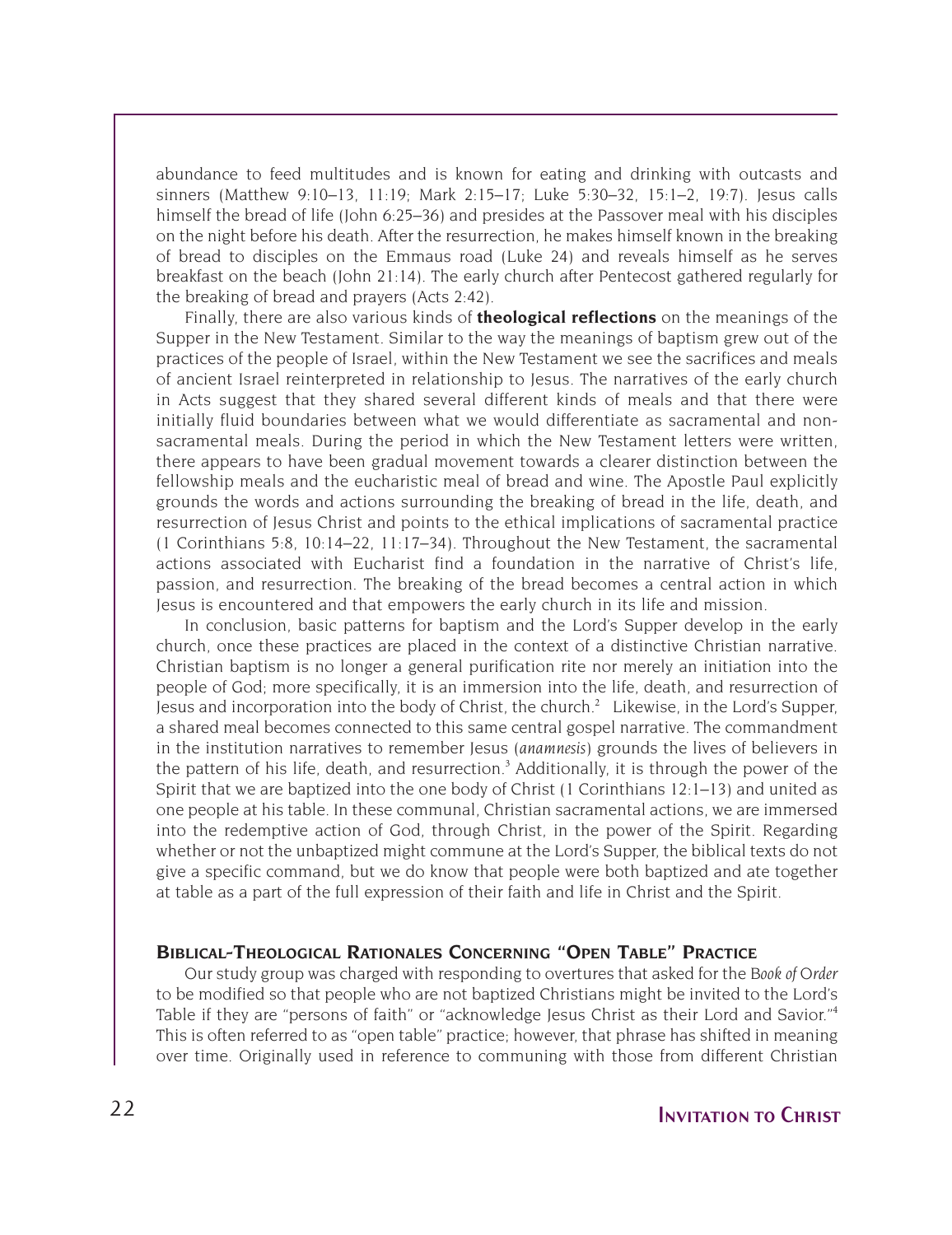abundance to feed multitudes and is known for eating and drinking with outcasts and sinners (Matthew 9:10–13, 11:19; Mark 2:15–17; Luke 5:30–32, 15:1–2, 19:7). Jesus calls himself the bread of life (John 6:25–36) and presides at the Passover meal with his disciples on the night before his death. After the resurrection, he makes himself known in the breaking of bread to disciples on the Emmaus road (Luke 24) and reveals himself as he serves breakfast on the beach (John 21:14). The early church after Pentecost gathered regularly for the breaking of bread and prayers (Acts 2:42).

Finally, there are also various kinds of **theological reflections** on the meanings of the Supper in the New Testament. Similar to the way the meanings of baptism grew out of the practices of the people of Israel, within the New Testament we see the sacrifices and meals of ancient Israel reinterpreted in relationship to Jesus. The narratives of the early church in Acts suggest that they shared several different kinds of meals and that there were initially fluid boundaries between what we would differentiate as sacramental and non-sacramental meals. During the period in which the New Testament letters were written, there appears to have been gradual movement towards a clearer distinction between the fellowship meals and the eucharistic meal of bread and wine. The Apostle Paul explicitly grounds the words and actions surrounding the breaking of bread in the life, death, and resurrection of Jesus Christ and points to the ethical implications of sacramental practice (1 Corinthians 5:8, 10:14–22, 11:17–34). Throughout the New Testament, the sacramental actions associated with Eucharist find a foundation in the narrative of Christ's life, passion, and resurrection. The breaking of the bread becomes a central action in which Jesus is encountered and that empowers the early church in its life and mission.

In conclusion, basic patterns for baptism and the Lord's Supper develop in the early church, once these practices are placed in the context of a distinctive Christian narrative. Christian baptism is no longer a general purification rite nor merely an initiation into the people of God; more specifically, it is an immersion into the life, death, and resurrection of Jesus and incorporation into the body of Christ, the church.[2] Likewise, in the Lord's Supper, a shared meal becomes connected to this same central gospel narrative. The commandment in the institution narratives to remember Jesus (*anamnesis*) grounds the lives of believers in the pattern of his life, death, and resurrection.[3] Additionally, it is through the power of the Spirit that we are baptized into the one body of Christ (1 Corinthians 12:1–13) and united as one people at his table. In these communal, Christian sacramental actions, we are immersed into the redemptive action of God, through Christ, in the power of the Spirit. Regarding whether or not the unbaptized might commune at the Lord's Supper, the biblical texts do not give a specific command, but we do know that people were both baptized and ate together at table as a part of the full expression of their faith and life in Christ and the Spirit.

## Biblical-Theological Rationales Concerning "Open Table" Practice

Our study group was charged with responding to overtures that asked for the *Book of Order* to be modified so that people who are not baptized Christians might be invited to the Lord's Table if they are "persons of faith" or "acknowledge Jesus Christ as their Lord and Savior."[4] This is often referred to as "open table" practice; however, that phrase has shifted in meaning over time. Originally used in reference to communing with those from different Christian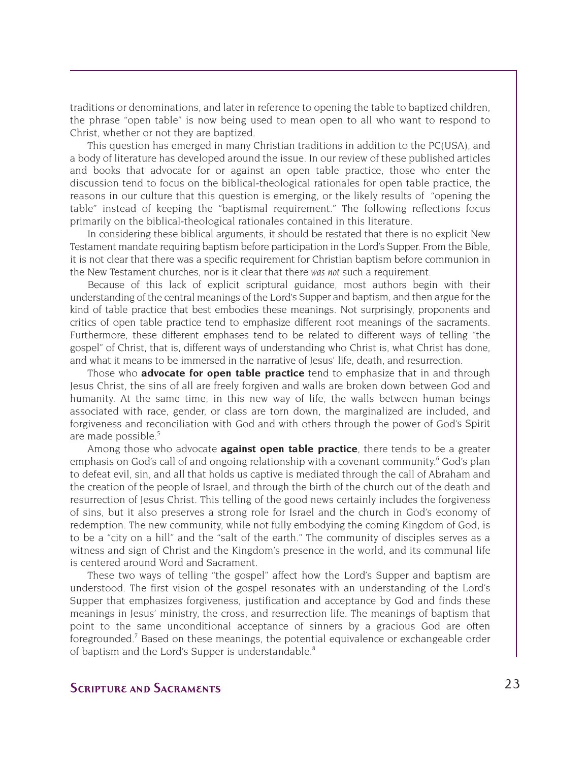traditions or denominations, and later in reference to opening the table to baptized children, the phrase "open table" is now being used to mean open to all who want to respond to Christ, whether or not they are baptized.

This question has emerged in many Christian traditions in addition to the PC(USA), and a body of literature has developed around the issue. In our review of these published articles and books that advocate for or against an open table practice, those who enter the discussion tend to focus on the biblical-theological rationales for open table practice, the reasons in our culture that this question is emerging, or the likely results of "opening the table" instead of keeping the "baptismal requirement." The following reflections focus primarily on the biblical-theological rationales contained in this literature.

In considering these biblical arguments, it should be restated that there is no explicit New Testament mandate requiring baptism before participation in the Lord's Supper. From the Bible, it is not clear that there was a specific requirement for Christian baptism before communion in the New Testament churches, nor is it clear that there *was not* such a requirement.

Because of this lack of explicit scriptural guidance, most authors begin with their understanding of the central meanings of the Lord's Supper and baptism, and then argue for the kind of table practice that best embodies these meanings. Not surprisingly, proponents and critics of open table practice tend to emphasize different root meanings of the sacraments. Furthermore, these different emphases tend to be related to different ways of telling "the gospel" of Christ, that is, different ways of understanding who Christ is, what Christ has done, and what it means to be immersed in the narrative of Jesus' life, death, and resurrection.

Those who **advocate for open table practice** tend to emphasize that in and through Jesus Christ, the sins of all are freely forgiven and walls are broken down between God and humanity. At the same time, in this new way of life, the walls between human beings associated with race, gender, or class are torn down, the marginalized are included, and forgiveness and reconciliation with God and with others through the power of God's Spirit are made possible.[5]

Among those who advocate **against open table practice**, there tends to be a greater emphasis on God's call of and ongoing relationship with a covenant community.[6] God's plan to defeat evil, sin, and all that holds us captive is mediated through the call of Abraham and the creation of the people of Israel, and through the birth of the church out of the death and resurrection of Jesus Christ. This telling of the good news certainly includes the forgiveness of sins, but it also preserves a strong role for Israel and the church in God's economy of redemption. The new community, while not fully embodying the coming Kingdom of God, is to be a "city on a hill" and the "salt of the earth." The community of disciples serves as a witness and sign of Christ and the Kingdom's presence in the world, and its communal life is centered around Word and Sacrament.

These two ways of telling "the gospel" affect how the Lord's Supper and baptism are understood. The first vision of the gospel resonates with an understanding of the Lord's Supper that emphasizes forgiveness, justification and acceptance by God and finds these meanings in Jesus' ministry, the cross, and resurrection life. The meanings of baptism that point to the same unconditional acceptance of sinners by a gracious God are often foregrounded.[7] Based on these meanings, the potential equivalence or exchangeable order of baptism and the Lord's Supper is understandable.[8]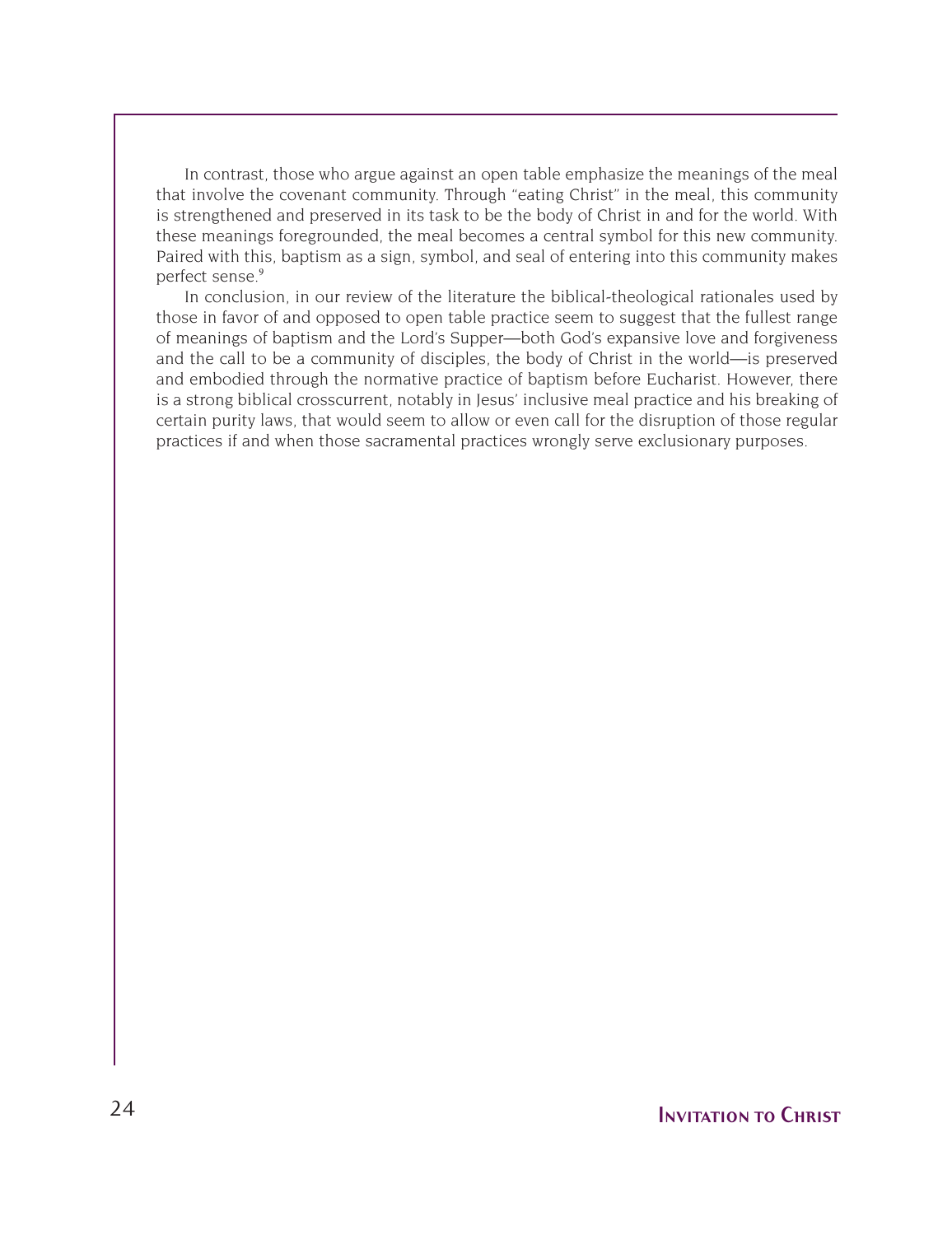In contrast, those who argue against an open table emphasize the meanings of the meal that involve the covenant community. Through "eating Christ" in the meal, this community is strengthened and preserved in its task to be the body of Christ in and for the world. With these meanings foregrounded, the meal becomes a central symbol for this new community. Paired with this, baptism as a sign, symbol, and seal of entering into this community makes perfect sense.[9]

In conclusion, in our review of the literature the biblical-theological rationales used by those in favor of and opposed to open table practice seem to suggest that the fullest range of meanings of baptism and the Lord's Supper—both God's expansive love and forgiveness and the call to be a community of disciples, the body of Christ in the world—is preserved and embodied through the normative practice of baptism before Eucharist. However, there is a strong biblical crosscurrent, notably in Jesus' inclusive meal practice and his breaking of certain purity laws, that would seem to allow or even call for the disruption of those regular practices if and when those sacramental practices wrongly serve exclusionary purposes.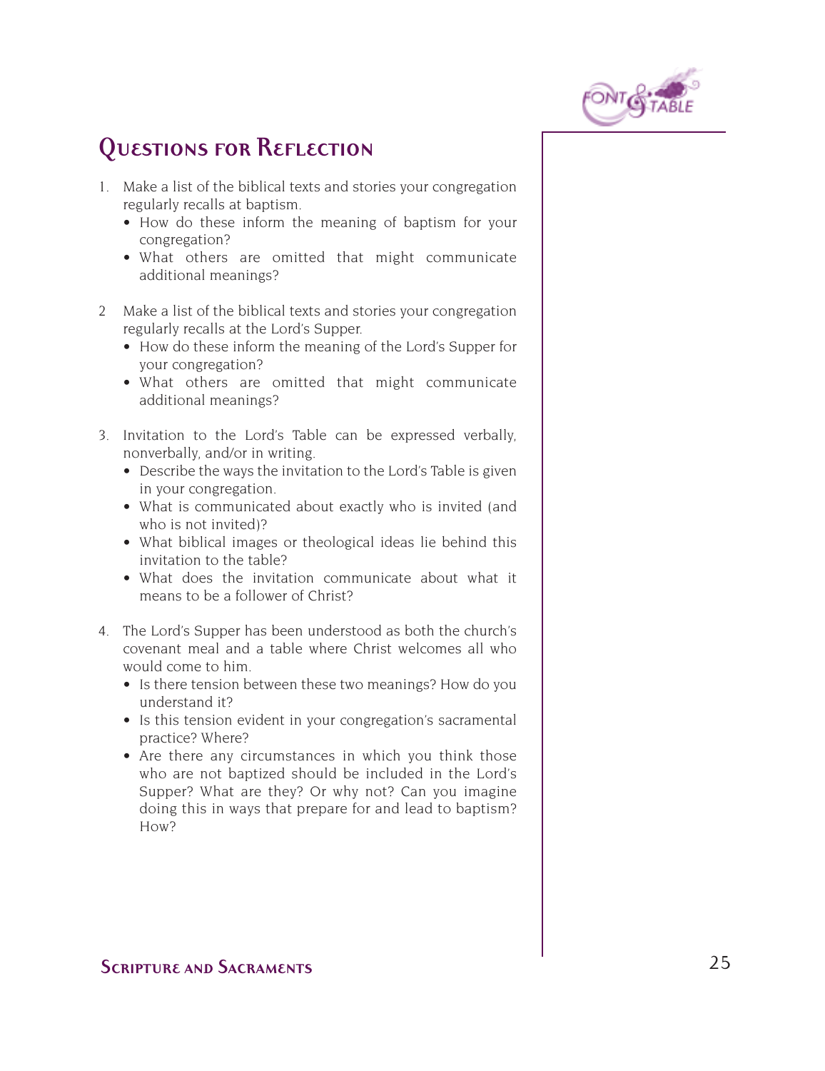## Questions for Reflection

1. Make a list of the biblical texts and stories your congregation regularly recalls at baptism.
   - How do these inform the meaning of baptism for your congregation?
   - What others are omitted that might communicate additional meanings?

2. Make a list of the biblical texts and stories your congregation regularly recalls at the Lord's Supper.
   - How do these inform the meaning of the Lord's Supper for your congregation?
   - What others are omitted that might communicate additional meanings?

3. Invitation to the Lord's Table can be expressed verbally, nonverbally, and/or in writing.
   - Describe the ways the invitation to the Lord's Table is given in your congregation.
   - What is communicated about exactly who is invited (and who is not invited)?
   - What biblical images or theological ideas lie behind this invitation to the table?
   - What does the invitation communicate about what it means to be a follower of Christ?

4. The Lord's Supper has been understood as both the church's covenant meal and a table where Christ welcomes all who would come to him.
   - Is there tension between these two meanings? How do you understand it?
   - Is this tension evident in your congregation's sacramental practice? Where?
   - Are there any circumstances in which you think those who are not baptized should be included in the Lord's Supper? What are they? Or why not? Can you imagine doing this in ways that prepare for and lead to baptism? How?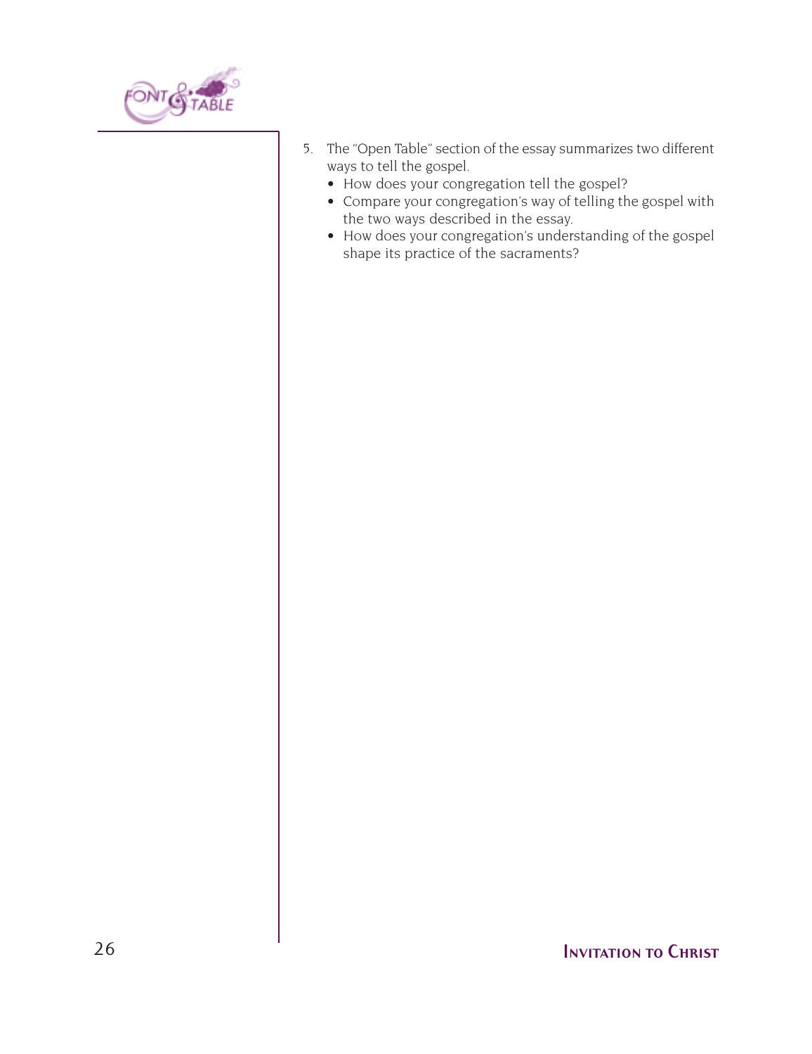5. The "Open Table" section of the essay summarizes two different ways to tell the gospel.
   - How does your congregation tell the gospel?
   - Compare your congregation's way of telling the gospel with the two ways described in the essay.
   - How does your congregation's understanding of the gospel shape its practice of the sacraments?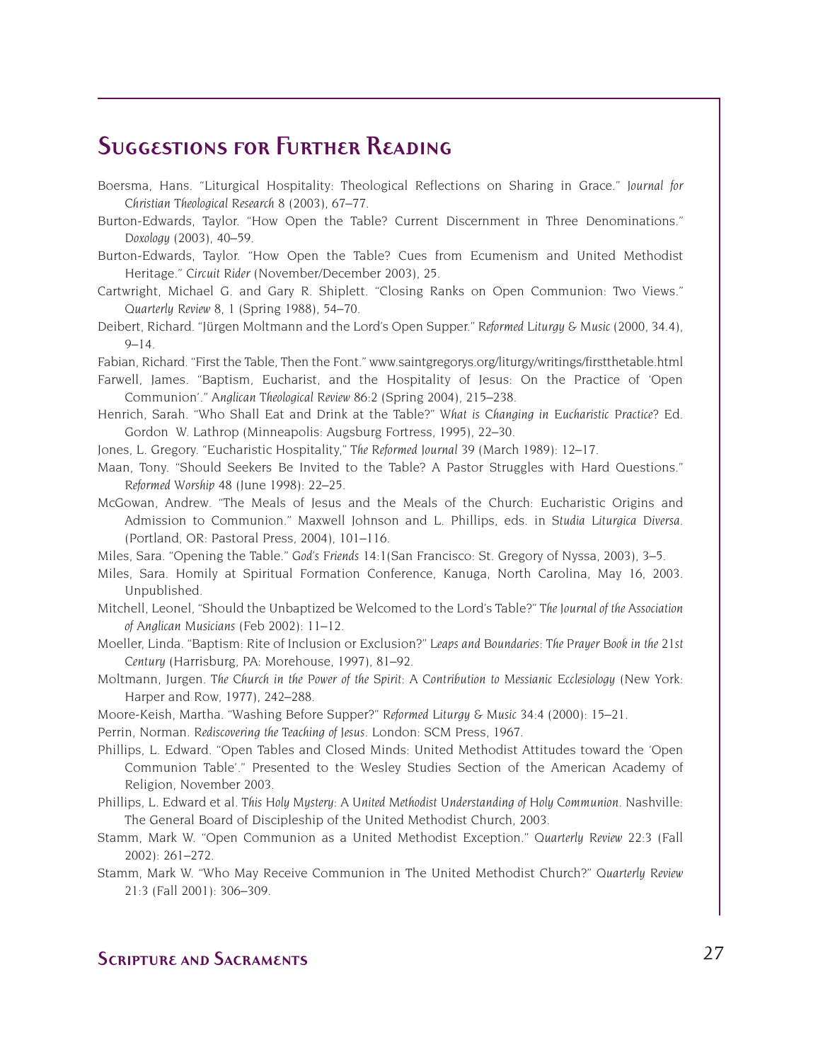## Suggestions for Further Reading

Boersma, Hans. "Liturgical Hospitality: Theological Reflections on Sharing in Grace." *Journal for Christian Theological Research* 8 (2003), 67–77.

Burton-Edwards, Taylor. "How Open the Table? Current Discernment in Three Denominations." *Doxology* (2003), 40–59.

Burton-Edwards, Taylor. "How Open the Table? Cues from Ecumenism and United Methodist Heritage." *Circuit Rider* (November/December 2003), 25.

Cartwright, Michael G. and Gary R. Shiplett. "Closing Ranks on Open Communion: Two Views." *Quarterly Review* 8, 1 (Spring 1988), 54–70.

Deibert, Richard. "Jürgen Moltmann and the Lord's Open Supper." *Reformed Liturgy & Music* (2000, 34.4), 9–14.

Fabian, Richard. "First the Table, Then the Font." www.saintgregorys.org/liturgy/writings/firstthetable.html

Farwell, James. "Baptism, Eucharist, and the Hospitality of Jesus: On the Practice of 'Open Communion'." *Anglican Theological Review* 86:2 (Spring 2004), 215–238.

Henrich, Sarah. "Who Shall Eat and Drink at the Table?" *What is Changing in Eucharistic Practice?* Ed. Gordon W. Lathrop (Minneapolis: Augsburg Fortress, 1995), 22–30.

Jones, L. Gregory. "Eucharistic Hospitality," *The Reformed Journal* 39 (March 1989): 12–17.

Maan, Tony. "Should Seekers Be Invited to the Table? A Pastor Struggles with Hard Questions." *Reformed Worship* 48 (June 1998): 22–25.

McGowan, Andrew. "The Meals of Jesus and the Meals of the Church: Eucharistic Origins and Admission to Communion." Maxwell Johnson and L. Phillips, eds. in *Studia Liturgica Diversa*. (Portland, OR: Pastoral Press, 2004), 101–116.

Miles, Sara. "Opening the Table." *God's Friends* 14:1(San Francisco: St. Gregory of Nyssa, 2003), 3–5.

Miles, Sara. Homily at Spiritual Formation Conference, Kanuga, North Carolina, May 16, 2003. Unpublished.

Mitchell, Leonel, "Should the Unbaptized be Welcomed to the Lord's Table?" *The Journal of the Association of Anglican Musicians* (Feb 2002): 11–12.

Moeller, Linda. "Baptism: Rite of Inclusion or Exclusion?" *Leaps and Boundaries: The Prayer Book in the 21st Century* (Harrisburg, PA: Morehouse, 1997), 81–92.

Moltmann, Jurgen. *The Church in the Power of the Spirit: A Contribution to Messianic Ecclesiology* (New York: Harper and Row, 1977), 242–288.

Moore-Keish, Martha. "Washing Before Supper?" *Reformed Liturgy & Music* 34:4 (2000): 15–21.

Perrin, Norman. *Rediscovering the Teaching of Jesus*. London: SCM Press, 1967.

Phillips, L. Edward. "Open Tables and Closed Minds: United Methodist Attitudes toward the 'Open Communion Table'." Presented to the Wesley Studies Section of the American Academy of Religion, November 2003.

Phillips, L. Edward et al. *This Holy Mystery: A United Methodist Understanding of Holy Communion*. Nashville: The General Board of Discipleship of the United Methodist Church, 2003.

Stamm, Mark W. "Open Communion as a United Methodist Exception." *Quarterly Review* 22:3 (Fall 2002): 261–272.

Stamm, Mark W. "Who May Receive Communion in The United Methodist Church?" *Quarterly Review* 21:3 (Fall 2001): 306–309.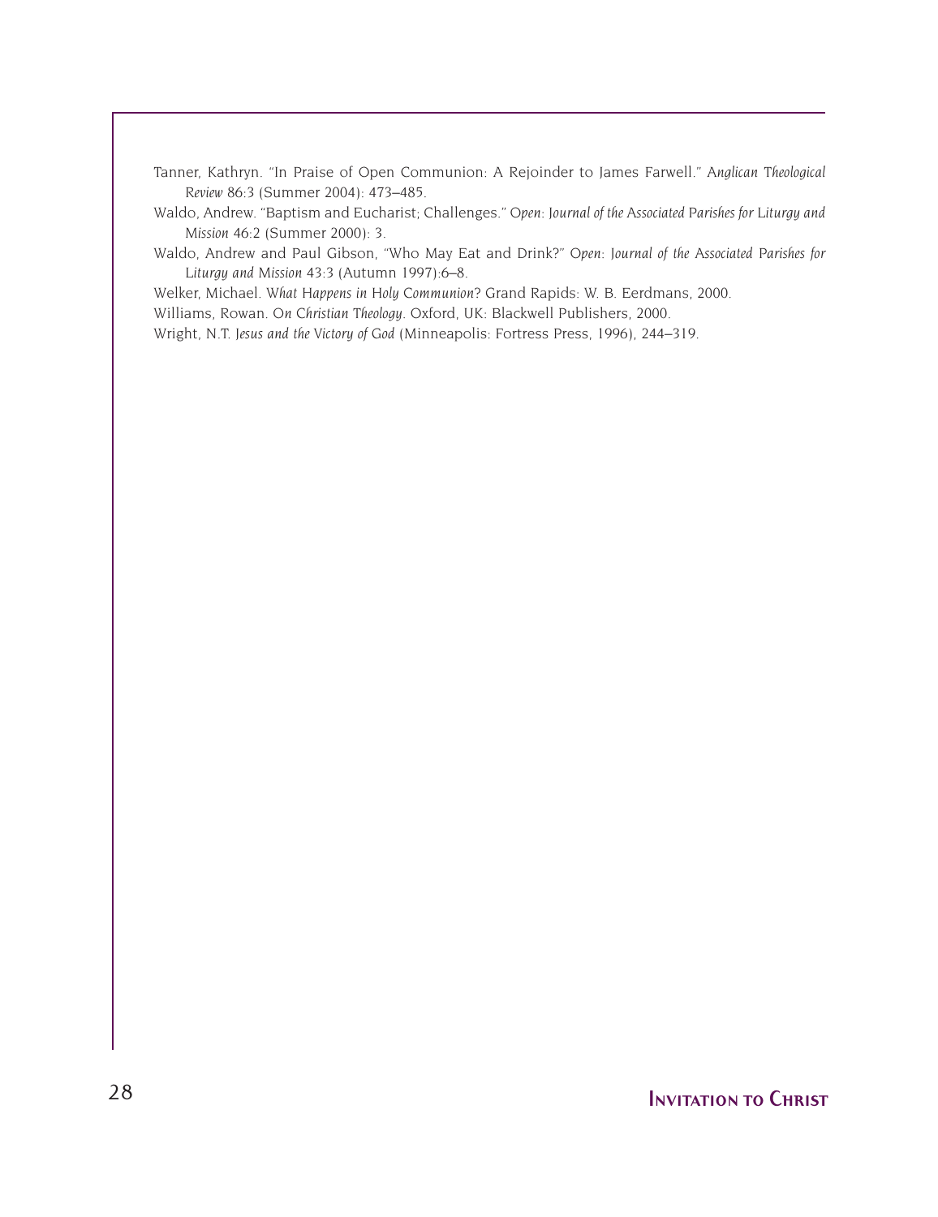Tanner, Kathryn. "In Praise of Open Communion: A Rejoinder to James Farwell." *Anglican Theological Review* 86:3 (Summer 2004): 473–485.

Waldo, Andrew. "Baptism and Eucharist; Challenges." *Open: Journal of the Associated Parishes for Liturgy and Mission* 46:2 (Summer 2000): 3.

Waldo, Andrew and Paul Gibson, "Who May Eat and Drink?" *Open: Journal of the Associated Parishes for Liturgy and Mission* 43:3 (Autumn 1997):6–8.

Welker, Michael. *What Happens in Holy Communion?* Grand Rapids: W. B. Eerdmans, 2000.

Williams, Rowan. *On Christian Theology*. Oxford, UK: Blackwell Publishers, 2000.

Wright, N.T. *Jesus and the Victory of God* (Minneapolis: Fortress Press, 1996), 244–319.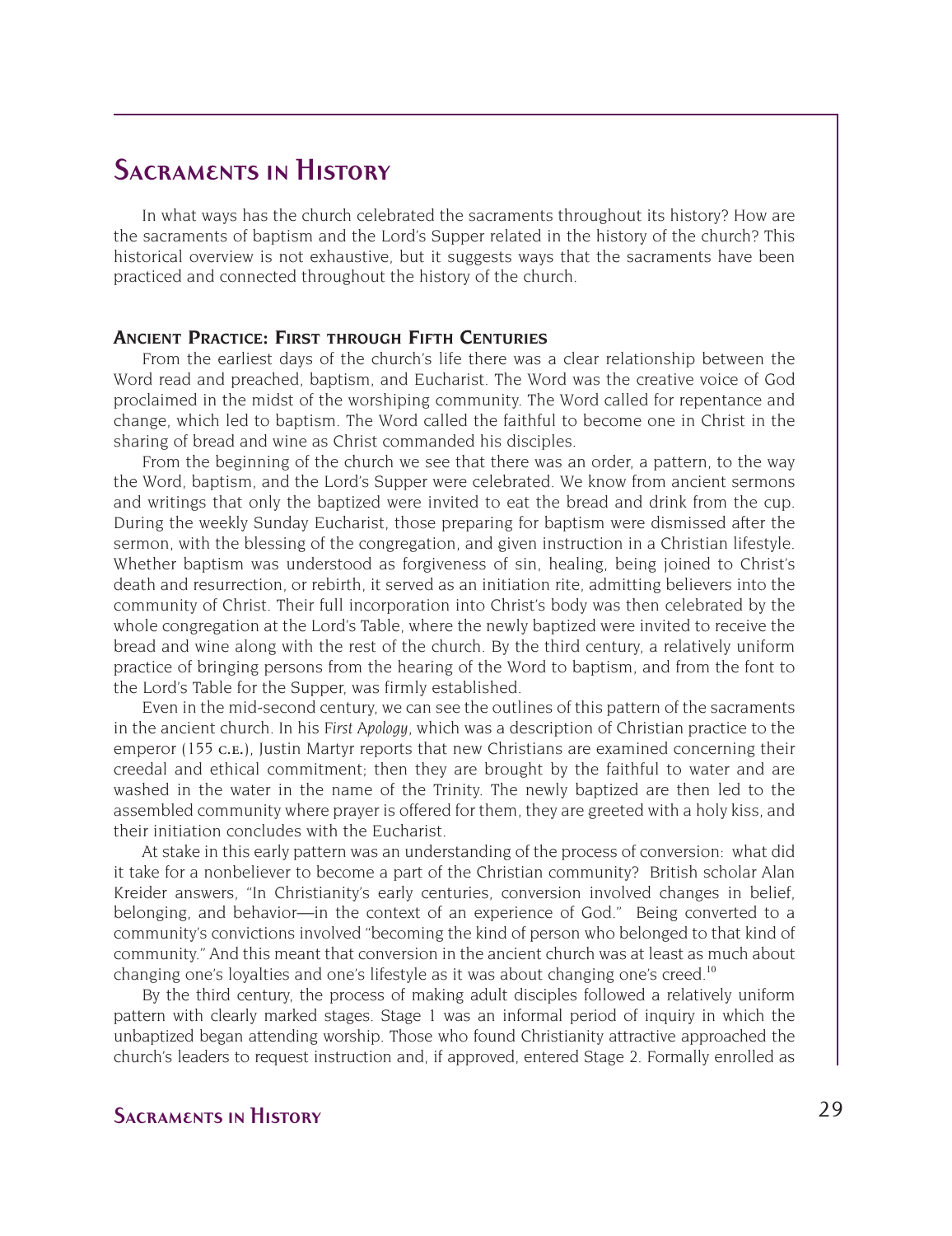# Sacraments in History

In what ways has the church celebrated the sacraments throughout its history? How are the sacraments of baptism and the Lord's Supper related in the history of the church? This historical overview is not exhaustive, but it suggests ways that the sacraments have been practiced and connected throughout the history of the church.

## Ancient Practice: First through Fifth Centuries

From the earliest days of the church's life there was a clear relationship between the Word read and preached, baptism, and Eucharist. The Word was the creative voice of God proclaimed in the midst of the worshiping community. The Word called for repentance and change, which led to baptism. The Word called the faithful to become one in Christ in the sharing of bread and wine as Christ commanded his disciples.

From the beginning of the church we see that there was an order, a pattern, to the way the Word, baptism, and the Lord's Supper were celebrated. We know from ancient sermons and writings that only the baptized were invited to eat the bread and drink from the cup. During the weekly Sunday Eucharist, those preparing for baptism were dismissed after the sermon, with the blessing of the congregation, and given instruction in a Christian lifestyle. Whether baptism was understood as forgiveness of sin, healing, being joined to Christ's death and resurrection, or rebirth, it served as an initiation rite, admitting believers into the community of Christ. Their full incorporation into Christ's body was then celebrated by the whole congregation at the Lord's Table, where the newly baptized were invited to receive the bread and wine along with the rest of the church. By the third century, a relatively uniform practice of bringing persons from the hearing of the Word to baptism, and from the font to the Lord's Table for the Supper, was firmly established.

Even in the mid-second century, we can see the outlines of this pattern of the sacraments in the ancient church. In his *First Apology*, which was a description of Christian practice to the emperor (155 C.E.), Justin Martyr reports that new Christians are examined concerning their creedal and ethical commitment; then they are brought by the faithful to water and are washed in the water in the name of the Trinity. The newly baptized are then led to the assembled community where prayer is offered for them, they are greeted with a holy kiss, and their initiation concludes with the Eucharist.

At stake in this early pattern was an understanding of the process of conversion: what did it take for a nonbeliever to become a part of the Christian community? British scholar Alan Kreider answers, "In Christianity's early centuries, conversion involved changes in belief, belonging, and behavior—in the context of an experience of God." Being converted to a community's convictions involved "becoming the kind of person who belonged to that kind of community." And this meant that conversion in the ancient church was at least as much about changing one's loyalties and one's lifestyle as it was about changing one's creed.[10]

By the third century, the process of making adult disciples followed a relatively uniform pattern with clearly marked stages. Stage 1 was an informal period of inquiry in which the unbaptized began attending worship. Those who found Christianity attractive approached the church's leaders to request instruction and, if approved, entered Stage 2. Formally enrolled as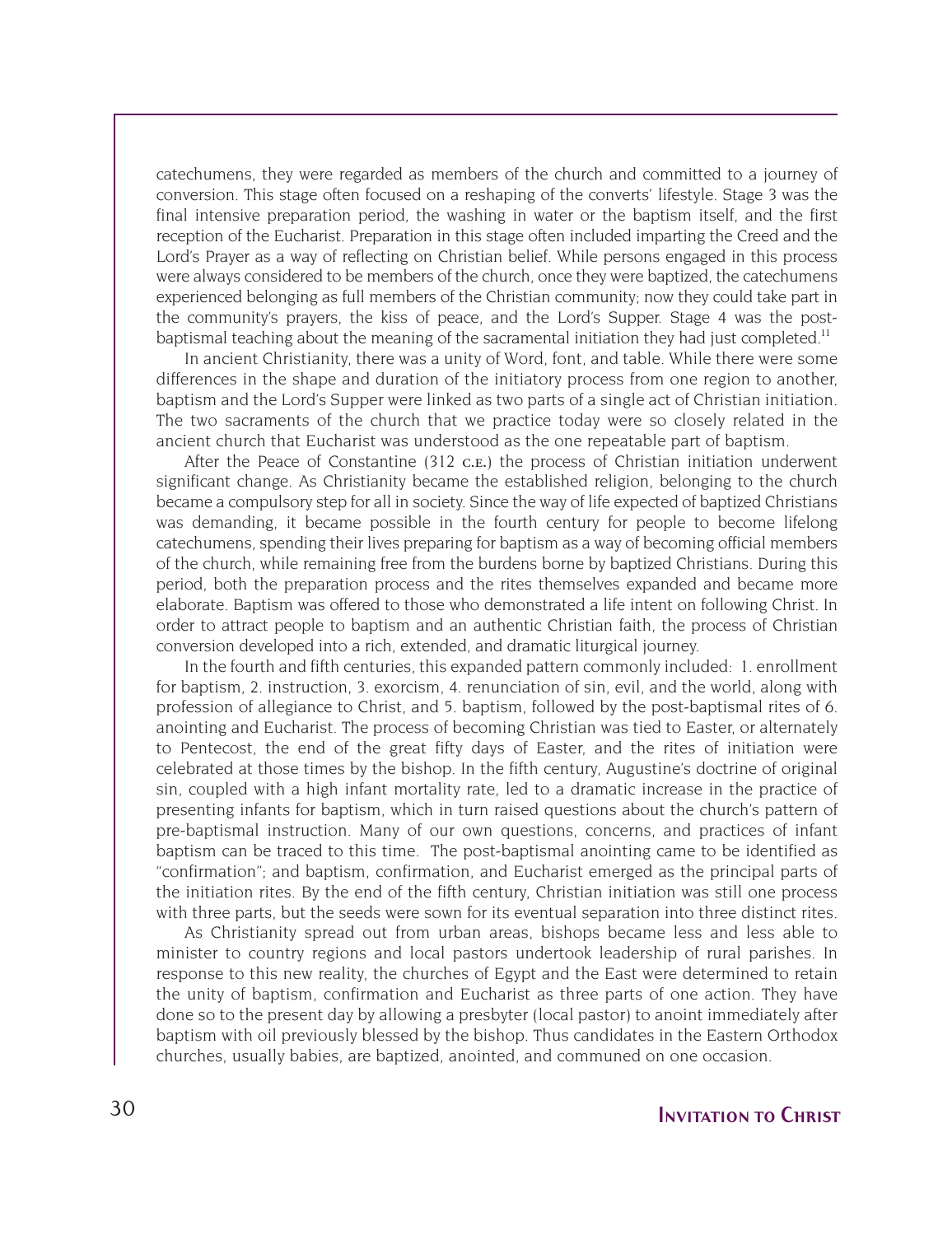catechumens, they were regarded as members of the church and committed to a journey of conversion. This stage often focused on a reshaping of the converts' lifestyle. Stage 3 was the final intensive preparation period, the washing in water or the baptism itself, and the first reception of the Eucharist. Preparation in this stage often included imparting the Creed and the Lord's Prayer as a way of reflecting on Christian belief. While persons engaged in this process were always considered to be members of the church, once they were baptized, the catechumens experienced belonging as full members of the Christian community; now they could take part in the community's prayers, the kiss of peace, and the Lord's Supper. Stage 4 was the post-baptismal teaching about the meaning of the sacramental initiation they had just completed.[11]

In ancient Christianity, there was a unity of Word, font, and table. While there were some differences in the shape and duration of the initiatory process from one region to another, baptism and the Lord's Supper were linked as two parts of a single act of Christian initiation. The two sacraments of the church that we practice today were so closely related in the ancient church that Eucharist was understood as the one repeatable part of baptism.

After the Peace of Constantine (312 C.E.) the process of Christian initiation underwent significant change. As Christianity became the established religion, belonging to the church became a compulsory step for all in society. Since the way of life expected of baptized Christians was demanding, it became possible in the fourth century for people to become lifelong catechumens, spending their lives preparing for baptism as a way of becoming official members of the church, while remaining free from the burdens borne by baptized Christians. During this period, both the preparation process and the rites themselves expanded and became more elaborate. Baptism was offered to those who demonstrated a life intent on following Christ. In order to attract people to baptism and an authentic Christian faith, the process of Christian conversion developed into a rich, extended, and dramatic liturgical journey.

In the fourth and fifth centuries, this expanded pattern commonly included: 1. enrollment for baptism, 2. instruction, 3. exorcism, 4. renunciation of sin, evil, and the world, along with profession of allegiance to Christ, and 5. baptism, followed by the post-baptismal rites of 6. anointing and Eucharist. The process of becoming Christian was tied to Easter, or alternately to Pentecost, the end of the great fifty days of Easter, and the rites of initiation were celebrated at those times by the bishop. In the fifth century, Augustine's doctrine of original sin, coupled with a high infant mortality rate, led to a dramatic increase in the practice of presenting infants for baptism, which in turn raised questions about the church's pattern of pre-baptismal instruction. Many of our own questions, concerns, and practices of infant baptism can be traced to this time. The post-baptismal anointing came to be identified as "confirmation"; and baptism, confirmation, and Eucharist emerged as the principal parts of the initiation rites. By the end of the fifth century, Christian initiation was still one process with three parts, but the seeds were sown for its eventual separation into three distinct rites.

As Christianity spread out from urban areas, bishops became less and less able to minister to country regions and local pastors undertook leadership of rural parishes. In response to this new reality, the churches of Egypt and the East were determined to retain the unity of baptism, confirmation and Eucharist as three parts of one action. They have done so to the present day by allowing a presbyter (local pastor) to anoint immediately after baptism with oil previously blessed by the bishop. Thus candidates in the Eastern Orthodox churches, usually babies, are baptized, anointed, and communed on one occasion.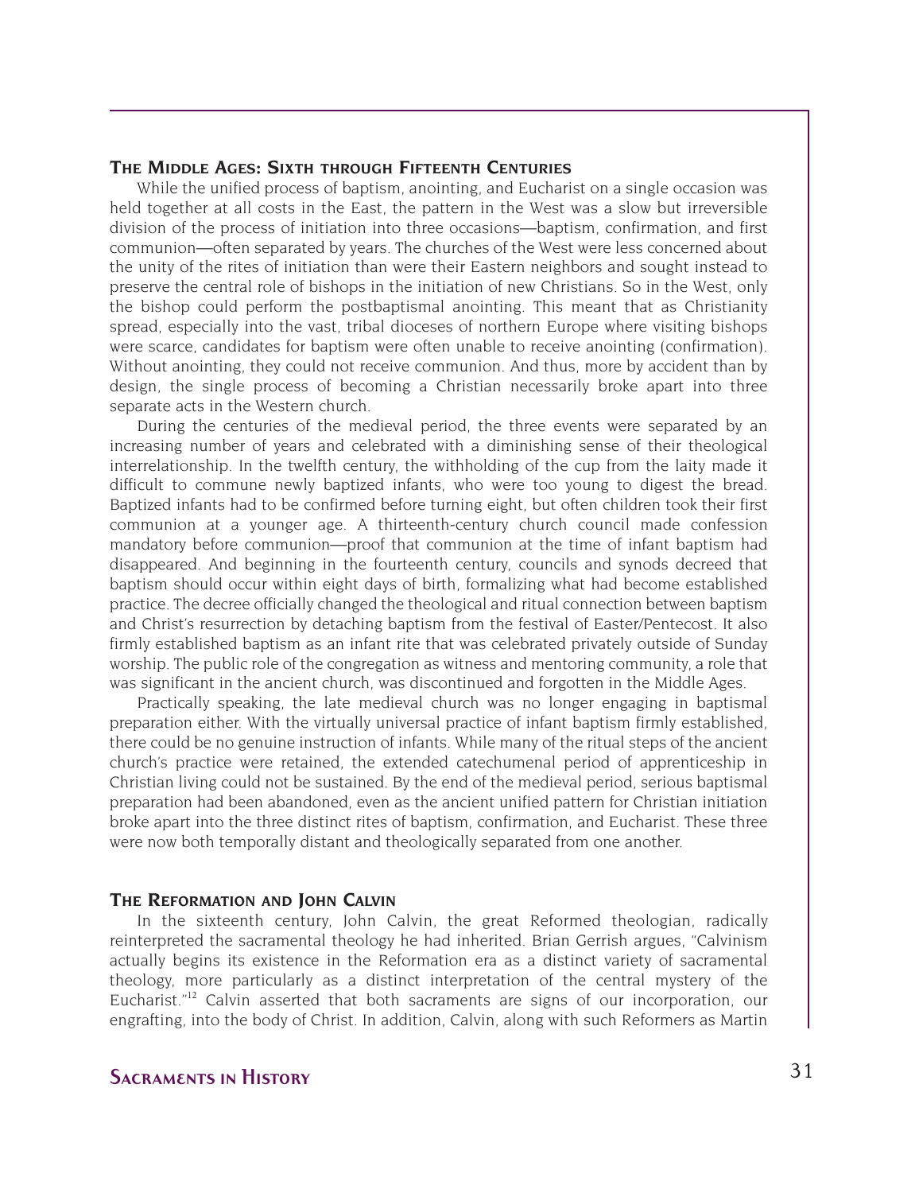## The Middle Ages: Sixth through Fifteenth Centuries

While the unified process of baptism, anointing, and Eucharist on a single occasion was held together at all costs in the East, the pattern in the West was a slow but irreversible division of the process of initiation into three occasions—baptism, confirmation, and first communion—often separated by years. The churches of the West were less concerned about the unity of the rites of initiation than were their Eastern neighbors and sought instead to preserve the central role of bishops in the initiation of new Christians. So in the West, only the bishop could perform the postbaptismal anointing. This meant that as Christianity spread, especially into the vast, tribal dioceses of northern Europe where visiting bishops were scarce, candidates for baptism were often unable to receive anointing (confirmation). Without anointing, they could not receive communion. And thus, more by accident than by design, the single process of becoming a Christian necessarily broke apart into three separate acts in the Western church.

During the centuries of the medieval period, the three events were separated by an increasing number of years and celebrated with a diminishing sense of their theological interrelationship. In the twelfth century, the withholding of the cup from the laity made it difficult to commune newly baptized infants, who were too young to digest the bread. Baptized infants had to be confirmed before turning eight, but often children took their first communion at a younger age. A thirteenth-century church council made confession mandatory before communion—proof that communion at the time of infant baptism had disappeared. And beginning in the fourteenth century, councils and synods decreed that baptism should occur within eight days of birth, formalizing what had become established practice. The decree officially changed the theological and ritual connection between baptism and Christ's resurrection by detaching baptism from the festival of Easter/Pentecost. It also firmly established baptism as an infant rite that was celebrated privately outside of Sunday worship. The public role of the congregation as witness and mentoring community, a role that was significant in the ancient church, was discontinued and forgotten in the Middle Ages.

Practically speaking, the late medieval church was no longer engaging in baptismal preparation either. With the virtually universal practice of infant baptism firmly established, there could be no genuine instruction of infants. While many of the ritual steps of the ancient church's practice were retained, the extended catechumenal period of apprenticeship in Christian living could not be sustained. By the end of the medieval period, serious baptismal preparation had been abandoned, even as the ancient unified pattern for Christian initiation broke apart into the three distinct rites of baptism, confirmation, and Eucharist. These three were now both temporally distant and theologically separated from one another.

## The Reformation and John Calvin

In the sixteenth century, John Calvin, the great Reformed theologian, radically reinterpreted the sacramental theology he had inherited. Brian Gerrish argues, "Calvinism actually begins its existence in the Reformation era as a distinct variety of sacramental theology, more particularly as a distinct interpretation of the central mystery of the Eucharist."[12] Calvin asserted that both sacraments are signs of our incorporation, our engrafting, into the body of Christ. In addition, Calvin, along with such Reformers as Martin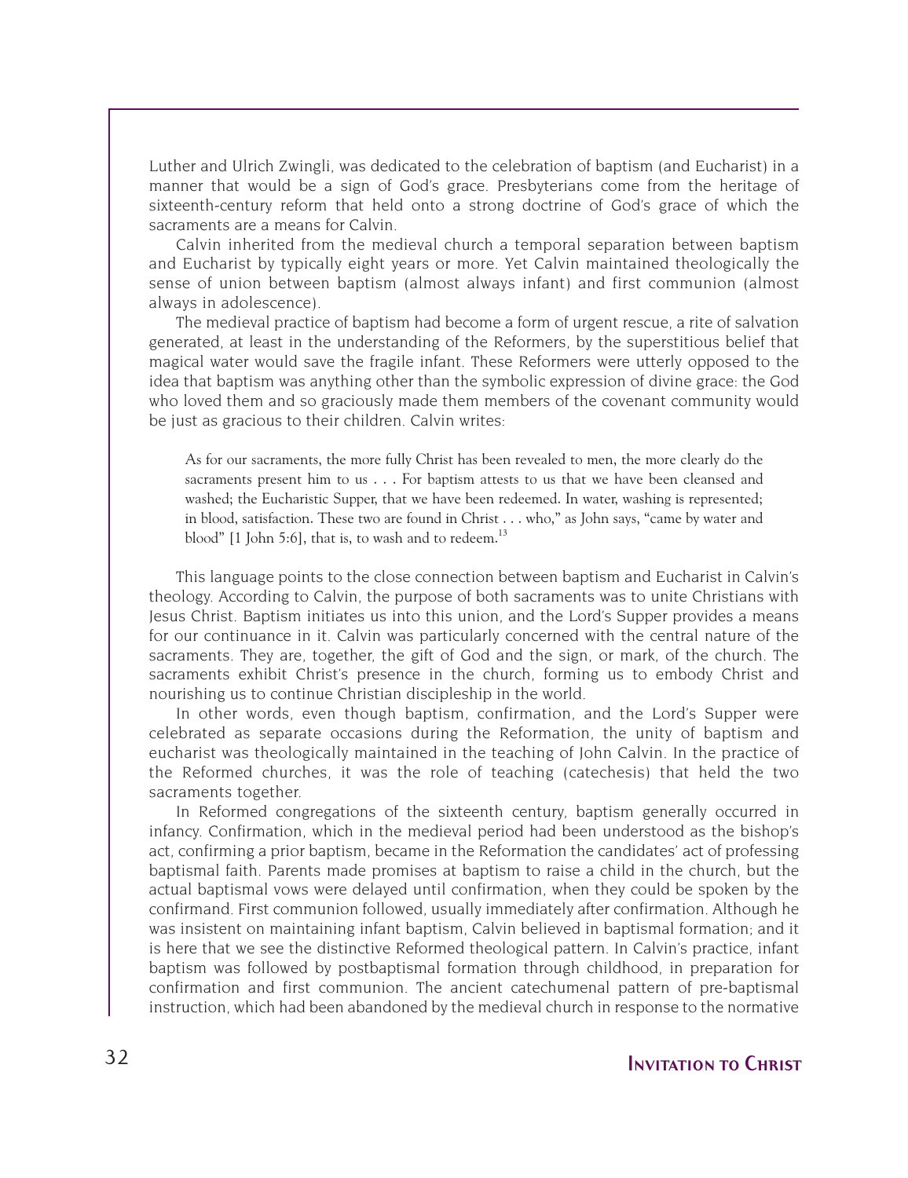Luther and Ulrich Zwingli, was dedicated to the celebration of baptism (and Eucharist) in a manner that would be a sign of God's grace. Presbyterians come from the heritage of sixteenth-century reform that held onto a strong doctrine of God's grace of which the sacraments are a means for Calvin.

Calvin inherited from the medieval church a temporal separation between baptism and Eucharist by typically eight years or more. Yet Calvin maintained theologically the sense of union between baptism (almost always infant) and first communion (almost always in adolescence).

The medieval practice of baptism had become a form of urgent rescue, a rite of salvation generated, at least in the understanding of the Reformers, by the superstitious belief that magical water would save the fragile infant. These Reformers were utterly opposed to the idea that baptism was anything other than the symbolic expression of divine grace: the God who loved them and so graciously made them members of the covenant community would be just as gracious to their children. Calvin writes:

> As for our sacraments, the more fully Christ has been revealed to men, the more clearly do the sacraments present him to us . . . For baptism attests to us that we have been cleansed and washed; the Eucharistic Supper, that we have been redeemed. In water, washing is represented; in blood, satisfaction. These two are found in Christ . . . who," as John says, "came by water and blood" [1 John 5:6], that is, to wash and to redeem.[13]

This language points to the close connection between baptism and Eucharist in Calvin's theology. According to Calvin, the purpose of both sacraments was to unite Christians with Jesus Christ. Baptism initiates us into this union, and the Lord's Supper provides a means for our continuance in it. Calvin was particularly concerned with the central nature of the sacraments. They are, together, the gift of God and the sign, or mark, of the church. The sacraments exhibit Christ's presence in the church, forming us to embody Christ and nourishing us to continue Christian discipleship in the world.

In other words, even though baptism, confirmation, and the Lord's Supper were celebrated as separate occasions during the Reformation, the unity of baptism and eucharist was theologically maintained in the teaching of John Calvin. In the practice of the Reformed churches, it was the role of teaching (catechesis) that held the two sacraments together.

In Reformed congregations of the sixteenth century, baptism generally occurred in infancy. Confirmation, which in the medieval period had been understood as the bishop's act, confirming a prior baptism, became in the Reformation the candidates' act of professing baptismal faith. Parents made promises at baptism to raise a child in the church, but the actual baptismal vows were delayed until confirmation, when they could be spoken by the confirmand. First communion followed, usually immediately after confirmation. Although he was insistent on maintaining infant baptism, Calvin believed in baptismal formation; and it is here that we see the distinctive Reformed theological pattern. In Calvin's practice, infant baptism was followed by postbaptismal formation through childhood, in preparation for confirmation and first communion. The ancient catechumenal pattern of pre-baptismal instruction, which had been abandoned by the medieval church in response to the normative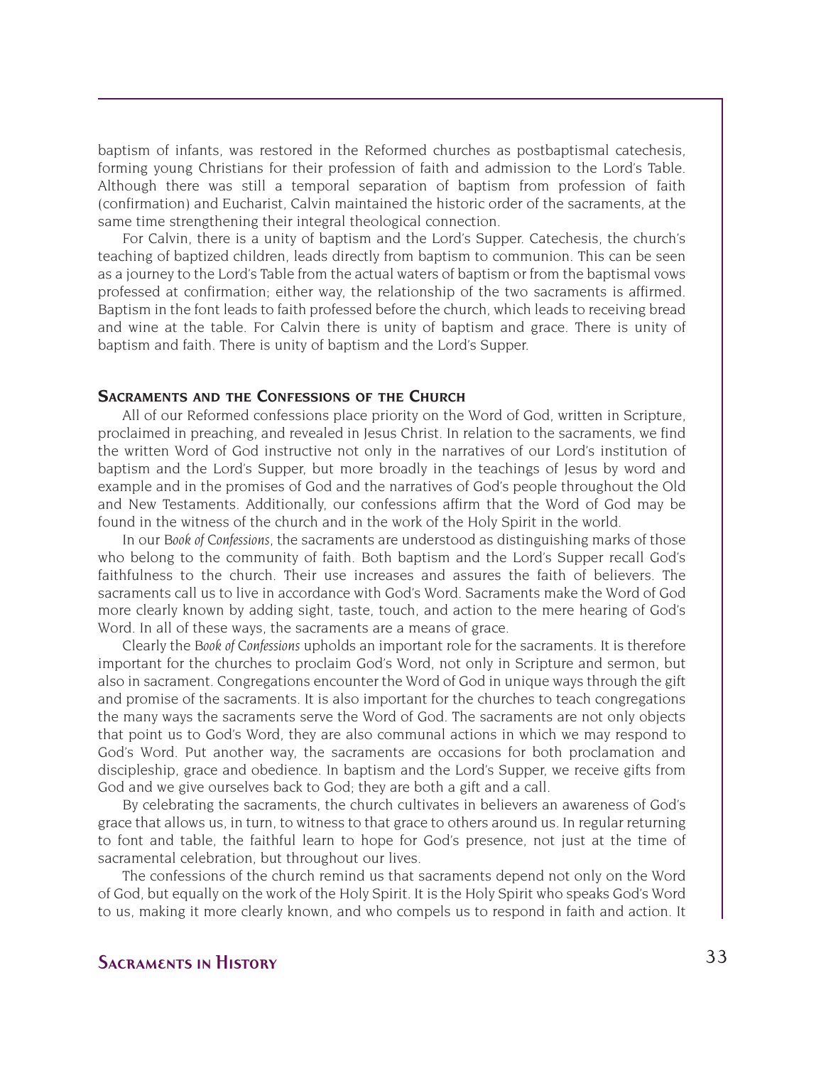baptism of infants, was restored in the Reformed churches as postbaptismal catechesis, forming young Christians for their profession of faith and admission to the Lord's Table. Although there was still a temporal separation of baptism from profession of faith (confirmation) and Eucharist, Calvin maintained the historic order of the sacraments, at the same time strengthening their integral theological connection.

For Calvin, there is a unity of baptism and the Lord's Supper. Catechesis, the church's teaching of baptized children, leads directly from baptism to communion. This can be seen as a journey to the Lord's Table from the actual waters of baptism or from the baptismal vows professed at confirmation; either way, the relationship of the two sacraments is affirmed. Baptism in the font leads to faith professed before the church, which leads to receiving bread and wine at the table. For Calvin there is unity of baptism and grace. There is unity of baptism and faith. There is unity of baptism and the Lord's Supper.

### Sacraments and the Confessions of the Church

All of our Reformed confessions place priority on the Word of God, written in Scripture, proclaimed in preaching, and revealed in Jesus Christ. In relation to the sacraments, we find the written Word of God instructive not only in the narratives of our Lord's institution of baptism and the Lord's Supper, but more broadly in the teachings of Jesus by word and example and in the promises of God and the narratives of God's people throughout the Old and New Testaments. Additionally, our confessions affirm that the Word of God may be found in the witness of the church and in the work of the Holy Spirit in the world.

In our *Book of Confessions*, the sacraments are understood as distinguishing marks of those who belong to the community of faith. Both baptism and the Lord's Supper recall God's faithfulness to the church. Their use increases and assures the faith of believers. The sacraments call us to live in accordance with God's Word. Sacraments make the Word of God more clearly known by adding sight, taste, touch, and action to the mere hearing of God's Word. In all of these ways, the sacraments are a means of grace.

Clearly the *Book of Confessions* upholds an important role for the sacraments. It is therefore important for the churches to proclaim God's Word, not only in Scripture and sermon, but also in sacrament. Congregations encounter the Word of God in unique ways through the gift and promise of the sacraments. It is also important for the churches to teach congregations the many ways the sacraments serve the Word of God. The sacraments are not only objects that point us to God's Word, they are also communal actions in which we may respond to God's Word. Put another way, the sacraments are occasions for both proclamation and discipleship, grace and obedience. In baptism and the Lord's Supper, we receive gifts from God and we give ourselves back to God; they are both a gift and a call.

By celebrating the sacraments, the church cultivates in believers an awareness of God's grace that allows us, in turn, to witness to that grace to others around us. In regular returning to font and table, the faithful learn to hope for God's presence, not just at the time of sacramental celebration, but throughout our lives.

The confessions of the church remind us that sacraments depend not only on the Word of God, but equally on the work of the Holy Spirit. It is the Holy Spirit who speaks God's Word to us, making it more clearly known, and who compels us to respond in faith and action. It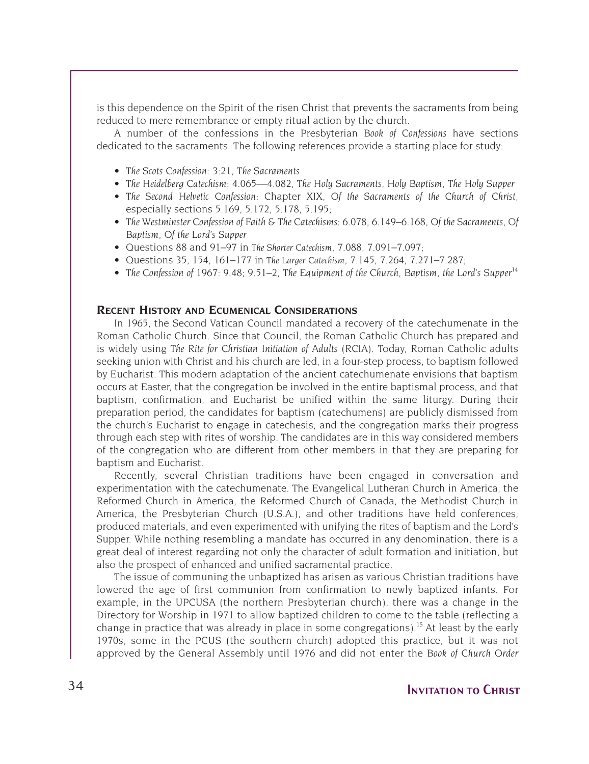is this dependence on the Spirit of the risen Christ that prevents the sacraments from being reduced to mere remembrance or empty ritual action by the church.

A number of the confessions in the Presbyterian *Book of Confessions* have sections dedicated to the sacraments. The following references provide a starting place for study:

- *The Scots Confession*: 3:21, *The Sacraments*
- *The Heidelberg Catechism*: 4.065—4.082, *The Holy Sacraments*, *Holy Baptism*, *The Holy Supper*
- *The Second Helvetic Confession*: Chapter XIX, *Of the Sacraments of the Church of Christ*, especially sections 5.169, 5.172, 5.178, 5.195;
- *The Westminster Confession of Faith & The Catechisms*: 6.078, 6.149–6.168, *Of the Sacraments*, *Of Baptism*, *Of the Lord's Supper*
- Questions 88 and 91–97 in *The Shorter Catechism*, 7.088, 7.091–7.097;
- Questions 35, 154, 161–177 in *The Larger Catechism*, 7.145, 7.264, 7.271–7.287;
- *The Confession of 1967*: 9.48; 9.51–2, *The Equipment of the Church*, *Baptism*, *the Lord's Supper*[14]

## Recent History and Ecumenical Considerations

In 1965, the Second Vatican Council mandated a recovery of the catechumenate in the Roman Catholic Church. Since that Council, the Roman Catholic Church has prepared and is widely using *The Rite for Christian Initiation of Adults* (RCIA). Today, Roman Catholic adults seeking union with Christ and his church are led, in a four-step process, to baptism followed by Eucharist. This modern adaptation of the ancient catechumenate envisions that baptism occurs at Easter, that the congregation be involved in the entire baptismal process, and that baptism, confirmation, and Eucharist be unified within the same liturgy. During their preparation period, the candidates for baptism (catechumens) are publicly dismissed from the church's Eucharist to engage in catechesis, and the congregation marks their progress through each step with rites of worship. The candidates are in this way considered members of the congregation who are different from other members in that they are preparing for baptism and Eucharist.

Recently, several Christian traditions have been engaged in conversation and experimentation with the catechumenate. The Evangelical Lutheran Church in America, the Reformed Church in America, the Reformed Church of Canada, the Methodist Church in America, the Presbyterian Church (U.S.A.), and other traditions have held conferences, produced materials, and even experimented with unifying the rites of baptism and the Lord's Supper. While nothing resembling a mandate has occurred in any denomination, there is a great deal of interest regarding not only the character of adult formation and initiation, but also the prospect of enhanced and unified sacramental practice.

The issue of communing the unbaptized has arisen as various Christian traditions have lowered the age of first communion from confirmation to newly baptized infants. For example, in the UPCUSA (the northern Presbyterian church), there was a change in the Directory for Worship in 1971 to allow baptized children to come to the table (reflecting a change in practice that was already in place in some congregations).[15] At least by the early 1970s, some in the PCUS (the southern church) adopted this practice, but it was not approved by the General Assembly until 1976 and did not enter the *Book of Church Order*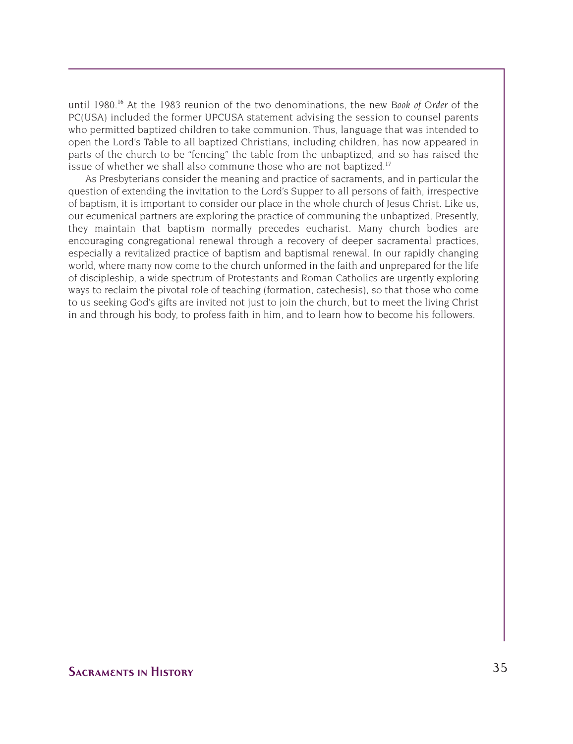until 1980.[16] At the 1983 reunion of the two denominations, the new *Book of Order* of the PC(USA) included the former UPCUSA statement advising the session to counsel parents who permitted baptized children to take communion. Thus, language that was intended to open the Lord's Table to all baptized Christians, including children, has now appeared in parts of the church to be "fencing" the table from the unbaptized, and so has raised the issue of whether we shall also commune those who are not baptized.[17]

As Presbyterians consider the meaning and practice of sacraments, and in particular the question of extending the invitation to the Lord's Supper to all persons of faith, irrespective of baptism, it is important to consider our place in the whole church of Jesus Christ. Like us, our ecumenical partners are exploring the practice of communing the unbaptized. Presently, they maintain that baptism normally precedes eucharist. Many church bodies are encouraging congregational renewal through a recovery of deeper sacramental practices, especially a revitalized practice of baptism and baptismal renewal. In our rapidly changing world, where many now come to the church unformed in the faith and unprepared for the life of discipleship, a wide spectrum of Protestants and Roman Catholics are urgently exploring ways to reclaim the pivotal role of teaching (formation, catechesis), so that those who come to us seeking God's gifts are invited not just to join the church, but to meet the living Christ in and through his body, to profess faith in him, and to learn how to become his followers.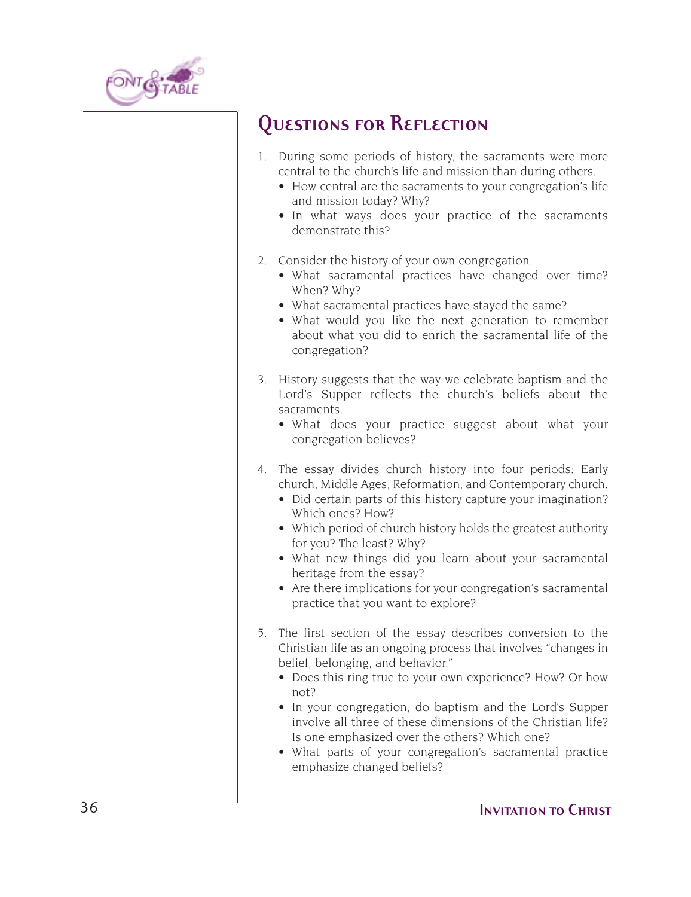## Questions for Reflection

1. During some periods of history, the sacraments were more central to the church's life and mission than during others.
   - How central are the sacraments to your congregation's life and mission today? Why?
   - In what ways does your practice of the sacraments demonstrate this?

2. Consider the history of your own congregation.
   - What sacramental practices have changed over time? When? Why?
   - What sacramental practices have stayed the same?
   - What would you like the next generation to remember about what you did to enrich the sacramental life of the congregation?

3. History suggests that the way we celebrate baptism and the Lord's Supper reflects the church's beliefs about the sacraments.
   - What does your practice suggest about what your congregation believes?

4. The essay divides church history into four periods: Early church, Middle Ages, Reformation, and Contemporary church.
   - Did certain parts of this history capture your imagination? Which ones? How?
   - Which period of church history holds the greatest authority for you? The least? Why?
   - What new things did you learn about your sacramental heritage from the essay?
   - Are there implications for your congregation's sacramental practice that you want to explore?

5. The first section of the essay describes conversion to the Christian life as an ongoing process that involves "changes in belief, belonging, and behavior."
   - Does this ring true to your own experience? How? Or how not?
   - In your congregation, do baptism and the Lord's Supper involve all three of these dimensions of the Christian life? Is one emphasized over the others? Which one?
   - What parts of your congregation's sacramental practice emphasize changed beliefs?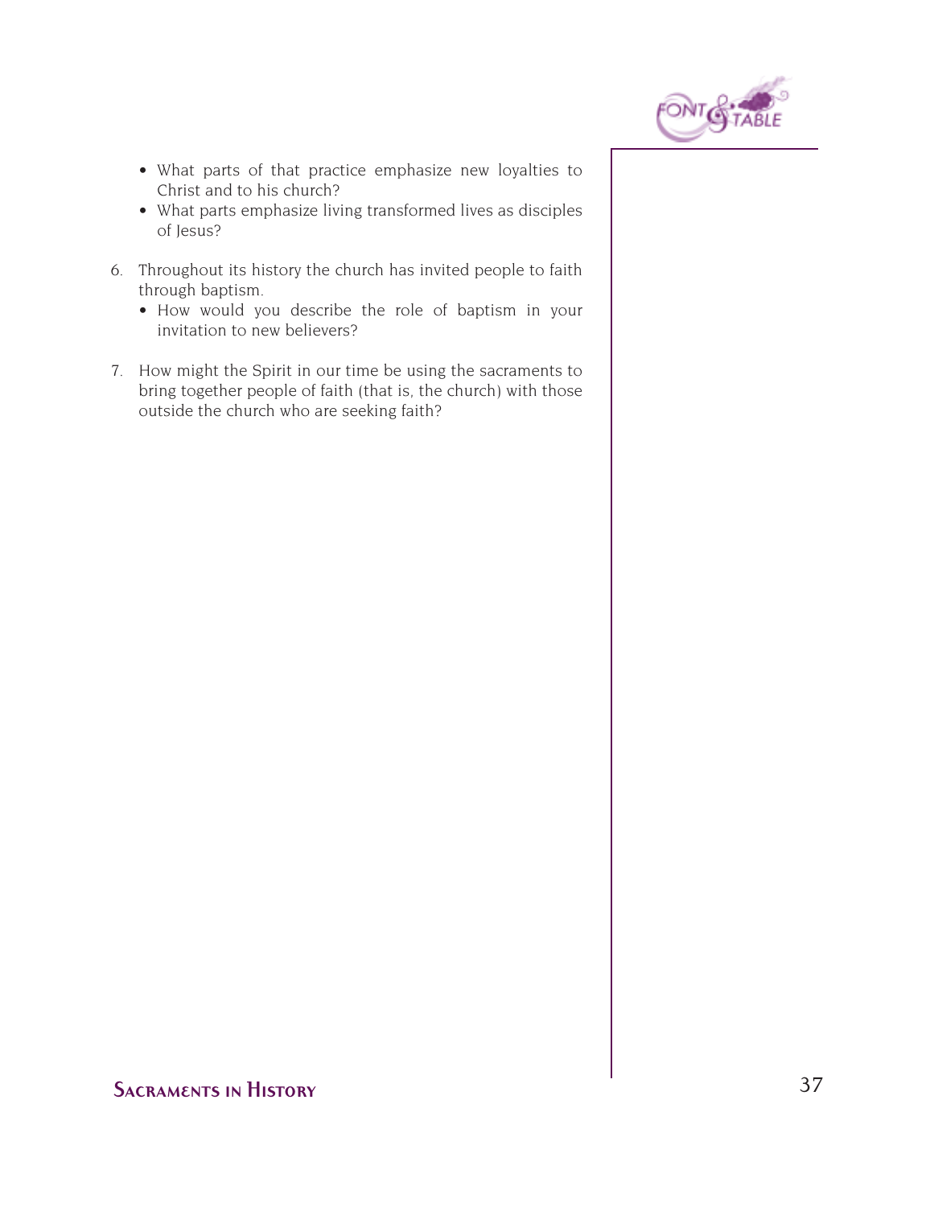- What parts of that practice emphasize new loyalties to Christ and to his church?
- What parts emphasize living transformed lives as disciples of Jesus?

6. Throughout its history the church has invited people to faith through baptism.
   - How would you describe the role of baptism in your invitation to new believers?

7. How might the Spirit in our time be using the sacraments to bring together people of faith (that is, the church) with those outside the church who are seeking faith?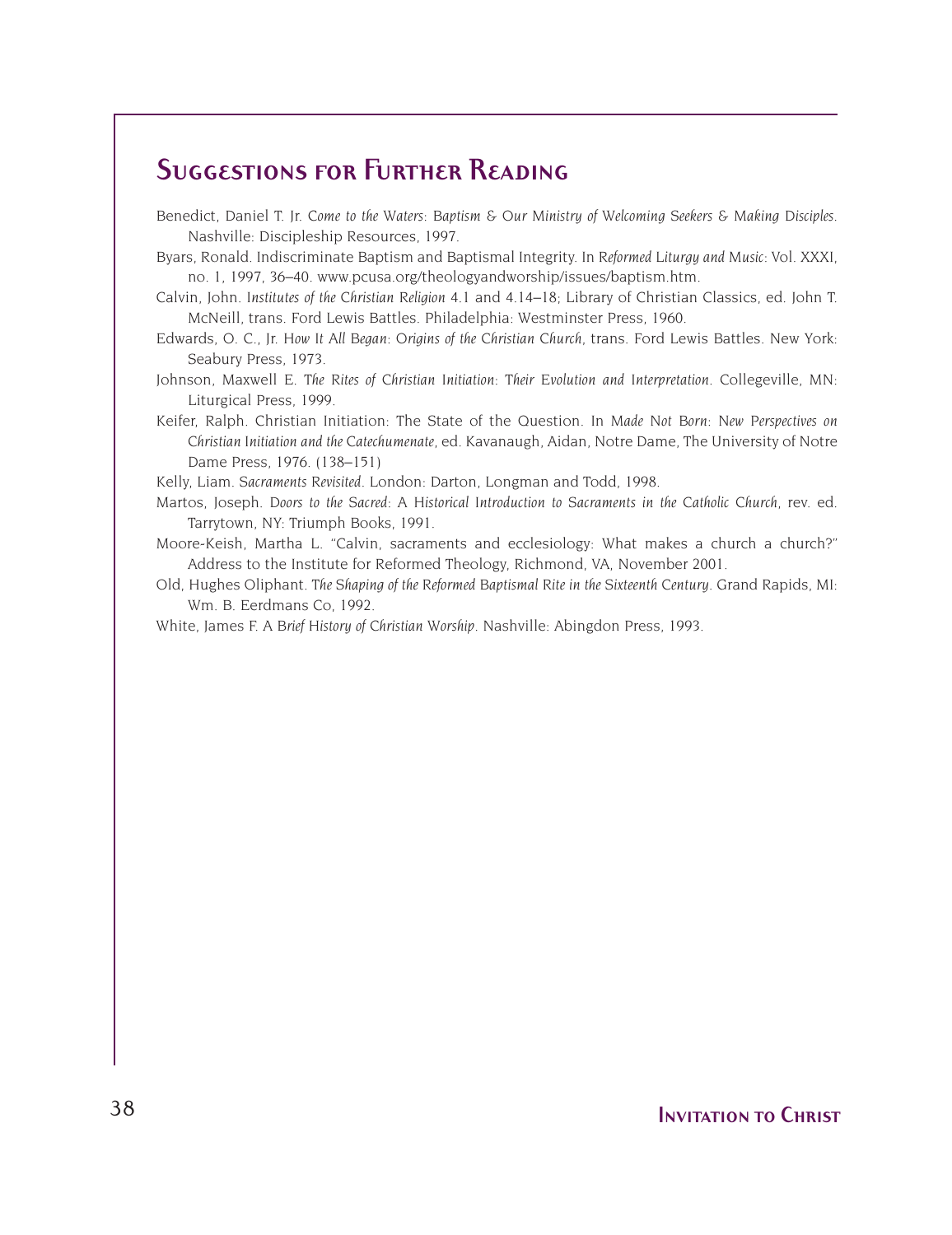## Suggestions for Further Reading

Benedict, Daniel T. Jr. *Come to the Waters: Baptism & Our Ministry of Welcoming Seekers & Making Disciples*. Nashville: Discipleship Resources, 1997.

Byars, Ronald. Indiscriminate Baptism and Baptismal Integrity. In *Reformed Liturgy and Music*: Vol. XXXI, no. 1, 1997, 36–40. www.pcusa.org/theologyandworship/issues/baptism.htm.

Calvin, John. *Institutes of the Christian Religion* 4.1 and 4.14–18; Library of Christian Classics, ed. John T. McNeill, trans. Ford Lewis Battles. Philadelphia: Westminster Press, 1960.

Edwards, O. C., Jr. *How It All Began: Origins of the Christian Church*, trans. Ford Lewis Battles. New York: Seabury Press, 1973.

Johnson, Maxwell E. *The Rites of Christian Initiation: Their Evolution and Interpretation*. Collegeville, MN: Liturgical Press, 1999.

Keifer, Ralph. Christian Initiation: The State of the Question. In *Made Not Born: New Perspectives on Christian Initiation and the Catechumenate*, ed. Kavanaugh, Aidan, Notre Dame, The University of Notre Dame Press, 1976. (138–151)

Kelly, Liam. *Sacraments Revisited*. London: Darton, Longman and Todd, 1998.

Martos, Joseph. *Doors to the Sacred: A Historical Introduction to Sacraments in the Catholic Church*, rev. ed. Tarrytown, NY: Triumph Books, 1991.

Moore-Keish, Martha L. "Calvin, sacraments and ecclesiology: What makes a church a church?" Address to the Institute for Reformed Theology, Richmond, VA, November 2001.

Old, Hughes Oliphant. *The Shaping of the Reformed Baptismal Rite in the Sixteenth Century*. Grand Rapids, MI: Wm. B. Eerdmans Co, 1992.

White, James F. *A Brief History of Christian Worship*. Nashville: Abingdon Press, 1993.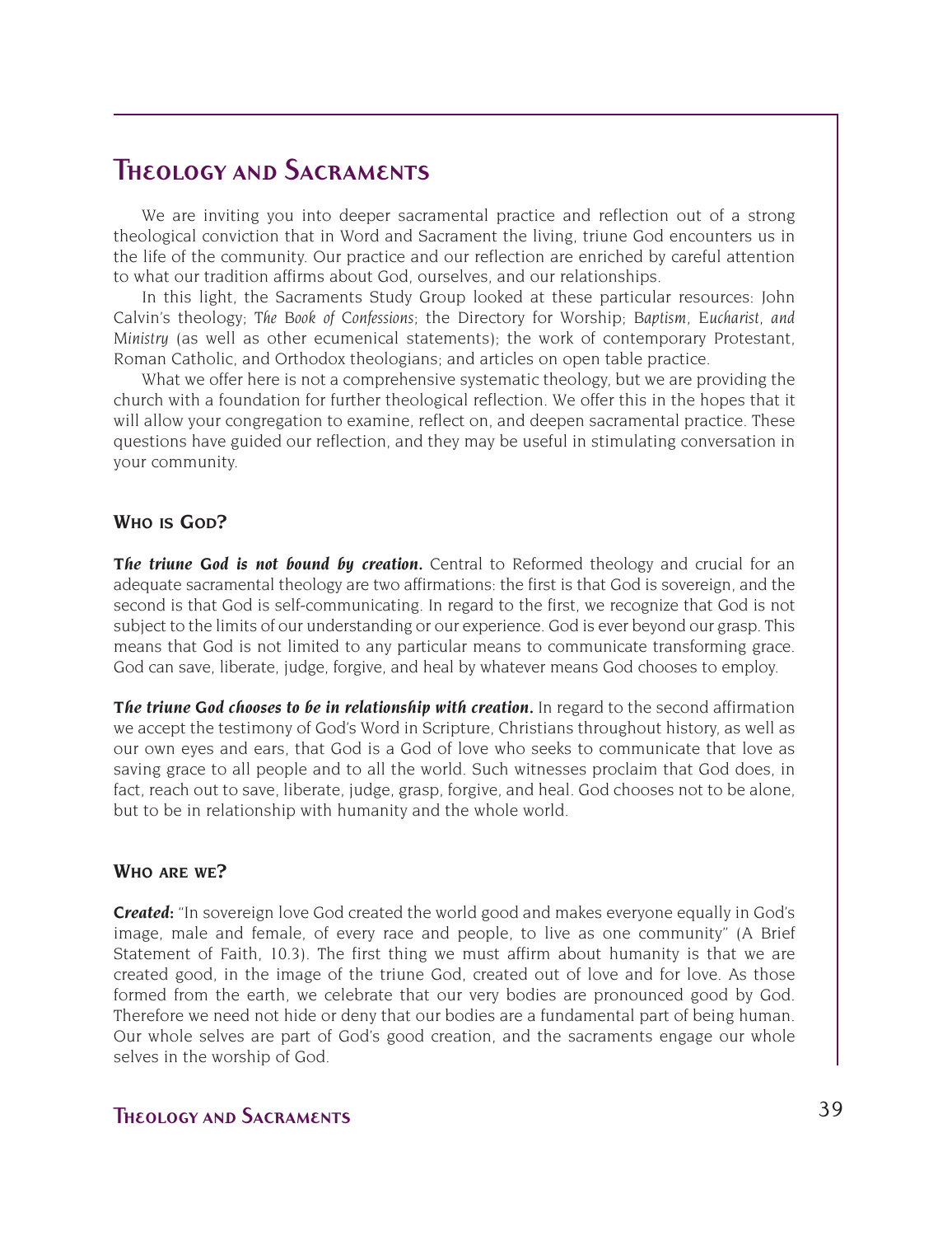# Theology and Sacraments

We are inviting you into deeper sacramental practice and reflection out of a strong theological conviction that in Word and Sacrament the living, triune God encounters us in the life of the community. Our practice and our reflection are enriched by careful attention to what our tradition affirms about God, ourselves, and our relationships.

In this light, the Sacraments Study Group looked at these particular resources: John Calvin's theology; *The Book of Confessions*; the Directory for Worship; *Baptism, Eucharist, and Ministry* (as well as other ecumenical statements); the work of contemporary Protestant, Roman Catholic, and Orthodox theologians; and articles on open table practice.

What we offer here is not a comprehensive systematic theology, but we are providing the church with a foundation for further theological reflection. We offer this in the hopes that it will allow your congregation to examine, reflect on, and deepen sacramental practice. These questions have guided our reflection, and they may be useful in stimulating conversation in your community.

## Who is God?

***The triune God is not bound by creation.*** Central to Reformed theology and crucial for an adequate sacramental theology are two affirmations: the first is that God is sovereign, and the second is that God is self-communicating. In regard to the first, we recognize that God is not subject to the limits of our understanding or our experience. God is ever beyond our grasp. This means that God is not limited to any particular means to communicate transforming grace. God can save, liberate, judge, forgive, and heal by whatever means God chooses to employ.

***The triune God chooses to be in relationship with creation.*** In regard to the second affirmation we accept the testimony of God's Word in Scripture, Christians throughout history, as well as our own eyes and ears, that God is a God of love who seeks to communicate that love as saving grace to all people and to all the world. Such witnesses proclaim that God does, in fact, reach out to save, liberate, judge, grasp, forgive, and heal. God chooses not to be alone, but to be in relationship with humanity and the whole world.

## Who are we?

***Created:*** "In sovereign love God created the world good and makes everyone equally in God's image, male and female, of every race and people, to live as one community" (A Brief Statement of Faith, 10.3). The first thing we must affirm about humanity is that we are created good, in the image of the triune God, created out of love and for love. As those formed from the earth, we celebrate that our very bodies are pronounced good by God. Therefore we need not hide or deny that our bodies are a fundamental part of being human. Our whole selves are part of God's good creation, and the sacraments engage our whole selves in the worship of God.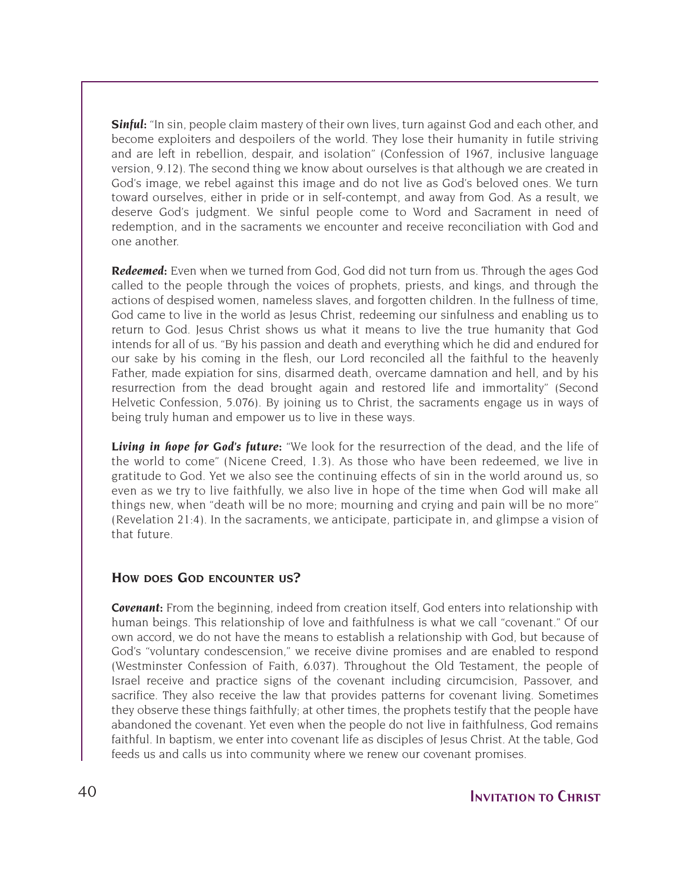***Sinful:*** "In sin, people claim mastery of their own lives, turn against God and each other, and become exploiters and despoilers of the world. They lose their humanity in futile striving and are left in rebellion, despair, and isolation" (Confession of 1967, inclusive language version, 9.12). The second thing we know about ourselves is that although we are created in God's image, we rebel against this image and do not live as God's beloved ones. We turn toward ourselves, either in pride or in self-contempt, and away from God. As a result, we deserve God's judgment. We sinful people come to Word and Sacrament in need of redemption, and in the sacraments we encounter and receive reconciliation with God and one another.

***Redeemed:*** Even when we turned from God, God did not turn from us. Through the ages God called to the people through the voices of prophets, priests, and kings, and through the actions of despised women, nameless slaves, and forgotten children. In the fullness of time, God came to live in the world as Jesus Christ, redeeming our sinfulness and enabling us to return to God. Jesus Christ shows us what it means to live the true humanity that God intends for all of us. "By his passion and death and everything which he did and endured for our sake by his coming in the flesh, our Lord reconciled all the faithful to the heavenly Father, made expiation for sins, disarmed death, overcame damnation and hell, and by his resurrection from the dead brought again and restored life and immortality" (Second Helvetic Confession, 5.076). By joining us to Christ, the sacraments engage us in ways of being truly human and empower us to live in these ways.

***Living in hope for God's future:*** "We look for the resurrection of the dead, and the life of the world to come" (Nicene Creed, 1.3). As those who have been redeemed, we live in gratitude to God. Yet we also see the continuing effects of sin in the world around us, so even as we try to live faithfully, we also live in hope of the time when God will make all things new, when "death will be no more; mourning and crying and pain will be no more" (Revelation 21:4). In the sacraments, we anticipate, participate in, and glimpse a vision of that future.

### How does God encounter us?

***Covenant:*** From the beginning, indeed from creation itself, God enters into relationship with human beings. This relationship of love and faithfulness is what we call "covenant." Of our own accord, we do not have the means to establish a relationship with God, but because of God's "voluntary condescension," we receive divine promises and are enabled to respond (Westminster Confession of Faith, 6.037). Throughout the Old Testament, the people of Israel receive and practice signs of the covenant including circumcision, Passover, and sacrifice. They also receive the law that provides patterns for covenant living. Sometimes they observe these things faithfully; at other times, the prophets testify that the people have abandoned the covenant. Yet even when the people do not live in faithfulness, God remains faithful. In baptism, we enter into covenant life as disciples of Jesus Christ. At the table, God feeds us and calls us into community where we renew our covenant promises.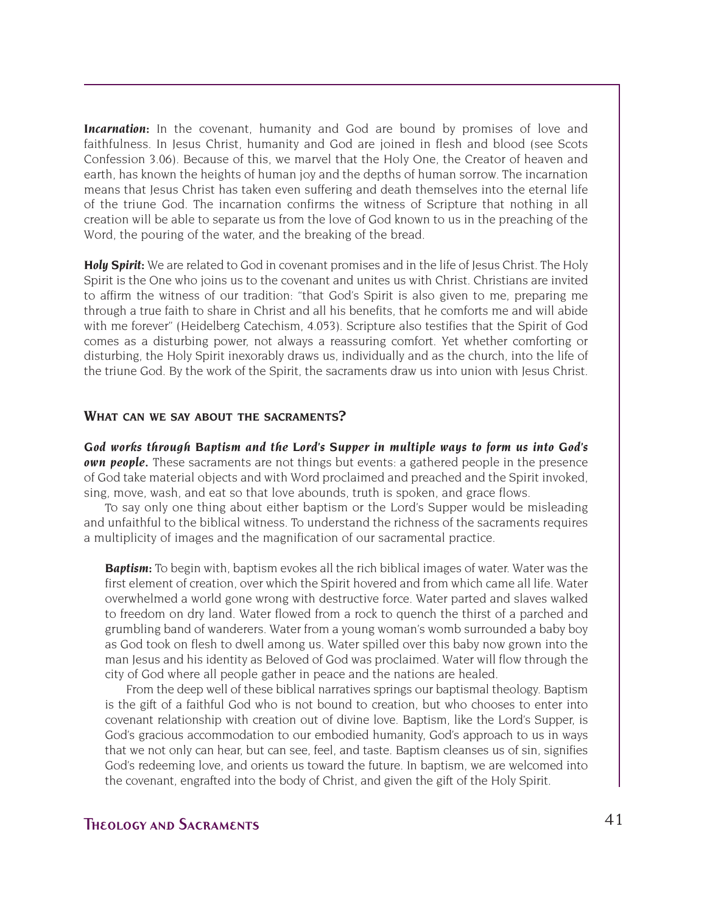***Incarnation*:** In the covenant, humanity and God are bound by promises of love and faithfulness. In Jesus Christ, humanity and God are joined in flesh and blood (see Scots Confession 3.06). Because of this, we marvel that the Holy One, the Creator of heaven and earth, has known the heights of human joy and the depths of human sorrow. The incarnation means that Jesus Christ has taken even suffering and death themselves into the eternal life of the triune God. The incarnation confirms the witness of Scripture that nothing in all creation will be able to separate us from the love of God known to us in the preaching of the Word, the pouring of the water, and the breaking of the bread.

***Holy Spirit*:** We are related to God in covenant promises and in the life of Jesus Christ. The Holy Spirit is the One who joins us to the covenant and unites us with Christ. Christians are invited to affirm the witness of our tradition: "that God's Spirit is also given to me, preparing me through a true faith to share in Christ and all his benefits, that he comforts me and will abide with me forever" (Heidelberg Catechism, 4.053). Scripture also testifies that the Spirit of God comes as a disturbing power, not always a reassuring comfort. Yet whether comforting or disturbing, the Holy Spirit inexorably draws us, individually and as the church, into the life of the triune God. By the work of the Spirit, the sacraments draw us into union with Jesus Christ.

## What can we say about the sacraments?

***God works through Baptism and the Lord's Supper in multiple ways to form us into God's own people.*** These sacraments are not things but events: a gathered people in the presence of God take material objects and with Word proclaimed and preached and the Spirit invoked, sing, move, wash, and eat so that love abounds, truth is spoken, and grace flows.

To say only one thing about either baptism or the Lord's Supper would be misleading and unfaithful to the biblical witness. To understand the richness of the sacraments requires a multiplicity of images and the magnification of our sacramental practice.

***Baptism*:** To begin with, baptism evokes all the rich biblical images of water. Water was the first element of creation, over which the Spirit hovered and from which came all life. Water overwhelmed a world gone wrong with destructive force. Water parted and slaves walked to freedom on dry land. Water flowed from a rock to quench the thirst of a parched and grumbling band of wanderers. Water from a young woman's womb surrounded a baby boy as God took on flesh to dwell among us. Water spilled over this baby now grown into the man Jesus and his identity as Beloved of God was proclaimed. Water will flow through the city of God where all people gather in peace and the nations are healed.

From the deep well of these biblical narratives springs our baptismal theology. Baptism is the gift of a faithful God who is not bound to creation, but who chooses to enter into covenant relationship with creation out of divine love. Baptism, like the Lord's Supper, is God's gracious accommodation to our embodied humanity, God's approach to us in ways that we not only can hear, but can see, feel, and taste. Baptism cleanses us of sin, signifies God's redeeming love, and orients us toward the future. In baptism, we are welcomed into the covenant, engrafted into the body of Christ, and given the gift of the Holy Spirit.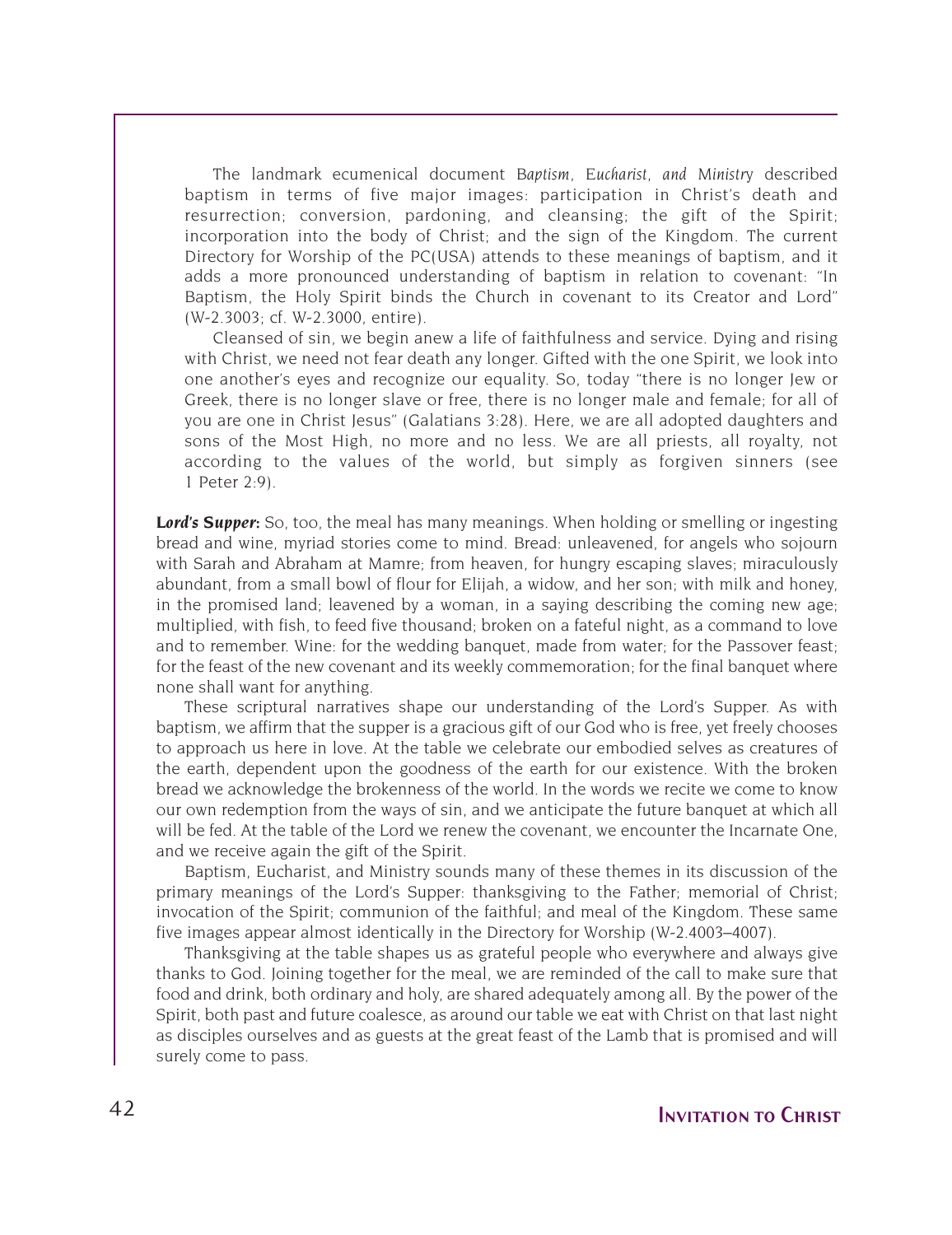The landmark ecumenical document *Baptism, Eucharist, and Ministry* described baptism in terms of five major images: participation in Christ's death and resurrection; conversion, pardoning, and cleansing; the gift of the Spirit; incorporation into the body of Christ; and the sign of the Kingdom. The current Directory for Worship of the PC(USA) attends to these meanings of baptism, and it adds a more pronounced understanding of baptism in relation to covenant: "In Baptism, the Holy Spirit binds the Church in covenant to its Creator and Lord" (W-2.3003; cf. W-2.3000, entire).

Cleansed of sin, we begin anew a life of faithfulness and service. Dying and rising with Christ, we need not fear death any longer. Gifted with the one Spirit, we look into one another's eyes and recognize our equality. So, today "there is no longer Jew or Greek, there is no longer slave or free, there is no longer male and female; for all of you are one in Christ Jesus" (Galatians 3:28). Here, we are all adopted daughters and sons of the Most High, no more and no less. We are all priests, all royalty, not according to the values of the world, but simply as forgiven sinners (see 1 Peter 2:9).

***Lord's Supper*:** So, too, the meal has many meanings. When holding or smelling or ingesting bread and wine, myriad stories come to mind. Bread: unleavened, for angels who sojourn with Sarah and Abraham at Mamre; from heaven, for hungry escaping slaves; miraculously abundant, from a small bowl of flour for Elijah, a widow, and her son; with milk and honey, in the promised land; leavened by a woman, in a saying describing the coming new age; multiplied, with fish, to feed five thousand; broken on a fateful night, as a command to love and to remember. Wine: for the wedding banquet, made from water; for the Passover feast; for the feast of the new covenant and its weekly commemoration; for the final banquet where none shall want for anything.

These scriptural narratives shape our understanding of the Lord's Supper. As with baptism, we affirm that the supper is a gracious gift of our God who is free, yet freely chooses to approach us here in love. At the table we celebrate our embodied selves as creatures of the earth, dependent upon the goodness of the earth for our existence. With the broken bread we acknowledge the brokenness of the world. In the words we recite we come to know our own redemption from the ways of sin, and we anticipate the future banquet at which all will be fed. At the table of the Lord we renew the covenant, we encounter the Incarnate One, and we receive again the gift of the Spirit.

Baptism, Eucharist, and Ministry sounds many of these themes in its discussion of the primary meanings of the Lord's Supper: thanksgiving to the Father; memorial of Christ; invocation of the Spirit; communion of the faithful; and meal of the Kingdom. These same five images appear almost identically in the Directory for Worship (W-2.4003–4007).

Thanksgiving at the table shapes us as grateful people who everywhere and always give thanks to God. Joining together for the meal, we are reminded of the call to make sure that food and drink, both ordinary and holy, are shared adequately among all. By the power of the Spirit, both past and future coalesce, as around our table we eat with Christ on that last night as disciples ourselves and as guests at the great feast of the Lamb that is promised and will surely come to pass.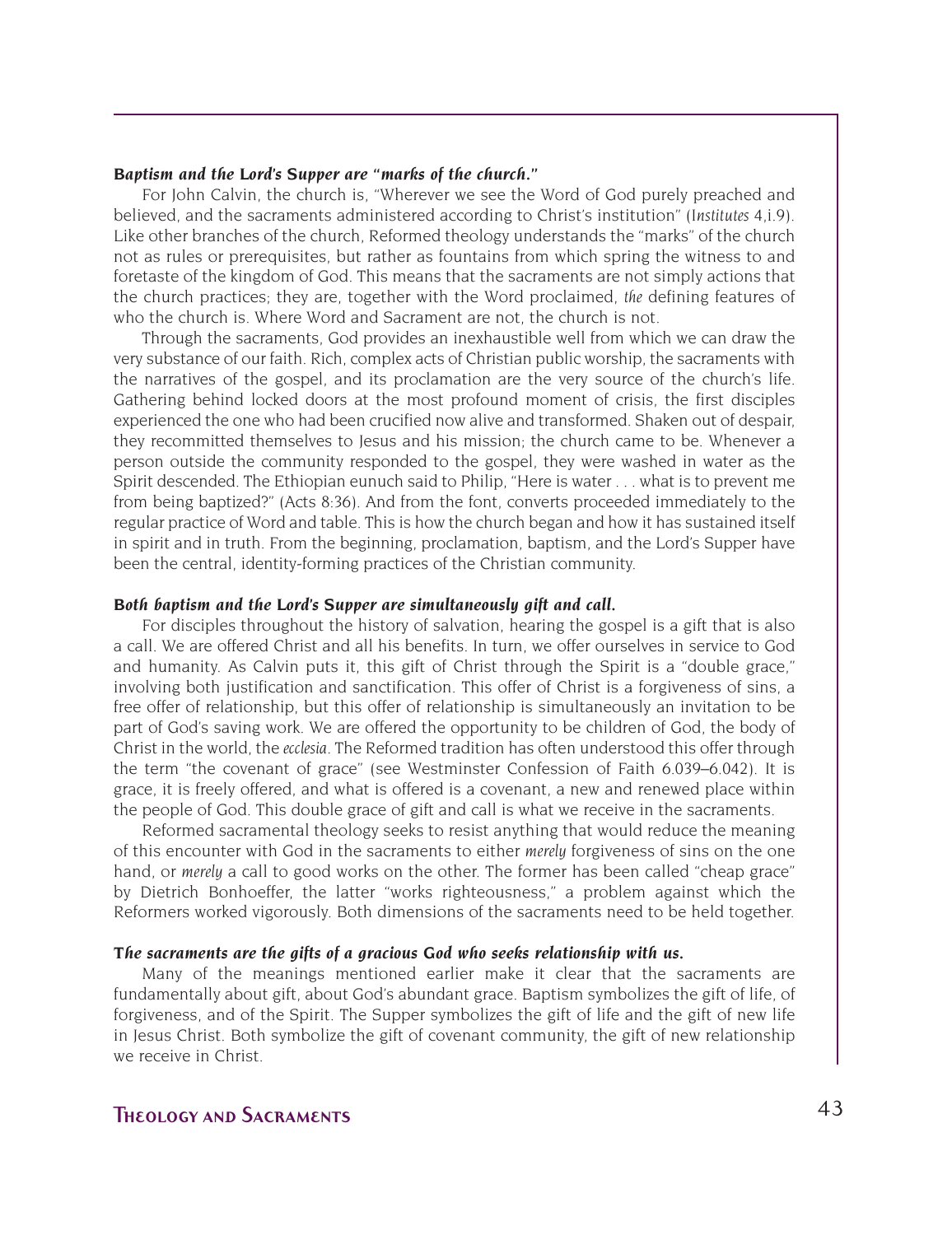### *Baptism and the Lord's Supper are "marks of the church."*

For John Calvin, the church is, "Wherever we see the Word of God purely preached and believed, and the sacraments administered according to Christ's institution" (*Institutes* 4,i.9). Like other branches of the church, Reformed theology understands the "marks" of the church not as rules or prerequisites, but rather as fountains from which spring the witness to and foretaste of the kingdom of God. This means that the sacraments are not simply actions that the church practices; they are, together with the Word proclaimed, *the* defining features of who the church is. Where Word and Sacrament are not, the church is not.

Through the sacraments, God provides an inexhaustible well from which we can draw the very substance of our faith. Rich, complex acts of Christian public worship, the sacraments with the narratives of the gospel, and its proclamation are the very source of the church's life. Gathering behind locked doors at the most profound moment of crisis, the first disciples experienced the one who had been crucified now alive and transformed. Shaken out of despair, they recommitted themselves to Jesus and his mission; the church came to be. Whenever a person outside the community responded to the gospel, they were washed in water as the Spirit descended. The Ethiopian eunuch said to Philip, "Here is water . . . what is to prevent me from being baptized?" (Acts 8:36). And from the font, converts proceeded immediately to the regular practice of Word and table. This is how the church began and how it has sustained itself in spirit and in truth. From the beginning, proclamation, baptism, and the Lord's Supper have been the central, identity-forming practices of the Christian community.

### *Both baptism and the Lord's Supper are simultaneously gift and call.*

For disciples throughout the history of salvation, hearing the gospel is a gift that is also a call. We are offered Christ and all his benefits. In turn, we offer ourselves in service to God and humanity. As Calvin puts it, this gift of Christ through the Spirit is a "double grace," involving both justification and sanctification. This offer of Christ is a forgiveness of sins, a free offer of relationship, but this offer of relationship is simultaneously an invitation to be part of God's saving work. We are offered the opportunity to be children of God, the body of Christ in the world, the *ecclesia*. The Reformed tradition has often understood this offer through the term "the covenant of grace" (see Westminster Confession of Faith 6.039–6.042). It is grace, it is freely offered, and what is offered is a covenant, a new and renewed place within the people of God. This double grace of gift and call is what we receive in the sacraments.

Reformed sacramental theology seeks to resist anything that would reduce the meaning of this encounter with God in the sacraments to either *merely* forgiveness of sins on the one hand, or *merely* a call to good works on the other. The former has been called "cheap grace" by Dietrich Bonhoeffer, the latter "works righteousness," a problem against which the Reformers worked vigorously. Both dimensions of the sacraments need to be held together.

### *The sacraments are the gifts of a gracious God who seeks relationship with us.*

Many of the meanings mentioned earlier make it clear that the sacraments are fundamentally about gift, about God's abundant grace. Baptism symbolizes the gift of life, of forgiveness, and of the Spirit. The Supper symbolizes the gift of life and the gift of new life in Jesus Christ. Both symbolize the gift of covenant community, the gift of new relationship we receive in Christ.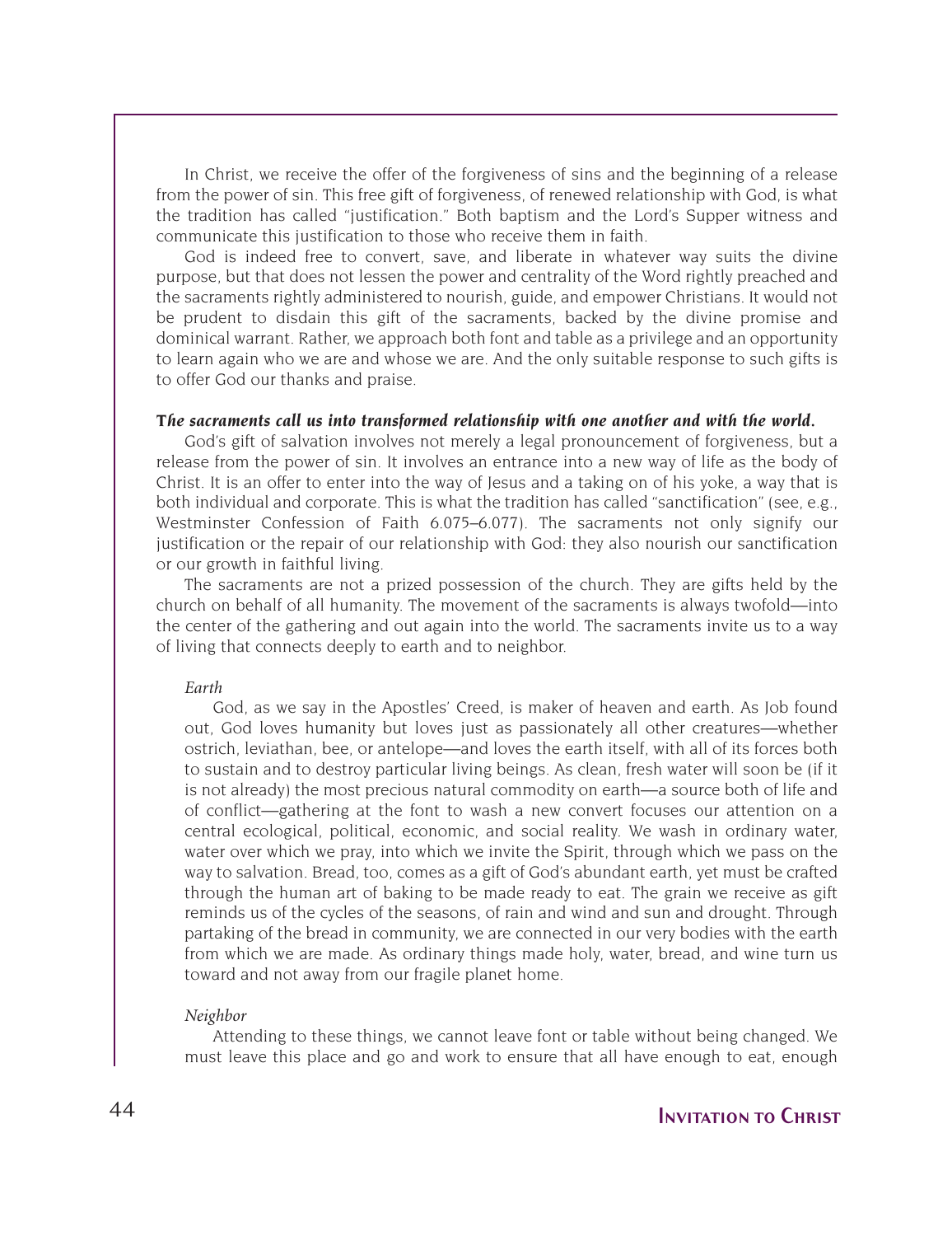In Christ, we receive the offer of the forgiveness of sins and the beginning of a release from the power of sin. This free gift of forgiveness, of renewed relationship with God, is what the tradition has called "justification." Both baptism and the Lord's Supper witness and communicate this justification to those who receive them in faith.

God is indeed free to convert, save, and liberate in whatever way suits the divine purpose, but that does not lessen the power and centrality of the Word rightly preached and the sacraments rightly administered to nourish, guide, and empower Christians. It would not be prudent to disdain this gift of the sacraments, backed by the divine promise and dominical warrant. Rather, we approach both font and table as a privilege and an opportunity to learn again who we are and whose we are. And the only suitable response to such gifts is to offer God our thanks and praise.

***The sacraments call us into transformed relationship with one another and with the world.***

God's gift of salvation involves not merely a legal pronouncement of forgiveness, but a release from the power of sin. It involves an entrance into a new way of life as the body of Christ. It is an offer to enter into the way of Jesus and a taking on of his yoke, a way that is both individual and corporate. This is what the tradition has called "sanctification" (see, e.g., Westminster Confession of Faith 6.075–6.077). The sacraments not only signify our justification or the repair of our relationship with God: they also nourish our sanctification or our growth in faithful living.

The sacraments are not a prized possession of the church. They are gifts held by the church on behalf of all humanity. The movement of the sacraments is always twofold—into the center of the gathering and out again into the world. The sacraments invite us to a way of living that connects deeply to earth and to neighbor.

*Earth*

God, as we say in the Apostles' Creed, is maker of heaven and earth. As Job found out, God loves humanity but loves just as passionately all other creatures—whether ostrich, leviathan, bee, or antelope—and loves the earth itself, with all of its forces both to sustain and to destroy particular living beings. As clean, fresh water will soon be (if it is not already) the most precious natural commodity on earth—a source both of life and of conflict—gathering at the font to wash a new convert focuses our attention on a central ecological, political, economic, and social reality. We wash in ordinary water, water over which we pray, into which we invite the Spirit, through which we pass on the way to salvation. Bread, too, comes as a gift of God's abundant earth, yet must be crafted through the human art of baking to be made ready to eat. The grain we receive as gift reminds us of the cycles of the seasons, of rain and wind and sun and drought. Through partaking of the bread in community, we are connected in our very bodies with the earth from which we are made. As ordinary things made holy, water, bread, and wine turn us toward and not away from our fragile planet home.

*Neighbor*

Attending to these things, we cannot leave font or table without being changed. We must leave this place and go and work to ensure that all have enough to eat, enough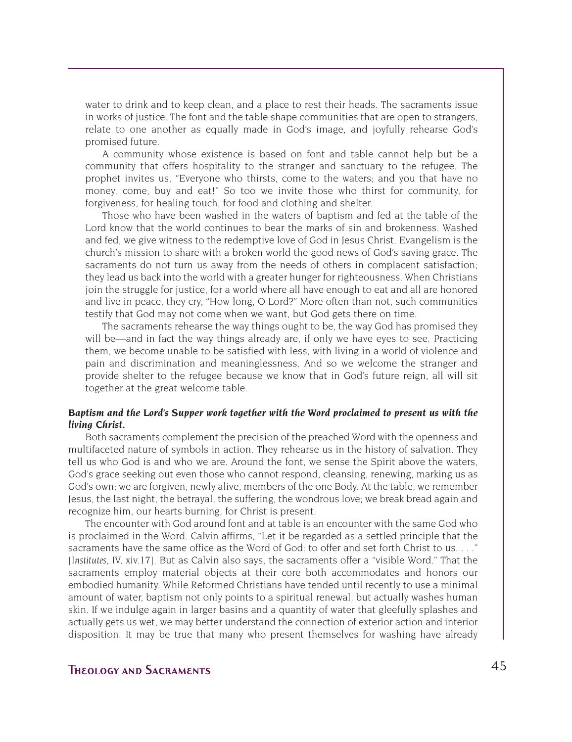water to drink and to keep clean, and a place to rest their heads. The sacraments issue in works of justice. The font and the table shape communities that are open to strangers, relate to one another as equally made in God's image, and joyfully rehearse God's promised future.

A community whose existence is based on font and table cannot help but be a community that offers hospitality to the stranger and sanctuary to the refugee. The prophet invites us, "Everyone who thirsts, come to the waters; and you that have no money, come, buy and eat!" So too we invite those who thirst for community, for forgiveness, for healing touch, for food and clothing and shelter.

Those who have been washed in the waters of baptism and fed at the table of the Lord know that the world continues to bear the marks of sin and brokenness. Washed and fed, we give witness to the redemptive love of God in Jesus Christ. Evangelism is the church's mission to share with a broken world the good news of God's saving grace. The sacraments do not turn us away from the needs of others in complacent satisfaction; they lead us back into the world with a greater hunger for righteousness. When Christians join the struggle for justice, for a world where all have enough to eat and all are honored and live in peace, they cry, "How long, O Lord?" More often than not, such communities testify that God may not come when we want, but God gets there on time.

The sacraments rehearse the way things ought to be, the way God has promised they will be—and in fact the way things already are, if only we have eyes to see. Practicing them, we become unable to be satisfied with less, with living in a world of violence and pain and discrimination and meaninglessness. And so we welcome the stranger and provide shelter to the refugee because we know that in God's future reign, all will sit together at the great welcome table.

***Baptism and the Lord's Supper work together with the Word proclaimed to present us with the living Christ.***

Both sacraments complement the precision of the preached Word with the openness and multifaceted nature of symbols in action. They rehearse us in the history of salvation. They tell us who God is and who we are. Around the font, we sense the Spirit above the waters, God's grace seeking out even those who cannot respond, cleansing, renewing, marking us as God's own; we are forgiven, newly alive, members of the one Body. At the table, we remember Jesus, the last night, the betrayal, the suffering, the wondrous love; we break bread again and recognize him, our hearts burning, for Christ is present.

The encounter with God around font and at table is an encounter with the same God who is proclaimed in the Word. Calvin affirms, "Let it be regarded as a settled principle that the sacraments have the same office as the Word of God: to offer and set forth Christ to us. . . ." [*Institutes*, IV, xiv.17]. But as Calvin also says, the sacraments offer a "visible Word." That the sacraments employ material objects at their core both accommodates and honors our embodied humanity. While Reformed Christians have tended until recently to use a minimal amount of water, baptism not only points to a spiritual renewal, but actually washes human skin. If we indulge again in larger basins and a quantity of water that gleefully splashes and actually gets us wet, we may better understand the connection of exterior action and interior disposition. It may be true that many who present themselves for washing have already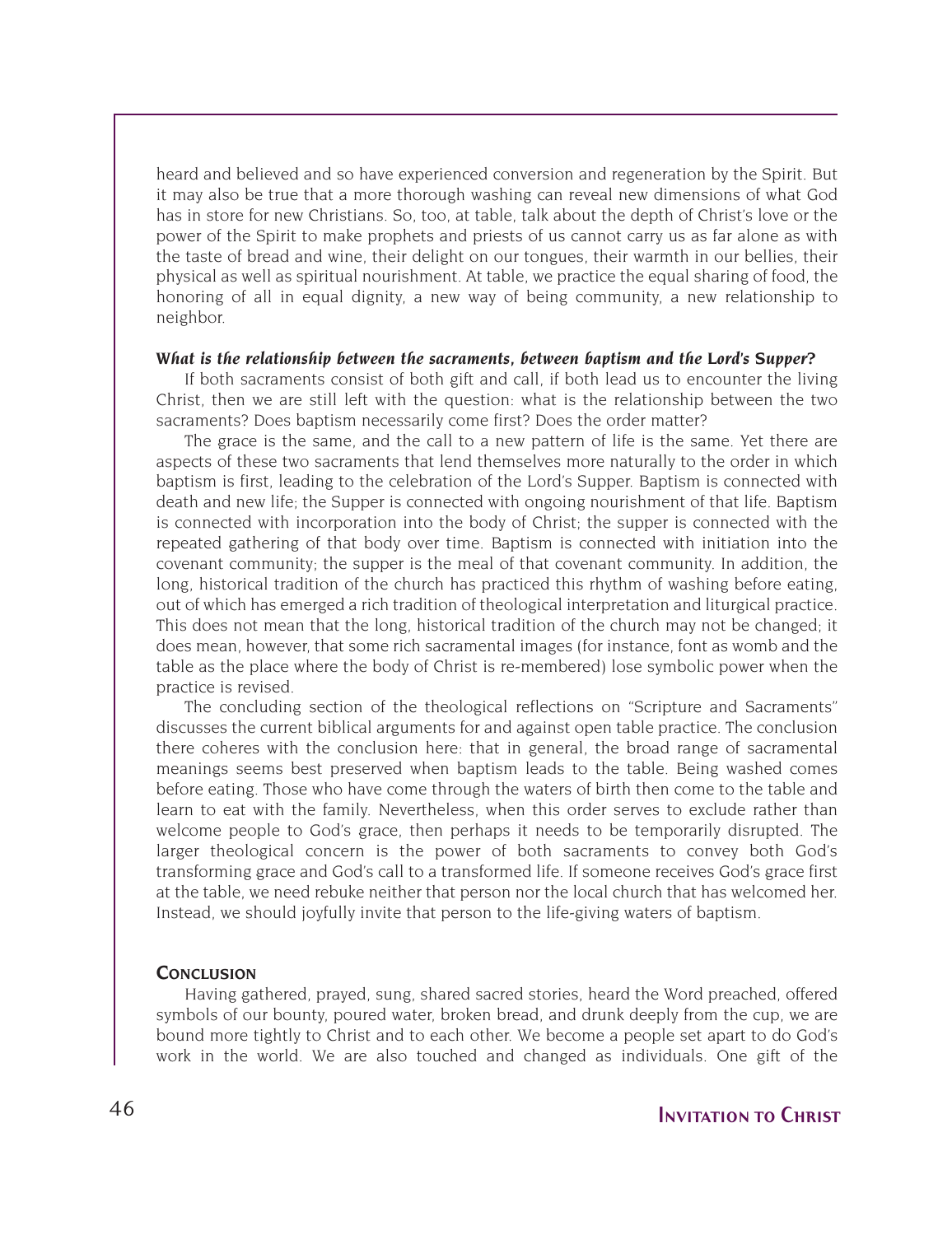heard and believed and so have experienced conversion and regeneration by the Spirit. But it may also be true that a more thorough washing can reveal new dimensions of what God has in store for new Christians. So, too, at table, talk about the depth of Christ's love or the power of the Spirit to make prophets and priests of us cannot carry us as far alone as with the taste of bread and wine, their delight on our tongues, their warmth in our bellies, their physical as well as spiritual nourishment. At table, we practice the equal sharing of food, the honoring of all in equal dignity, a new way of being community, a new relationship to neighbor.

***What is the relationship between the sacraments, between baptism and the Lord's Supper?***

If both sacraments consist of both gift and call, if both lead us to encounter the living Christ, then we are still left with the question: what is the relationship between the two sacraments? Does baptism necessarily come first? Does the order matter?

The grace is the same, and the call to a new pattern of life is the same. Yet there are aspects of these two sacraments that lend themselves more naturally to the order in which baptism is first, leading to the celebration of the Lord's Supper. Baptism is connected with death and new life; the Supper is connected with ongoing nourishment of that life. Baptism is connected with incorporation into the body of Christ; the supper is connected with the repeated gathering of that body over time. Baptism is connected with initiation into the covenant community; the supper is the meal of that covenant community. In addition, the long, historical tradition of the church has practiced this rhythm of washing before eating, out of which has emerged a rich tradition of theological interpretation and liturgical practice. This does not mean that the long, historical tradition of the church may not be changed; it does mean, however, that some rich sacramental images (for instance, font as womb and the table as the place where the body of Christ is re-membered) lose symbolic power when the practice is revised.

The concluding section of the theological reflections on "Scripture and Sacraments" discusses the current biblical arguments for and against open table practice. The conclusion there coheres with the conclusion here: that in general, the broad range of sacramental meanings seems best preserved when baptism leads to the table. Being washed comes before eating. Those who have come through the waters of birth then come to the table and learn to eat with the family. Nevertheless, when this order serves to exclude rather than welcome people to God's grace, then perhaps it needs to be temporarily disrupted. The larger theological concern is the power of both sacraments to convey both God's transforming grace and God's call to a transformed life. If someone receives God's grace first at the table, we need rebuke neither that person nor the local church that has welcomed her. Instead, we should joyfully invite that person to the life-giving waters of baptism.

## Conclusion

Having gathered, prayed, sung, shared sacred stories, heard the Word preached, offered symbols of our bounty, poured water, broken bread, and drunk deeply from the cup, we are bound more tightly to Christ and to each other. We become a people set apart to do God's work in the world. We are also touched and changed as individuals. One gift of the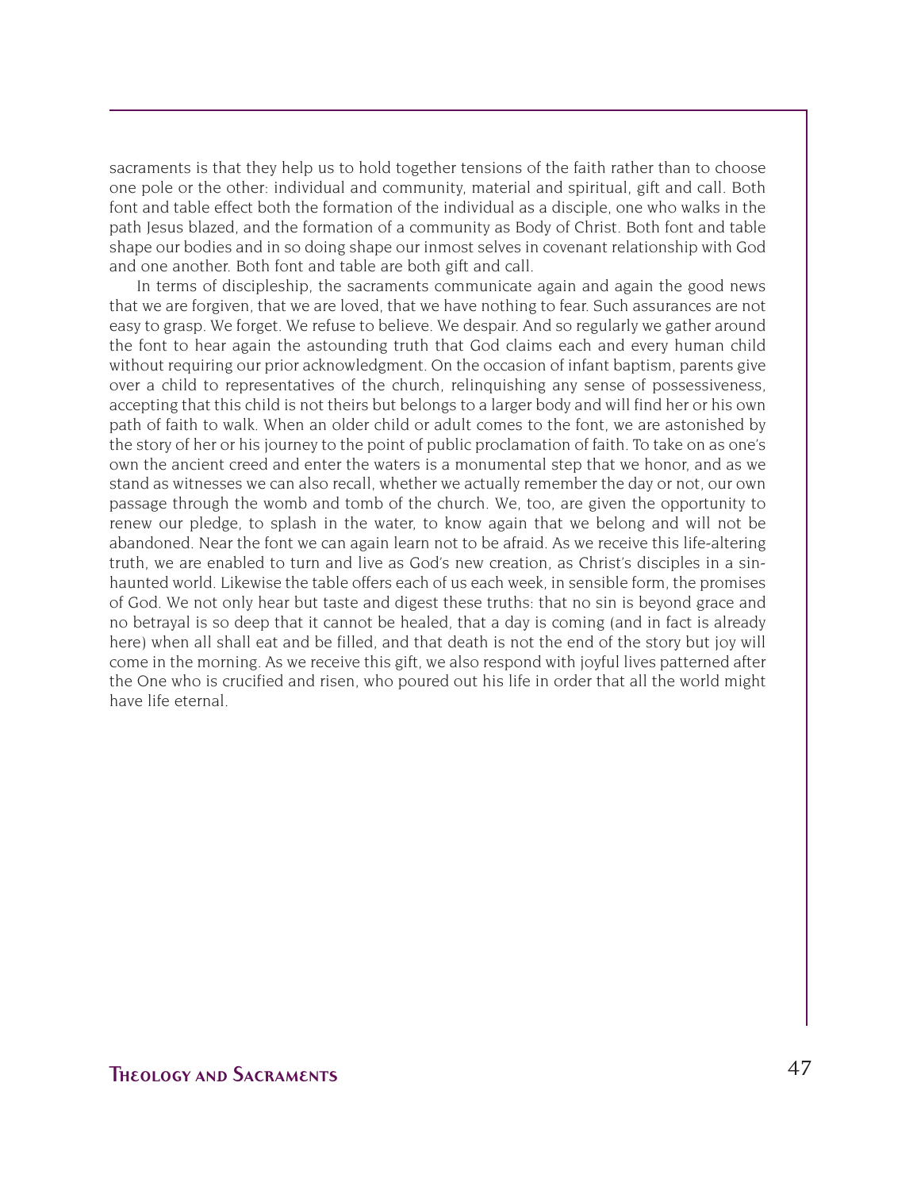sacraments is that they help us to hold together tensions of the faith rather than to choose one pole or the other: individual and community, material and spiritual, gift and call. Both font and table effect both the formation of the individual as a disciple, one who walks in the path Jesus blazed, and the formation of a community as Body of Christ. Both font and table shape our bodies and in so doing shape our inmost selves in covenant relationship with God and one another. Both font and table are both gift and call.

In terms of discipleship, the sacraments communicate again and again the good news that we are forgiven, that we are loved, that we have nothing to fear. Such assurances are not easy to grasp. We forget. We refuse to believe. We despair. And so regularly we gather around the font to hear again the astounding truth that God claims each and every human child without requiring our prior acknowledgment. On the occasion of infant baptism, parents give over a child to representatives of the church, relinquishing any sense of possessiveness, accepting that this child is not theirs but belongs to a larger body and will find her or his own path of faith to walk. When an older child or adult comes to the font, we are astonished by the story of her or his journey to the point of public proclamation of faith. To take on as one's own the ancient creed and enter the waters is a monumental step that we honor, and as we stand as witnesses we can also recall, whether we actually remember the day or not, our own passage through the womb and tomb of the church. We, too, are given the opportunity to renew our pledge, to splash in the water, to know again that we belong and will not be abandoned. Near the font we can again learn not to be afraid. As we receive this life-altering truth, we are enabled to turn and live as God's new creation, as Christ's disciples in a sin-haunted world. Likewise the table offers each of us each week, in sensible form, the promises of God. We not only hear but taste and digest these truths: that no sin is beyond grace and no betrayal is so deep that it cannot be healed, that a day is coming (and in fact is already here) when all shall eat and be filled, and that death is not the end of the story but joy will come in the morning. As we receive this gift, we also respond with joyful lives patterned after the One who is crucified and risen, who poured out his life in order that all the world might have life eternal.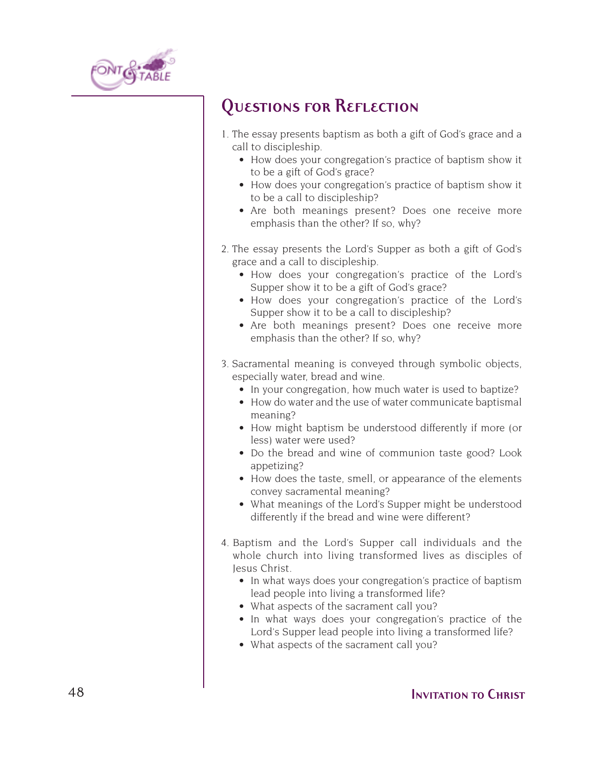## Questions for Reflection

1. The essay presents baptism as both a gift of God's grace and a call to discipleship.
   - How does your congregation's practice of baptism show it to be a gift of God's grace?
   - How does your congregation's practice of baptism show it to be a call to discipleship?
   - Are both meanings present? Does one receive more emphasis than the other? If so, why?

2. The essay presents the Lord's Supper as both a gift of God's grace and a call to discipleship.
   - How does your congregation's practice of the Lord's Supper show it to be a gift of God's grace?
   - How does your congregation's practice of the Lord's Supper show it to be a call to discipleship?
   - Are both meanings present? Does one receive more emphasis than the other? If so, why?

3. Sacramental meaning is conveyed through symbolic objects, especially water, bread and wine.
   - In your congregation, how much water is used to baptize?
   - How do water and the use of water communicate baptismal meaning?
   - How might baptism be understood differently if more (or less) water were used?
   - Do the bread and wine of communion taste good? Look appetizing?
   - How does the taste, smell, or appearance of the elements convey sacramental meaning?
   - What meanings of the Lord's Supper might be understood differently if the bread and wine were different?

4. Baptism and the Lord's Supper call individuals and the whole church into living transformed lives as disciples of Jesus Christ.
   - In what ways does your congregation's practice of baptism lead people into living a transformed life?
   - What aspects of the sacrament call you?
   - In what ways does your congregation's practice of the Lord's Supper lead people into living a transformed life?
   - What aspects of the sacrament call you?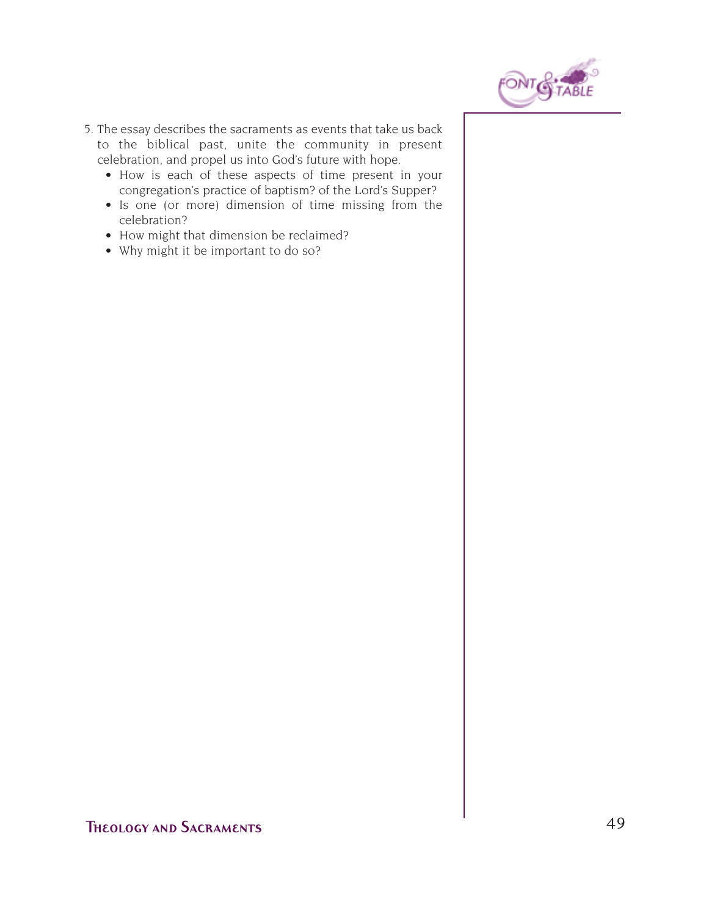5. The essay describes the sacraments as events that take us back to the biblical past, unite the community in present celebration, and propel us into God's future with hope.
   - How is each of these aspects of time present in your congregation's practice of baptism? of the Lord's Supper?
   - Is one (or more) dimension of time missing from the celebration?
   - How might that dimension be reclaimed?
   - Why might it be important to do so?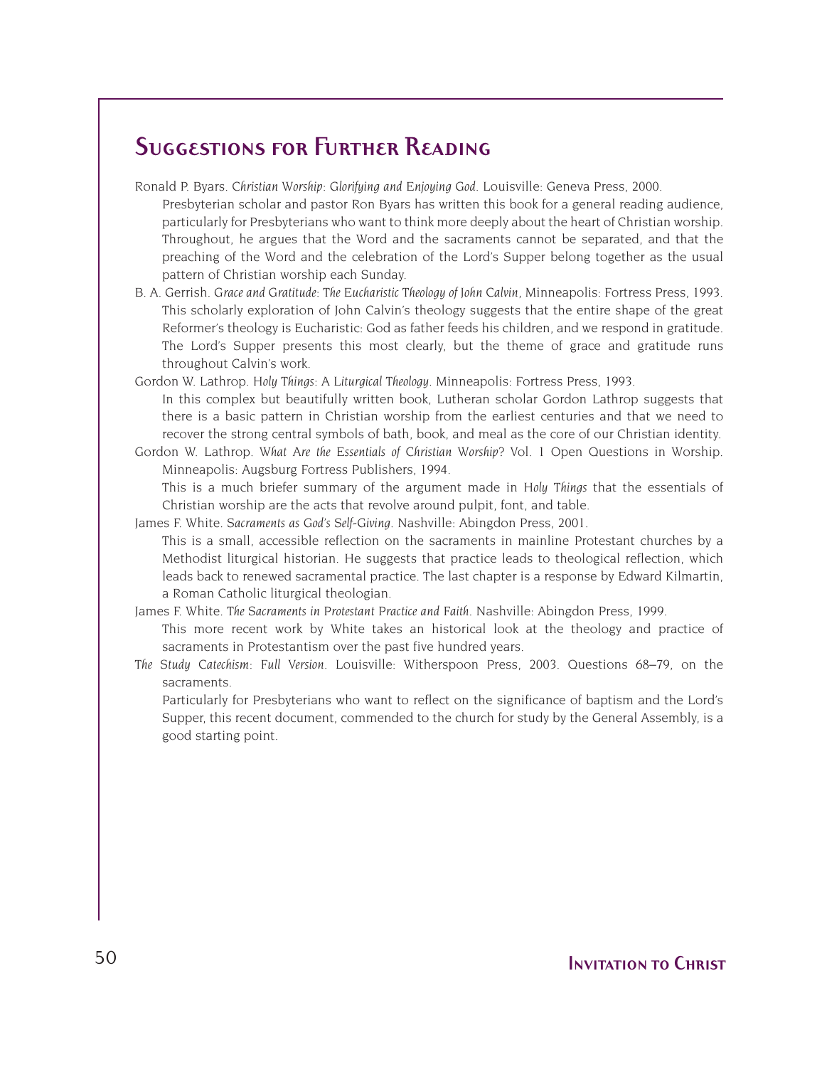## Suggestions for Further Reading

Ronald P. Byars. *Christian Worship: Glorifying and Enjoying God*. Louisville: Geneva Press, 2000.

Presbyterian scholar and pastor Ron Byars has written this book for a general reading audience, particularly for Presbyterians who want to think more deeply about the heart of Christian worship. Throughout, he argues that the Word and the sacraments cannot be separated, and that the preaching of the Word and the celebration of the Lord's Supper belong together as the usual pattern of Christian worship each Sunday.

B. A. Gerrish. *Grace and Gratitude: The Eucharistic Theology of John Calvin*, Minneapolis: Fortress Press, 1993.

This scholarly exploration of John Calvin's theology suggests that the entire shape of the great Reformer's theology is Eucharistic: God as father feeds his children, and we respond in gratitude. The Lord's Supper presents this most clearly, but the theme of grace and gratitude runs throughout Calvin's work.

Gordon W. Lathrop. *Holy Things: A Liturgical Theology*. Minneapolis: Fortress Press, 1993.

In this complex but beautifully written book, Lutheran scholar Gordon Lathrop suggests that there is a basic pattern in Christian worship from the earliest centuries and that we need to recover the strong central symbols of bath, book, and meal as the core of our Christian identity.

Gordon W. Lathrop. *What Are the Essentials of Christian Worship?* Vol. 1 Open Questions in Worship. Minneapolis: Augsburg Fortress Publishers, 1994.

This is a much briefer summary of the argument made in *Holy Things* that the essentials of Christian worship are the acts that revolve around pulpit, font, and table.

James F. White. *Sacraments as God's Self-Giving*. Nashville: Abingdon Press, 2001.

This is a small, accessible reflection on the sacraments in mainline Protestant churches by a Methodist liturgical historian. He suggests that practice leads to theological reflection, which leads back to renewed sacramental practice. The last chapter is a response by Edward Kilmartin, a Roman Catholic liturgical theologian.

James F. White. *The Sacraments in Protestant Practice and Faith*. Nashville: Abingdon Press, 1999.

This more recent work by White takes an historical look at the theology and practice of sacraments in Protestantism over the past five hundred years.

*The Study Catechism: Full Version*. Louisville: Witherspoon Press, 2003. Questions 68–79, on the sacraments.

Particularly for Presbyterians who want to reflect on the significance of baptism and the Lord's Supper, this recent document, commended to the church for study by the General Assembly, is a good starting point.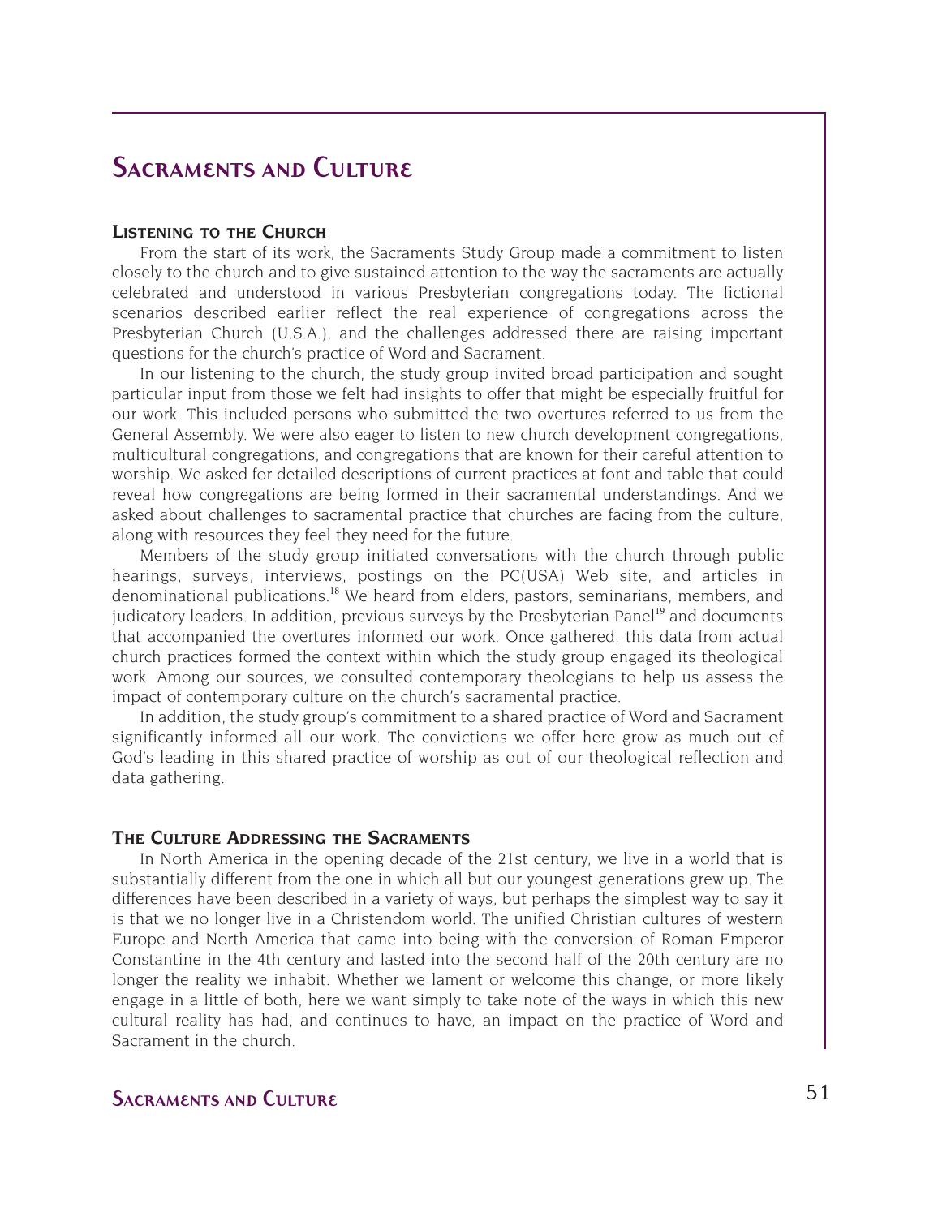# Sacraments and Culture

## Listening to the Church

From the start of its work, the Sacraments Study Group made a commitment to listen closely to the church and to give sustained attention to the way the sacraments are actually celebrated and understood in various Presbyterian congregations today. The fictional scenarios described earlier reflect the real experience of congregations across the Presbyterian Church (U.S.A.), and the challenges addressed there are raising important questions for the church's practice of Word and Sacrament.

In our listening to the church, the study group invited broad participation and sought particular input from those we felt had insights to offer that might be especially fruitful for our work. This included persons who submitted the two overtures referred to us from the General Assembly. We were also eager to listen to new church development congregations, multicultural congregations, and congregations that are known for their careful attention to worship. We asked for detailed descriptions of current practices at font and table that could reveal how congregations are being formed in their sacramental understandings. And we asked about challenges to sacramental practice that churches are facing from the culture, along with resources they feel they need for the future.

Members of the study group initiated conversations with the church through public hearings, surveys, interviews, postings on the PC(USA) Web site, and articles in denominational publications.[18] We heard from elders, pastors, seminarians, members, and judicatory leaders. In addition, previous surveys by the Presbyterian Panel[19] and documents that accompanied the overtures informed our work. Once gathered, this data from actual church practices formed the context within which the study group engaged its theological work. Among our sources, we consulted contemporary theologians to help us assess the impact of contemporary culture on the church's sacramental practice.

In addition, the study group's commitment to a shared practice of Word and Sacrament significantly informed all our work. The convictions we offer here grow as much out of God's leading in this shared practice of worship as out of our theological reflection and data gathering.

## The Culture Addressing the Sacraments

In North America in the opening decade of the 21st century, we live in a world that is substantially different from the one in which all but our youngest generations grew up. The differences have been described in a variety of ways, but perhaps the simplest way to say it is that we no longer live in a Christendom world. The unified Christian cultures of western Europe and North America that came into being with the conversion of Roman Emperor Constantine in the 4th century and lasted into the second half of the 20th century are no longer the reality we inhabit. Whether we lament or welcome this change, or more likely engage in a little of both, here we want simply to take note of the ways in which this new cultural reality has had, and continues to have, an impact on the practice of Word and Sacrament in the church.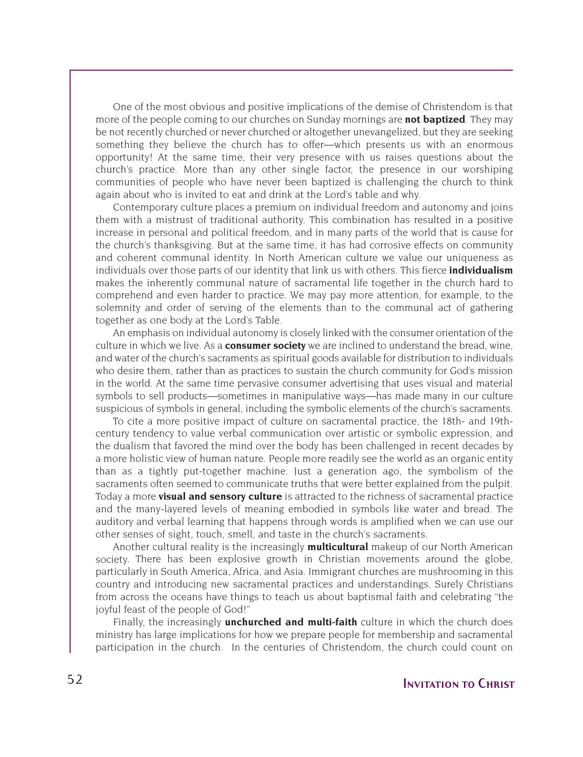One of the most obvious and positive implications of the demise of Christendom is that more of the people coming to our churches on Sunday mornings are **not baptized**. They may be not recently churched or never churched or altogether unevangelized, but they are seeking something they believe the church has to offer—which presents us with an enormous opportunity! At the same time, their very presence with us raises questions about the church's practice. More than any other single factor, the presence in our worshiping communities of people who have never been baptized is challenging the church to think again about who is invited to eat and drink at the Lord's table and why.

Contemporary culture places a premium on individual freedom and autonomy and joins them with a mistrust of traditional authority. This combination has resulted in a positive increase in personal and political freedom, and in many parts of the world that is cause for the church's thanksgiving. But at the same time, it has had corrosive effects on community and coherent communal identity. In North American culture we value our uniqueness as individuals over those parts of our identity that link us with others. This fierce **individualism** makes the inherently communal nature of sacramental life together in the church hard to comprehend and even harder to practice. We may pay more attention, for example, to the solemnity and order of serving of the elements than to the communal act of gathering together as one body at the Lord's Table.

An emphasis on individual autonomy is closely linked with the consumer orientation of the culture in which we live. As a **consumer society** we are inclined to understand the bread, wine, and water of the church's sacraments as spiritual goods available for distribution to individuals who desire them, rather than as practices to sustain the church community for God's mission in the world. At the same time pervasive consumer advertising that uses visual and material symbols to sell products—sometimes in manipulative ways—has made many in our culture suspicious of symbols in general, including the symbolic elements of the church's sacraments.

To cite a more positive impact of culture on sacramental practice, the 18th- and 19th-century tendency to value verbal communication over artistic or symbolic expression, and the dualism that favored the mind over the body has been challenged in recent decades by a more holistic view of human nature. People more readily see the world as an organic entity than as a tightly put-together machine. Just a generation ago, the symbolism of the sacraments often seemed to communicate truths that were better explained from the pulpit. Today a more **visual and sensory culture** is attracted to the richness of sacramental practice and the many-layered levels of meaning embodied in symbols like water and bread. The auditory and verbal learning that happens through words is amplified when we can use our other senses of sight, touch, smell, and taste in the church's sacraments.

Another cultural reality is the increasingly **multicultural** makeup of our North American society. There has been explosive growth in Christian movements around the globe, particularly in South America, Africa, and Asia. Immigrant churches are mushrooming in this country and introducing new sacramental practices and understandings. Surely Christians from across the oceans have things to teach us about baptismal faith and celebrating "the joyful feast of the people of God!"

Finally, the increasingly **unchurched and multi-faith** culture in which the church does ministry has large implications for how we prepare people for membership and sacramental participation in the church. In the centuries of Christendom, the church could count on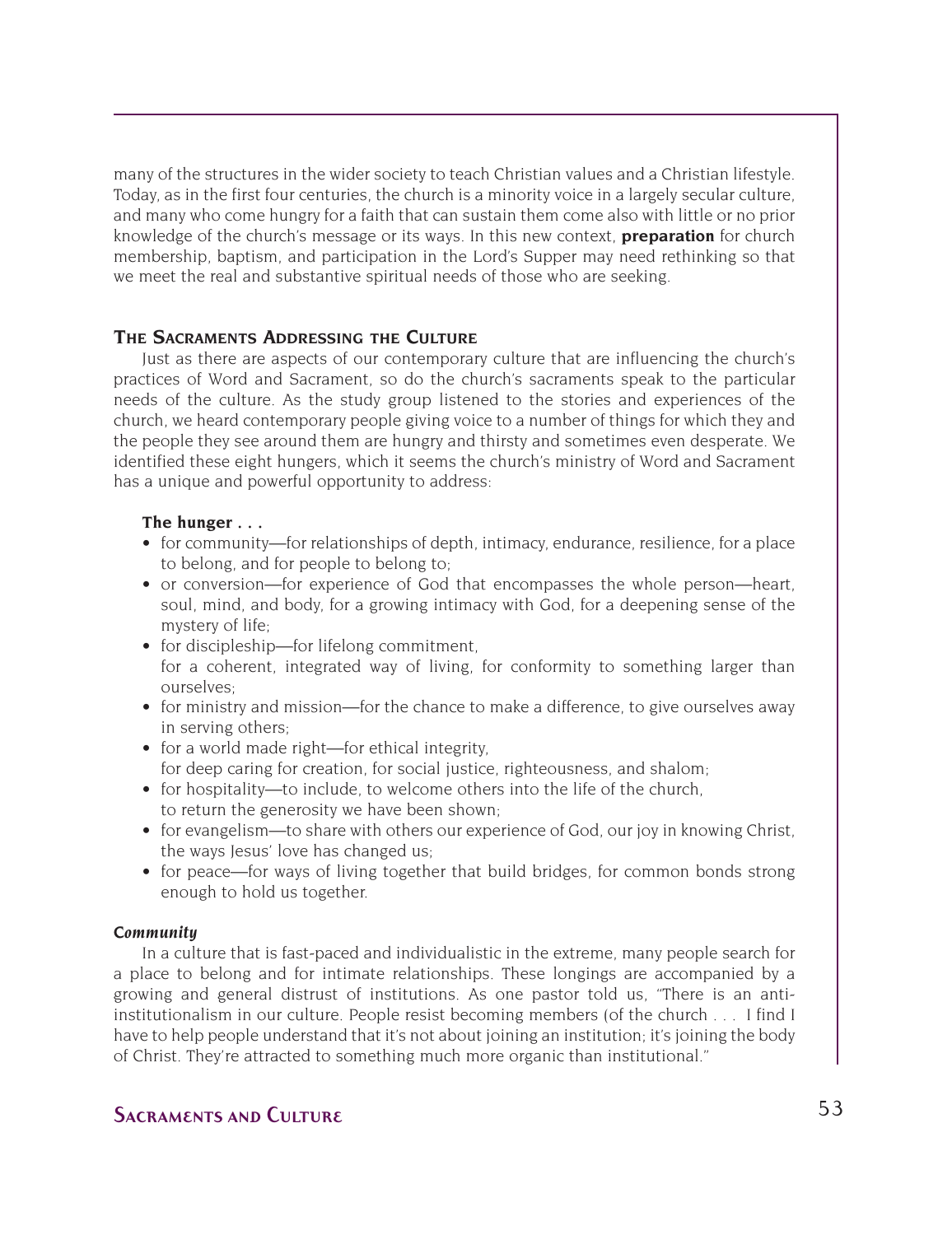many of the structures in the wider society to teach Christian values and a Christian lifestyle. Today, as in the first four centuries, the church is a minority voice in a largely secular culture, and many who come hungry for a faith that can sustain them come also with little or no prior knowledge of the church's message or its ways. In this new context, **preparation** for church membership, baptism, and participation in the Lord's Supper may need rethinking so that we meet the real and substantive spiritual needs of those who are seeking.

### The Sacraments Addressing the Culture

Just as there are aspects of our contemporary culture that are influencing the church's practices of Word and Sacrament, so do the church's sacraments speak to the particular needs of the culture. As the study group listened to the stories and experiences of the church, we heard contemporary people giving voice to a number of things for which they and the people they see around them are hungry and thirsty and sometimes even desperate. We identified these eight hungers, which it seems the church's ministry of Word and Sacrament has a unique and powerful opportunity to address:

**The hunger . . .**

- for community—for relationships of depth, intimacy, endurance, resilience, for a place to belong, and for people to belong to;
- or conversion—for experience of God that encompasses the whole person—heart, soul, mind, and body, for a growing intimacy with God, for a deepening sense of the mystery of life;
- for discipleship—for lifelong commitment,
  for a coherent, integrated way of living, for conformity to something larger than ourselves;
- for ministry and mission—for the chance to make a difference, to give ourselves away in serving others;
- for a world made right—for ethical integrity,
  for deep caring for creation, for social justice, righteousness, and shalom;
- for hospitality—to include, to welcome others into the life of the church,
  to return the generosity we have been shown;
- for evangelism—to share with others our experience of God, our joy in knowing Christ, the ways Jesus' love has changed us;
- for peace—for ways of living together that build bridges, for common bonds strong enough to hold us together.

#### *Community*

In a culture that is fast-paced and individualistic in the extreme, many people search for a place to belong and for intimate relationships. These longings are accompanied by a growing and general distrust of institutions. As one pastor told us, "There is an anti-institutionalism in our culture. People resist becoming members (of the church . . . I find I have to help people understand that it's not about joining an institution; it's joining the body of Christ. They're attracted to something much more organic than institutional."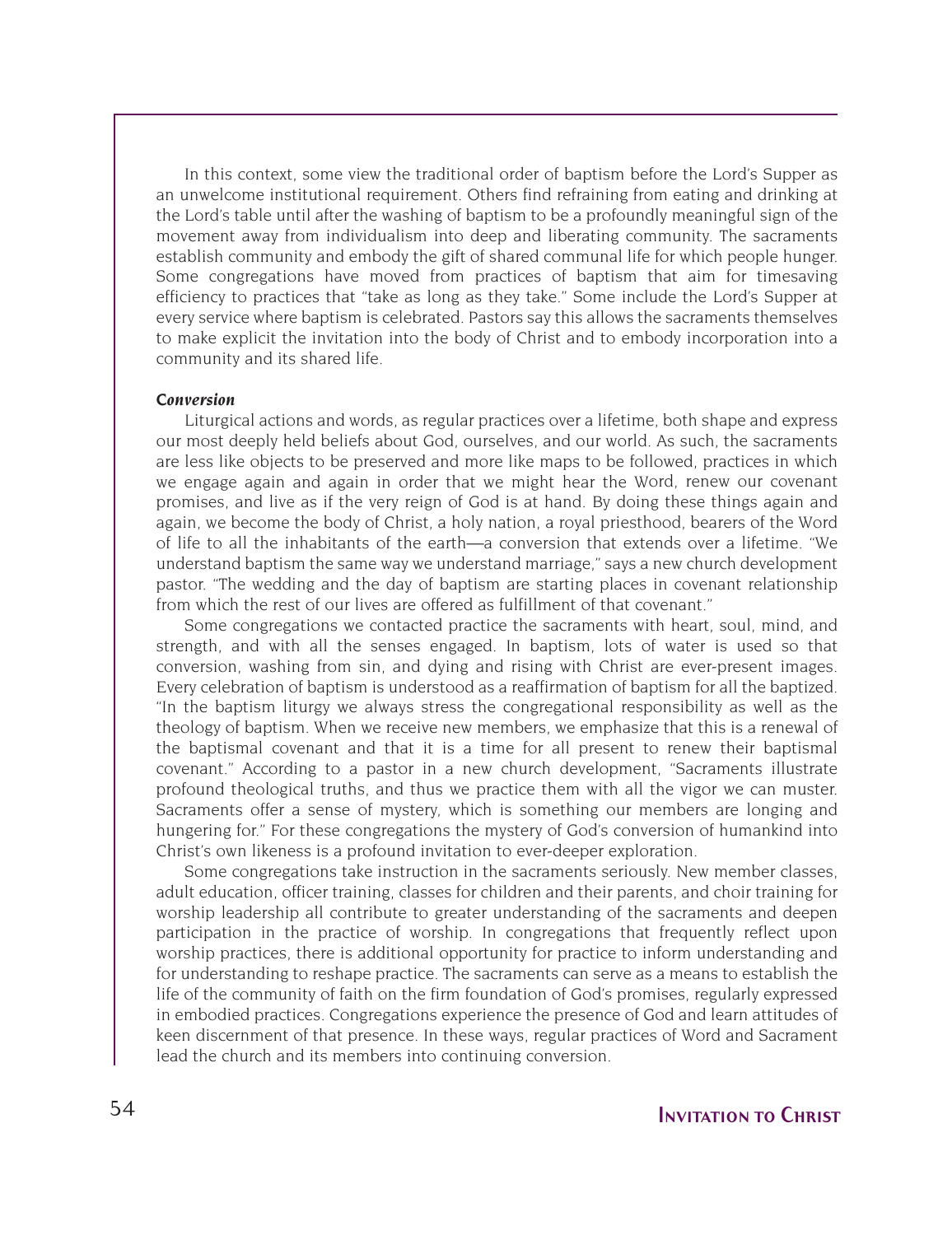In this context, some view the traditional order of baptism before the Lord's Supper as an unwelcome institutional requirement. Others find refraining from eating and drinking at the Lord's table until after the washing of baptism to be a profoundly meaningful sign of the movement away from individualism into deep and liberating community. The sacraments establish community and embody the gift of shared communal life for which people hunger. Some congregations have moved from practices of baptism that aim for timesaving efficiency to practices that "take as long as they take." Some include the Lord's Supper at every service where baptism is celebrated. Pastors say this allows the sacraments themselves to make explicit the invitation into the body of Christ and to embody incorporation into a community and its shared life.

***Conversion***

Liturgical actions and words, as regular practices over a lifetime, both shape and express our most deeply held beliefs about God, ourselves, and our world. As such, the sacraments are less like objects to be preserved and more like maps to be followed, practices in which we engage again and again in order that we might hear the Word, renew our covenant promises, and live as if the very reign of God is at hand. By doing these things again and again, we become the body of Christ, a holy nation, a royal priesthood, bearers of the Word of life to all the inhabitants of the earth—a conversion that extends over a lifetime. "We understand baptism the same way we understand marriage," says a new church development pastor. "The wedding and the day of baptism are starting places in covenant relationship from which the rest of our lives are offered as fulfillment of that covenant."

Some congregations we contacted practice the sacraments with heart, soul, mind, and strength, and with all the senses engaged. In baptism, lots of water is used so that conversion, washing from sin, and dying and rising with Christ are ever-present images. Every celebration of baptism is understood as a reaffirmation of baptism for all the baptized. "In the baptism liturgy we always stress the congregational responsibility as well as the theology of baptism. When we receive new members, we emphasize that this is a renewal of the baptismal covenant and that it is a time for all present to renew their baptismal covenant." According to a pastor in a new church development, "Sacraments illustrate profound theological truths, and thus we practice them with all the vigor we can muster. Sacraments offer a sense of mystery, which is something our members are longing and hungering for." For these congregations the mystery of God's conversion of humankind into Christ's own likeness is a profound invitation to ever-deeper exploration.

Some congregations take instruction in the sacraments seriously. New member classes, adult education, officer training, classes for children and their parents, and choir training for worship leadership all contribute to greater understanding of the sacraments and deepen participation in the practice of worship. In congregations that frequently reflect upon worship practices, there is additional opportunity for practice to inform understanding and for understanding to reshape practice. The sacraments can serve as a means to establish the life of the community of faith on the firm foundation of God's promises, regularly expressed in embodied practices. Congregations experience the presence of God and learn attitudes of keen discernment of that presence. In these ways, regular practices of Word and Sacrament lead the church and its members into continuing conversion.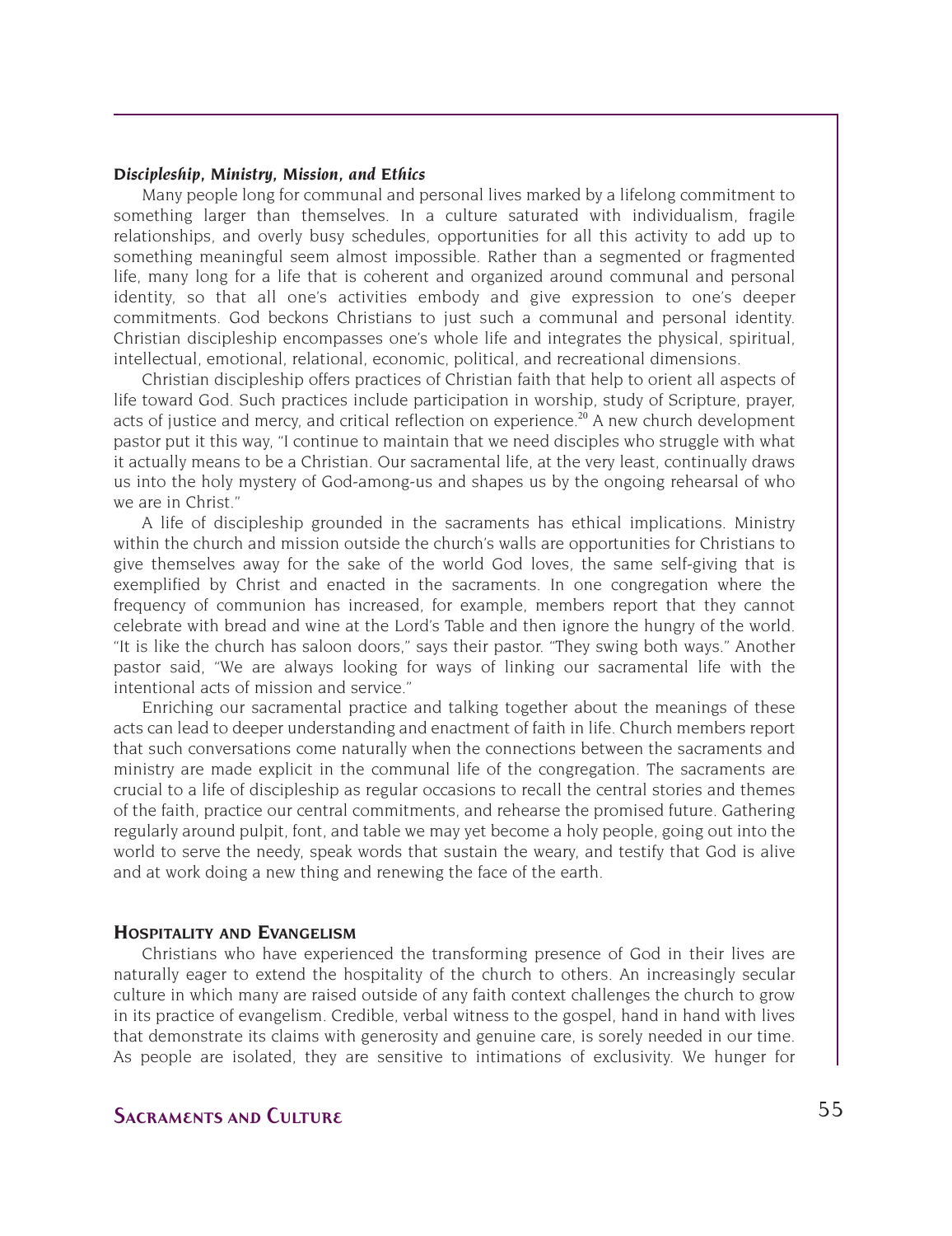### *Discipleship, Ministry, Mission, and Ethics*

Many people long for communal and personal lives marked by a lifelong commitment to something larger than themselves. In a culture saturated with individualism, fragile relationships, and overly busy schedules, opportunities for all this activity to add up to something meaningful seem almost impossible. Rather than a segmented or fragmented life, many long for a life that is coherent and organized around communal and personal identity, so that all one's activities embody and give expression to one's deeper commitments. God beckons Christians to just such a communal and personal identity. Christian discipleship encompasses one's whole life and integrates the physical, spiritual, intellectual, emotional, relational, economic, political, and recreational dimensions.

Christian discipleship offers practices of Christian faith that help to orient all aspects of life toward God. Such practices include participation in worship, study of Scripture, prayer, acts of justice and mercy, and critical reflection on experience.[20] A new church development pastor put it this way, "I continue to maintain that we need disciples who struggle with what it actually means to be a Christian. Our sacramental life, at the very least, continually draws us into the holy mystery of God-among-us and shapes us by the ongoing rehearsal of who we are in Christ."

A life of discipleship grounded in the sacraments has ethical implications. Ministry within the church and mission outside the church's walls are opportunities for Christians to give themselves away for the sake of the world God loves, the same self-giving that is exemplified by Christ and enacted in the sacraments. In one congregation where the frequency of communion has increased, for example, members report that they cannot celebrate with bread and wine at the Lord's Table and then ignore the hungry of the world. "It is like the church has saloon doors," says their pastor. "They swing both ways." Another pastor said, "We are always looking for ways of linking our sacramental life with the intentional acts of mission and service."

Enriching our sacramental practice and talking together about the meanings of these acts can lead to deeper understanding and enactment of faith in life. Church members report that such conversations come naturally when the connections between the sacraments and ministry are made explicit in the communal life of the congregation. The sacraments are crucial to a life of discipleship as regular occasions to recall the central stories and themes of the faith, practice our central commitments, and rehearse the promised future. Gathering regularly around pulpit, font, and table we may yet become a holy people, going out into the world to serve the needy, speak words that sustain the weary, and testify that God is alive and at work doing a new thing and renewing the face of the earth.

## HOSPITALITY AND EVANGELISM

Christians who have experienced the transforming presence of God in their lives are naturally eager to extend the hospitality of the church to others. An increasingly secular culture in which many are raised outside of any faith context challenges the church to grow in its practice of evangelism. Credible, verbal witness to the gospel, hand in hand with lives that demonstrate its claims with generosity and genuine care, is sorely needed in our time. As people are isolated, they are sensitive to intimations of exclusivity. We hunger for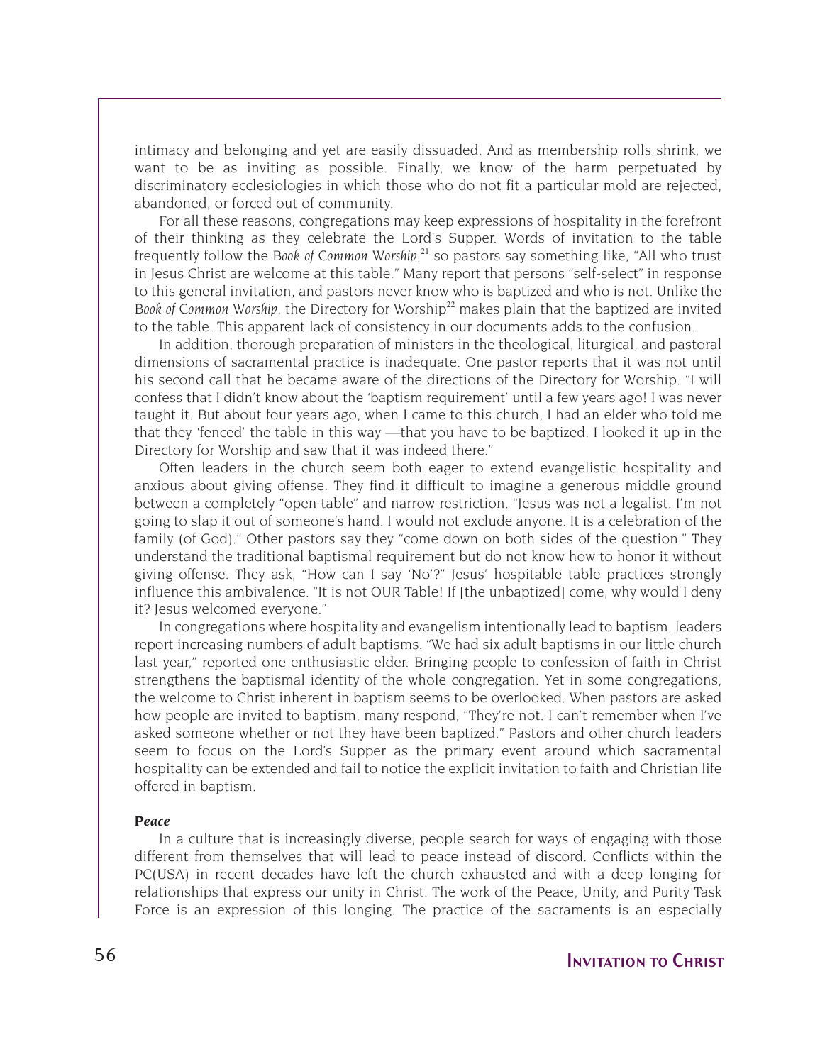intimacy and belonging and yet are easily dissuaded. And as membership rolls shrink, we want to be as inviting as possible. Finally, we know of the harm perpetuated by discriminatory ecclesiologies in which those who do not fit a particular mold are rejected, abandoned, or forced out of community.

For all these reasons, congregations may keep expressions of hospitality in the forefront of their thinking as they celebrate the Lord's Supper. Words of invitation to the table frequently follow the *Book of Common Worship*,[21] so pastors say something like, "All who trust in Jesus Christ are welcome at this table." Many report that persons "self-select" in response to this general invitation, and pastors never know who is baptized and who is not. Unlike the *Book of Common Worship*, the Directory for Worship[22] makes plain that the baptized are invited to the table. This apparent lack of consistency in our documents adds to the confusion.

In addition, thorough preparation of ministers in the theological, liturgical, and pastoral dimensions of sacramental practice is inadequate. One pastor reports that it was not until his second call that he became aware of the directions of the Directory for Worship. "I will confess that I didn't know about the 'baptism requirement' until a few years ago! I was never taught it. But about four years ago, when I came to this church, I had an elder who told me that they 'fenced' the table in this way —that you have to be baptized. I looked it up in the Directory for Worship and saw that it was indeed there."

Often leaders in the church seem both eager to extend evangelistic hospitality and anxious about giving offense. They find it difficult to imagine a generous middle ground between a completely "open table" and narrow restriction. "Jesus was not a legalist. I'm not going to slap it out of someone's hand. I would not exclude anyone. It is a celebration of the family (of God)." Other pastors say they "come down on both sides of the question." They understand the traditional baptismal requirement but do not know how to honor it without giving offense. They ask, "How can I say 'No'?" Jesus' hospitable table practices strongly influence this ambivalence. "It is not OUR Table! If [the unbaptized] come, why would I deny it? Jesus welcomed everyone."

In congregations where hospitality and evangelism intentionally lead to baptism, leaders report increasing numbers of adult baptisms. "We had six adult baptisms in our little church last year," reported one enthusiastic elder. Bringing people to confession of faith in Christ strengthens the baptismal identity of the whole congregation. Yet in some congregations, the welcome to Christ inherent in baptism seems to be overlooked. When pastors are asked how people are invited to baptism, many respond, "They're not. I can't remember when I've asked someone whether or not they have been baptized." Pastors and other church leaders seem to focus on the Lord's Supper as the primary event around which sacramental hospitality can be extended and fail to notice the explicit invitation to faith and Christian life offered in baptism.

***Peace***

In a culture that is increasingly diverse, people search for ways of engaging with those different from themselves that will lead to peace instead of discord. Conflicts within the PC(USA) in recent decades have left the church exhausted and with a deep longing for relationships that express our unity in Christ. The work of the Peace, Unity, and Purity Task Force is an expression of this longing. The practice of the sacraments is an especially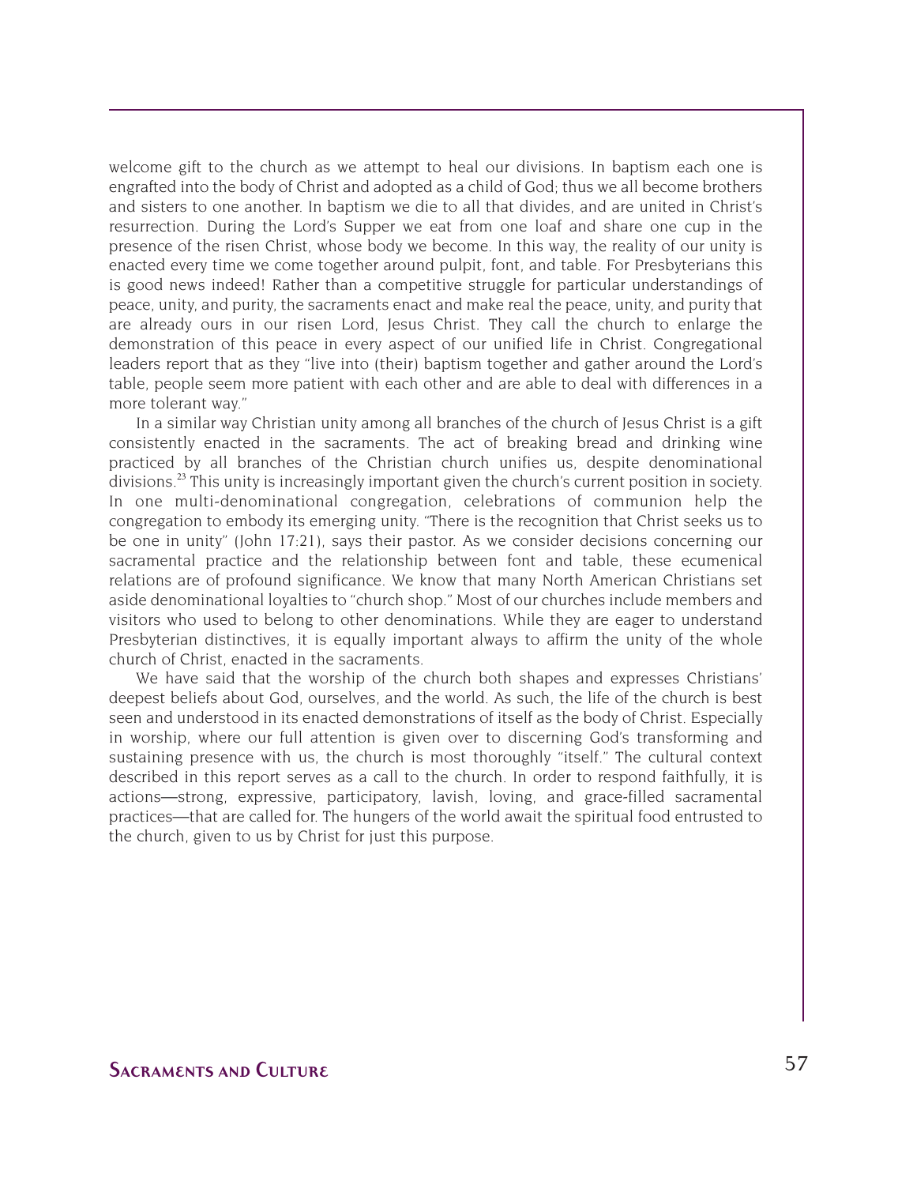welcome gift to the church as we attempt to heal our divisions. In baptism each one is engrafted into the body of Christ and adopted as a child of God; thus we all become brothers and sisters to one another. In baptism we die to all that divides, and are united in Christ's resurrection. During the Lord's Supper we eat from one loaf and share one cup in the presence of the risen Christ, whose body we become. In this way, the reality of our unity is enacted every time we come together around pulpit, font, and table. For Presbyterians this is good news indeed! Rather than a competitive struggle for particular understandings of peace, unity, and purity, the sacraments enact and make real the peace, unity, and purity that are already ours in our risen Lord, Jesus Christ. They call the church to enlarge the demonstration of this peace in every aspect of our unified life in Christ. Congregational leaders report that as they "live into (their) baptism together and gather around the Lord's table, people seem more patient with each other and are able to deal with differences in a more tolerant way."

In a similar way Christian unity among all branches of the church of Jesus Christ is a gift consistently enacted in the sacraments. The act of breaking bread and drinking wine practiced by all branches of the Christian church unifies us, despite denominational divisions.[23] This unity is increasingly important given the church's current position in society. In one multi-denominational congregation, celebrations of communion help the congregation to embody its emerging unity. "There is the recognition that Christ seeks us to be one in unity" (John 17:21), says their pastor. As we consider decisions concerning our sacramental practice and the relationship between font and table, these ecumenical relations are of profound significance. We know that many North American Christians set aside denominational loyalties to "church shop." Most of our churches include members and visitors who used to belong to other denominations. While they are eager to understand Presbyterian distinctives, it is equally important always to affirm the unity of the whole church of Christ, enacted in the sacraments.

We have said that the worship of the church both shapes and expresses Christians' deepest beliefs about God, ourselves, and the world. As such, the life of the church is best seen and understood in its enacted demonstrations of itself as the body of Christ. Especially in worship, where our full attention is given over to discerning God's transforming and sustaining presence with us, the church is most thoroughly "itself." The cultural context described in this report serves as a call to the church. In order to respond faithfully, it is actions—strong, expressive, participatory, lavish, loving, and grace-filled sacramental practices—that are called for. The hungers of the world await the spiritual food entrusted to the church, given to us by Christ for just this purpose.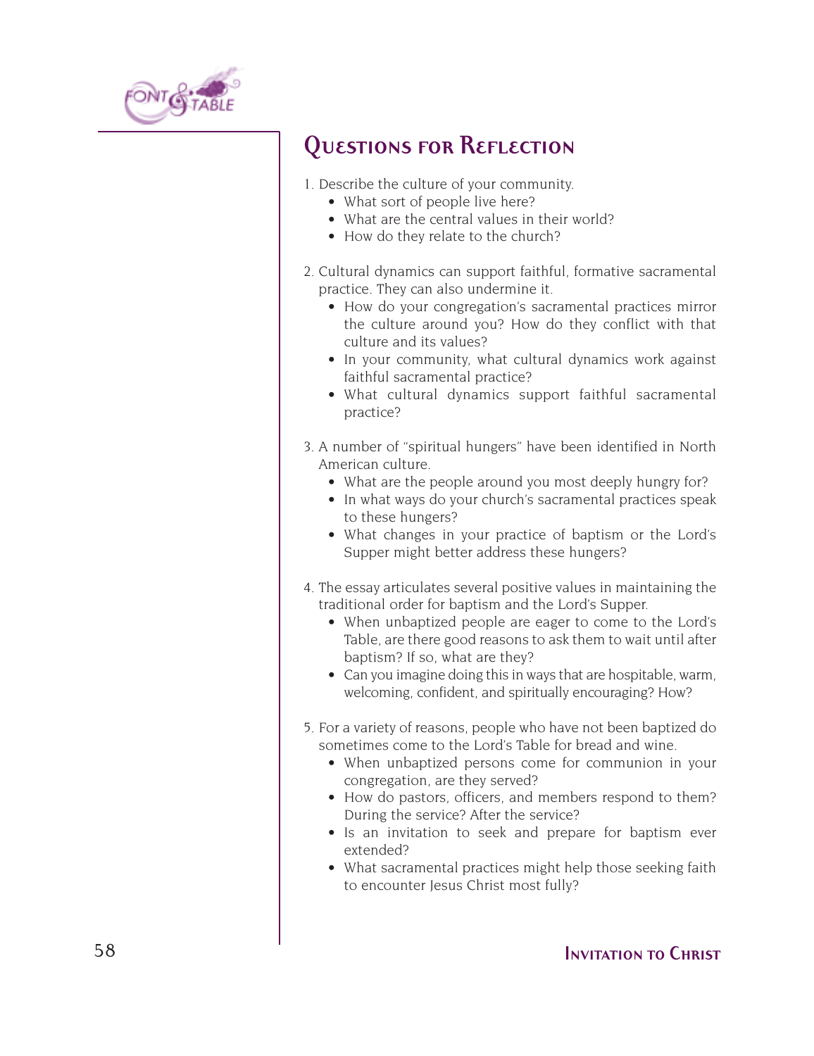## Questions for Reflection

1. Describe the culture of your community.
   - What sort of people live here?
   - What are the central values in their world?
   - How do they relate to the church?

2. Cultural dynamics can support faithful, formative sacramental practice. They can also undermine it.
   - How do your congregation's sacramental practices mirror the culture around you? How do they conflict with that culture and its values?
   - In your community, what cultural dynamics work against faithful sacramental practice?
   - What cultural dynamics support faithful sacramental practice?

3. A number of "spiritual hungers" have been identified in North American culture.
   - What are the people around you most deeply hungry for?
   - In what ways do your church's sacramental practices speak to these hungers?
   - What changes in your practice of baptism or the Lord's Supper might better address these hungers?

4. The essay articulates several positive values in maintaining the traditional order for baptism and the Lord's Supper.
   - When unbaptized people are eager to come to the Lord's Table, are there good reasons to ask them to wait until after baptism? If so, what are they?
   - Can you imagine doing this in ways that are hospitable, warm, welcoming, confident, and spiritually encouraging? How?

5. For a variety of reasons, people who have not been baptized do sometimes come to the Lord's Table for bread and wine.
   - When unbaptized persons come for communion in your congregation, are they served?
   - How do pastors, officers, and members respond to them? During the service? After the service?
   - Is an invitation to seek and prepare for baptism ever extended?
   - What sacramental practices might help those seeking faith to encounter Jesus Christ most fully?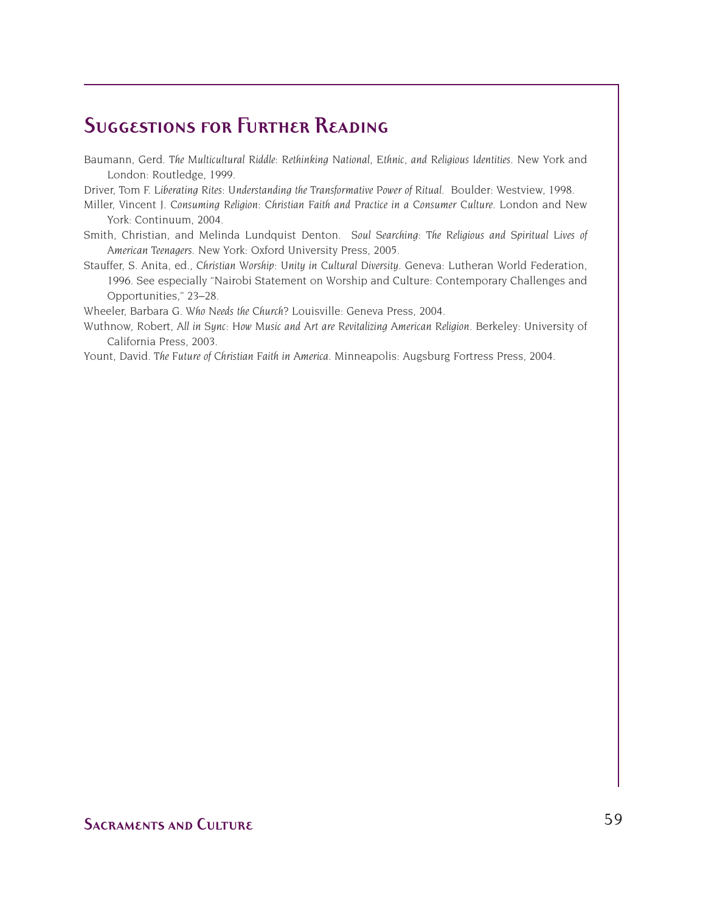## Suggestions for Further Reading

Baumann, Gerd. *The Multicultural Riddle: Rethinking National, Ethnic, and Religious Identities*. New York and London: Routledge, 1999.

Driver, Tom F. *Liberating Rites: Understanding the Transformative Power of Ritual*. Boulder: Westview, 1998.

Miller, Vincent J. *Consuming Religion: Christian Faith and Practice in a Consumer Culture*. London and New York: Continuum, 2004.

Smith, Christian, and Melinda Lundquist Denton. *Soul Searching: The Religious and Spiritual Lives of American Teenagers*. New York: Oxford University Press, 2005.

Stauffer, S. Anita, ed., *Christian Worship: Unity in Cultural Diversity*. Geneva: Lutheran World Federation, 1996. See especially "Nairobi Statement on Worship and Culture: Contemporary Challenges and Opportunities," 23–28.

Wheeler, Barbara G. *Who Needs the Church*? Louisville: Geneva Press, 2004.

Wuthnow, Robert, *All in Sync: How Music and Art are Revitalizing American Religion*. Berkeley: University of California Press, 2003.

Yount, David. *The Future of Christian Faith in America*. Minneapolis: Augsburg Fortress Press, 2004.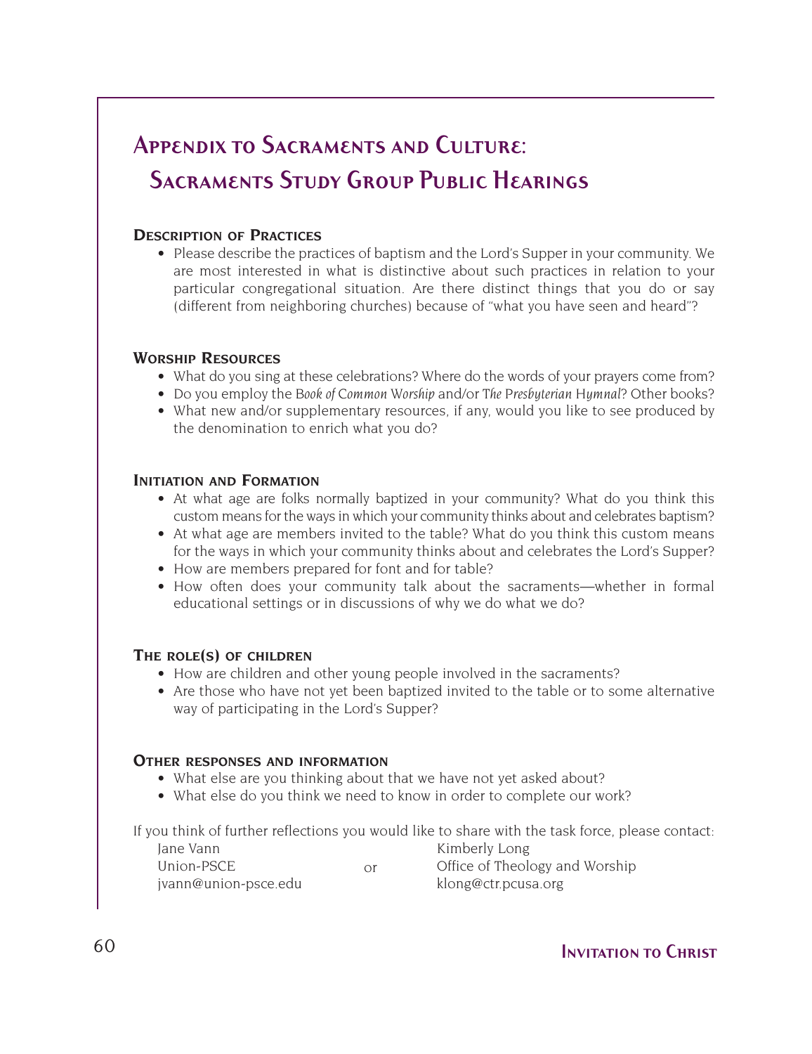# Appendix to Sacraments and Culture: Sacraments Study Group Public Hearings

### Description of Practices

- Please describe the practices of baptism and the Lord's Supper in your community. We are most interested in what is distinctive about such practices in relation to your particular congregational situation. Are there distinct things that you do or say (different from neighboring churches) because of "what you have seen and heard"?

### Worship Resources

- What do you sing at these celebrations? Where do the words of your prayers come from?
- Do you employ the *Book of Common Worship* and/or *The Presbyterian Hymnal*? Other books?
- What new and/or supplementary resources, if any, would you like to see produced by the denomination to enrich what you do?

### Initiation and Formation

- At what age are folks normally baptized in your community? What do you think this custom means for the ways in which your community thinks about and celebrates baptism?
- At what age are members invited to the table? What do you think this custom means for the ways in which your community thinks about and celebrates the Lord's Supper?
- How are members prepared for font and for table?
- How often does your community talk about the sacraments—whether in formal educational settings or in discussions of why we do what we do?

### The role(s) of children

- How are children and other young people involved in the sacraments?
- Are those who have not yet been baptized invited to the table or to some alternative way of participating in the Lord's Supper?

### Other responses and information

- What else are you thinking about that we have not yet asked about?
- What else do you think we need to know in order to complete our work?

If you think of further reflections you would like to share with the task force, please contact:

Jane Vann
Union-PSCE
jvann@union-psce.edu

or

Kimberly Long
Office of Theology and Worship
klong@ctr.pcusa.org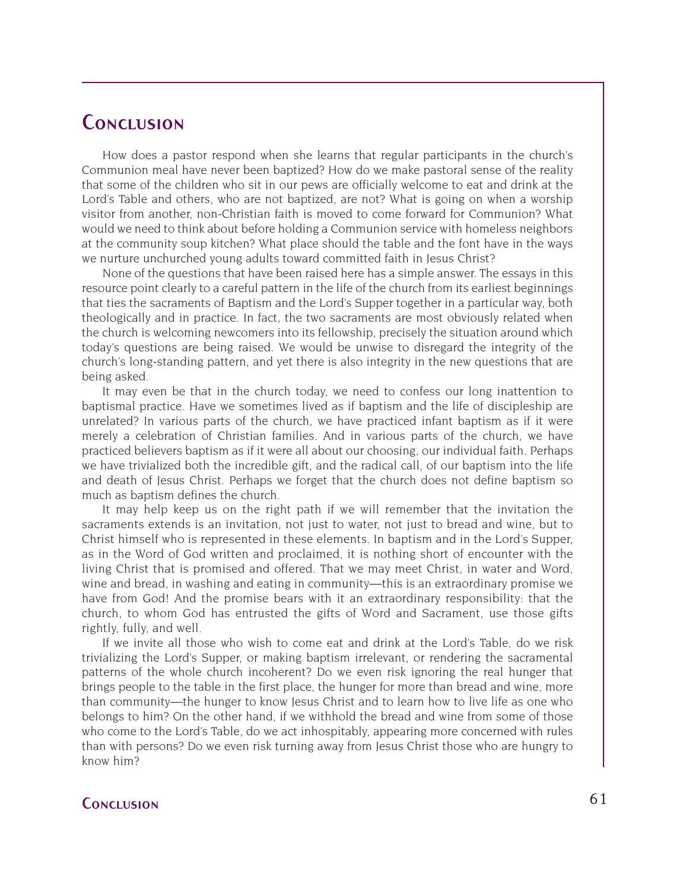# Conclusion

How does a pastor respond when she learns that regular participants in the church's Communion meal have never been baptized? How do we make pastoral sense of the reality that some of the children who sit in our pews are officially welcome to eat and drink at the Lord's Table and others, who are not baptized, are not? What is going on when a worship visitor from another, non-Christian faith is moved to come forward for Communion? What would we need to think about before holding a Communion service with homeless neighbors at the community soup kitchen? What place should the table and the font have in the ways we nurture unchurched young adults toward committed faith in Jesus Christ?

None of the questions that have been raised here has a simple answer. The essays in this resource point clearly to a careful pattern in the life of the church from its earliest beginnings that ties the sacraments of Baptism and the Lord's Supper together in a particular way, both theologically and in practice. In fact, the two sacraments are most obviously related when the church is welcoming newcomers into its fellowship, precisely the situation around which today's questions are being raised. We would be unwise to disregard the integrity of the church's long-standing pattern, and yet there is also integrity in the new questions that are being asked.

It may even be that in the church today, we need to confess our long inattention to baptismal practice. Have we sometimes lived as if baptism and the life of discipleship are unrelated? In various parts of the church, we have practiced infant baptism as if it were merely a celebration of Christian families. And in various parts of the church, we have practiced believers baptism as if it were all about our choosing, our individual faith. Perhaps we have trivialized both the incredible gift, and the radical call, of our baptism into the life and death of Jesus Christ. Perhaps we forget that the church does not define baptism so much as baptism defines the church.

It may help keep us on the right path if we will remember that the invitation the sacraments extends is an invitation, not just to water, not just to bread and wine, but to Christ himself who is represented in these elements. In baptism and in the Lord's Supper, as in the Word of God written and proclaimed, it is nothing short of encounter with the living Christ that is promised and offered. That we may meet Christ, in water and Word, wine and bread, in washing and eating in community—this is an extraordinary promise we have from God! And the promise bears with it an extraordinary responsibility: that the church, to whom God has entrusted the gifts of Word and Sacrament, use those gifts rightly, fully, and well.

If we invite all those who wish to come eat and drink at the Lord's Table, do we risk trivializing the Lord's Supper, or making baptism irrelevant, or rendering the sacramental patterns of the whole church incoherent? Do we even risk ignoring the real hunger that brings people to the table in the first place, the hunger for more than bread and wine, more than community—the hunger to know Jesus Christ and to learn how to live life as one who belongs to him? On the other hand, if we withhold the bread and wine from some of those who come to the Lord's Table, do we act inhospitably, appearing more concerned with rules than with persons? Do we even risk turning away from Jesus Christ those who are hungry to know him?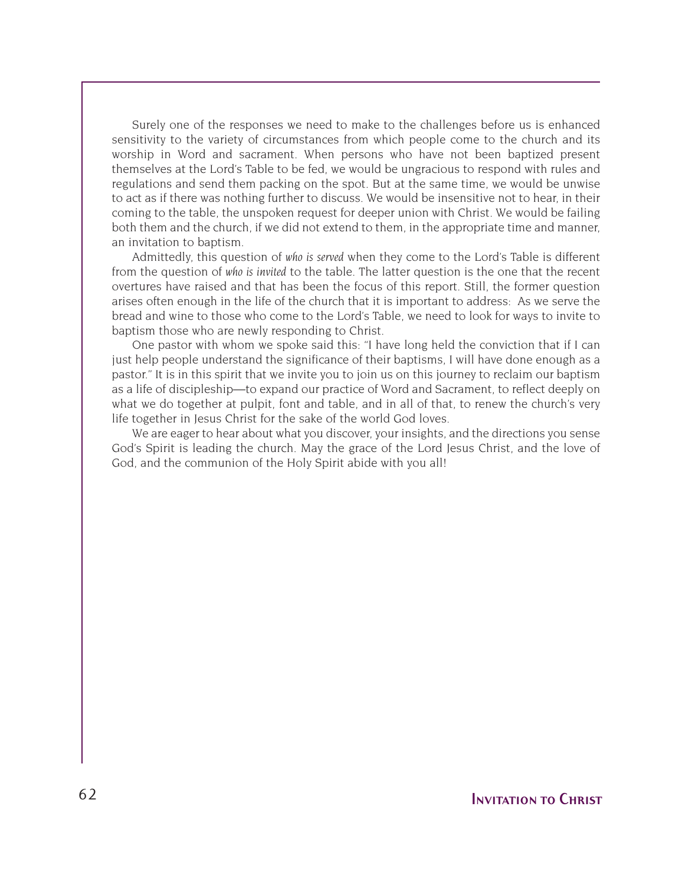Surely one of the responses we need to make to the challenges before us is enhanced sensitivity to the variety of circumstances from which people come to the church and its worship in Word and sacrament. When persons who have not been baptized present themselves at the Lord's Table to be fed, we would be ungracious to respond with rules and regulations and send them packing on the spot. But at the same time, we would be unwise to act as if there was nothing further to discuss. We would be insensitive not to hear, in their coming to the table, the unspoken request for deeper union with Christ. We would be failing both them and the church, if we did not extend to them, in the appropriate time and manner, an invitation to baptism.

Admittedly, this question of *who is served* when they come to the Lord's Table is different from the question of *who is invited* to the table. The latter question is the one that the recent overtures have raised and that has been the focus of this report. Still, the former question arises often enough in the life of the church that it is important to address: As we serve the bread and wine to those who come to the Lord's Table, we need to look for ways to invite to baptism those who are newly responding to Christ.

One pastor with whom we spoke said this: "I have long held the conviction that if I can just help people understand the significance of their baptisms, I will have done enough as a pastor." It is in this spirit that we invite you to join us on this journey to reclaim our baptism as a life of discipleship—to expand our practice of Word and Sacrament, to reflect deeply on what we do together at pulpit, font and table, and in all of that, to renew the church's very life together in Jesus Christ for the sake of the world God loves.

We are eager to hear about what you discover, your insights, and the directions you sense God's Spirit is leading the church. May the grace of the Lord Jesus Christ, and the love of God, and the communion of the Holy Spirit abide with you all!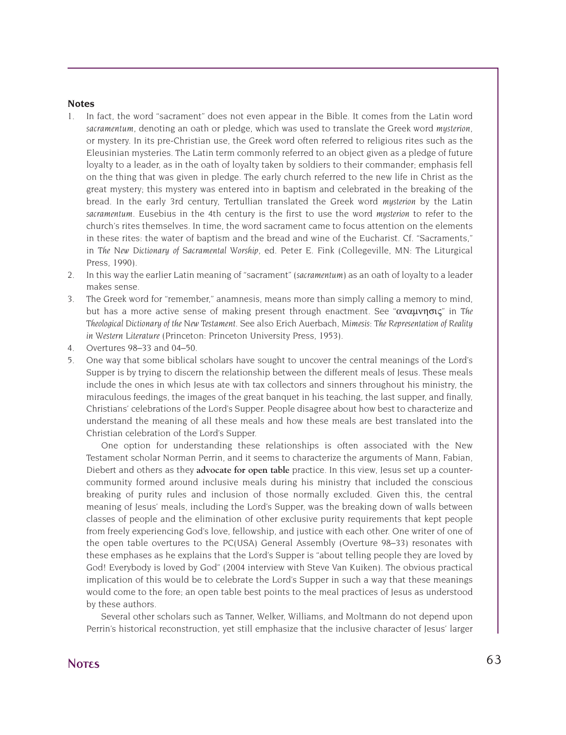## Notes

1. In fact, the word "sacrament" does not even appear in the Bible. It comes from the Latin word *sacramentum*, denoting an oath or pledge, which was used to translate the Greek word *mysterion*, or mystery. In its pre-Christian use, the Greek word often referred to religious rites such as the Eleusinian mysteries. The Latin term commonly referred to an object given as a pledge of future loyalty to a leader, as in the oath of loyalty taken by soldiers to their commander; emphasis fell on the thing that was given in pledge. The early church referred to the new life in Christ as the great mystery; this mystery was entered into in baptism and celebrated in the breaking of the bread. In the early 3rd century, Tertullian translated the Greek word *mysterion* by the Latin *sacramentum*. Eusebius in the 4th century is the first to use the word *mysterion* to refer to the church's rites themselves. In time, the word sacrament came to focus attention on the elements in these rites: the water of baptism and the bread and wine of the Eucharist. Cf. "Sacraments," in *The New Dictionary of Sacramental Worship*, ed. Peter E. Fink (Collegeville, MN: The Liturgical Press, 1990).
2. In this way the earlier Latin meaning of "sacrament" (*sacramentum*) as an oath of loyalty to a leader makes sense.
3. The Greek word for "remember," anamnesis, means more than simply calling a memory to mind, but has a more active sense of making present through enactment. See "αναμνησις" in *The Theological Dictionary of the New Testament*. See also Erich Auerbach, *Mimesis: The Representation of Reality in Western Literature* (Princeton: Princeton University Press, 1953).
4. Overtures 98–33 and 04–50.
5. One way that some biblical scholars have sought to uncover the central meanings of the Lord's Supper is by trying to discern the relationship between the different meals of Jesus. These meals include the ones in which Jesus ate with tax collectors and sinners throughout his ministry, the miraculous feedings, the images of the great banquet in his teaching, the last supper, and finally, Christians' celebrations of the Lord's Supper. People disagree about how best to characterize and understand the meaning of all these meals and how these meals are best translated into the Christian celebration of the Lord's Supper.

   One option for understanding these relationships is often associated with the New Testament scholar Norman Perrin, and it seems to characterize the arguments of Mann, Fabian, Diebert and others as they **advocate for open table** practice. In this view, Jesus set up a counter-community formed around inclusive meals during his ministry that included the conscious breaking of purity rules and inclusion of those normally excluded. Given this, the central meaning of Jesus' meals, including the Lord's Supper, was the breaking down of walls between classes of people and the elimination of other exclusive purity requirements that kept people from freely experiencing God's love, fellowship, and justice with each other. One writer of one of the open table overtures to the PC(USA) General Assembly (Overture 98–33) resonates with these emphases as he explains that the Lord's Supper is "about telling people they are loved by God! Everybody is loved by God" (2004 interview with Steve Van Kuiken). The obvious practical implication of this would be to celebrate the Lord's Supper in such a way that these meanings would come to the fore; an open table best points to the meal practices of Jesus as understood by these authors.

   Several other scholars such as Tanner, Welker, Williams, and Moltmann do not depend upon Perrin's historical reconstruction, yet still emphasize that the inclusive character of Jesus' larger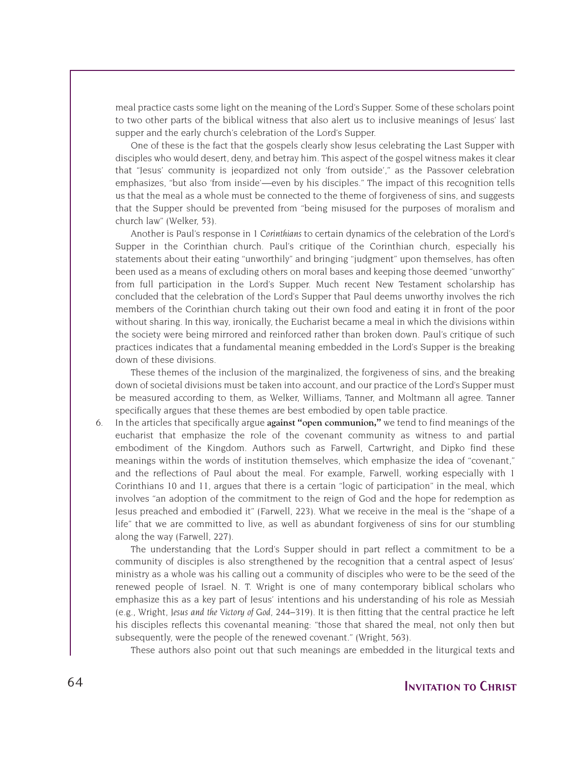meal practice casts some light on the meaning of the Lord's Supper. Some of these scholars point to two other parts of the biblical witness that also alert us to inclusive meanings of Jesus' last supper and the early church's celebration of the Lord's Supper.

One of these is the fact that the gospels clearly show Jesus celebrating the Last Supper with disciples who would desert, deny, and betray him. This aspect of the gospel witness makes it clear that "Jesus' community is jeopardized not only 'from outside'," as the Passover celebration emphasizes, "but also 'from inside'—even by his disciples." The impact of this recognition tells us that the meal as a whole must be connected to the theme of forgiveness of sins, and suggests that the Supper should be prevented from "being misused for the purposes of moralism and church law" (Welker, 53).

Another is Paul's response in 1 *Corinthians* to certain dynamics of the celebration of the Lord's Supper in the Corinthian church. Paul's critique of the Corinthian church, especially his statements about their eating "unworthily" and bringing "judgment" upon themselves, has often been used as a means of excluding others on moral bases and keeping those deemed "unworthy" from full participation in the Lord's Supper. Much recent New Testament scholarship has concluded that the celebration of the Lord's Supper that Paul deems unworthy involves the rich members of the Corinthian church taking out their own food and eating it in front of the poor without sharing. In this way, ironically, the Eucharist became a meal in which the divisions within the society were being mirrored and reinforced rather than broken down. Paul's critique of such practices indicates that a fundamental meaning embedded in the Lord's Supper is the breaking down of these divisions.

These themes of the inclusion of the marginalized, the forgiveness of sins, and the breaking down of societal divisions must be taken into account, and our practice of the Lord's Supper must be measured according to them, as Welker, Williams, Tanner, and Moltmann all agree. Tanner specifically argues that these themes are best embodied by open table practice.

6. In the articles that specifically argue **against "open communion,"** we tend to find meanings of the eucharist that emphasize the role of the covenant community as witness to and partial embodiment of the Kingdom. Authors such as Farwell, Cartwright, and Dipko find these meanings within the words of institution themselves, which emphasize the idea of "covenant," and the reflections of Paul about the meal. For example, Farwell, working especially with 1 Corinthians 10 and 11, argues that there is a certain "logic of participation" in the meal, which involves "an adoption of the commitment to the reign of God and the hope for redemption as Jesus preached and embodied it" (Farwell, 223). What we receive in the meal is the "shape of a life" that we are committed to live, as well as abundant forgiveness of sins for our stumbling along the way (Farwell, 227).

   The understanding that the Lord's Supper should in part reflect a commitment to be a community of disciples is also strengthened by the recognition that a central aspect of Jesus' ministry as a whole was his calling out a community of disciples who were to be the seed of the renewed people of Israel. N. T. Wright is one of many contemporary biblical scholars who emphasize this as a key part of Jesus' intentions and his understanding of his role as Messiah (e.g., Wright, *Jesus and the Victory of God*, 244–319). It is then fitting that the central practice he left his disciples reflects this covenantal meaning: "those that shared the meal, not only then but subsequently, were the people of the renewed covenant." (Wright, 563).

   These authors also point out that such meanings are embedded in the liturgical texts and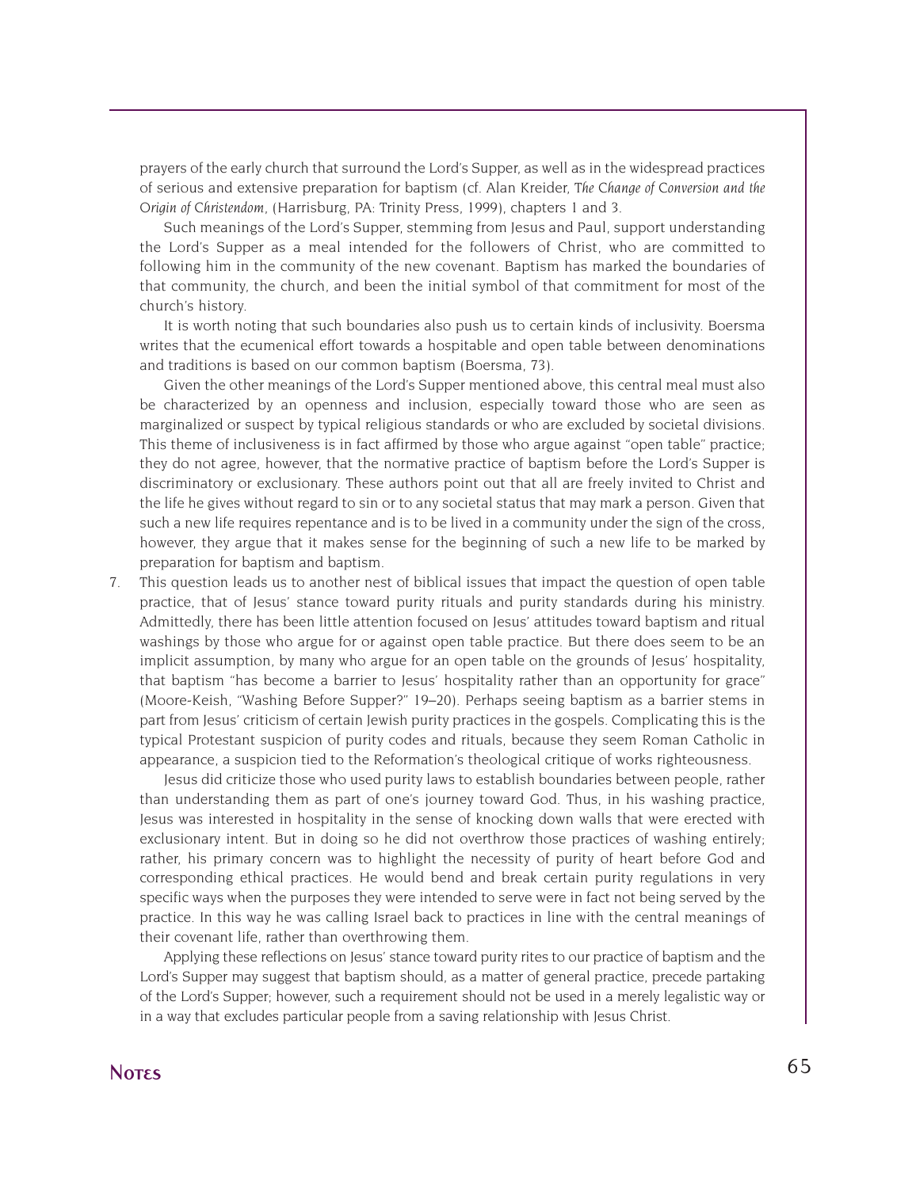prayers of the early church that surround the Lord's Supper, as well as in the widespread practices of serious and extensive preparation for baptism (cf. Alan Kreider, *The Change of Conversion and the Origin of Christendom*, (Harrisburg, PA: Trinity Press, 1999), chapters 1 and 3.

Such meanings of the Lord's Supper, stemming from Jesus and Paul, support understanding the Lord's Supper as a meal intended for the followers of Christ, who are committed to following him in the community of the new covenant. Baptism has marked the boundaries of that community, the church, and been the initial symbol of that commitment for most of the church's history.

It is worth noting that such boundaries also push us to certain kinds of inclusivity. Boersma writes that the ecumenical effort towards a hospitable and open table between denominations and traditions is based on our common baptism (Boersma, 73).

Given the other meanings of the Lord's Supper mentioned above, this central meal must also be characterized by an openness and inclusion, especially toward those who are seen as marginalized or suspect by typical religious standards or who are excluded by societal divisions. This theme of inclusiveness is in fact affirmed by those who argue against "open table" practice; they do not agree, however, that the normative practice of baptism before the Lord's Supper is discriminatory or exclusionary. These authors point out that all are freely invited to Christ and the life he gives without regard to sin or to any societal status that may mark a person. Given that such a new life requires repentance and is to be lived in a community under the sign of the cross, however, they argue that it makes sense for the beginning of such a new life to be marked by preparation for baptism and baptism.

7. This question leads us to another nest of biblical issues that impact the question of open table practice, that of Jesus' stance toward purity rituals and purity standards during his ministry. Admittedly, there has been little attention focused on Jesus' attitudes toward baptism and ritual washings by those who argue for or against open table practice. But there does seem to be an implicit assumption, by many who argue for an open table on the grounds of Jesus' hospitality, that baptism "has become a barrier to Jesus' hospitality rather than an opportunity for grace" (Moore-Keish, "Washing Before Supper?" 19–20). Perhaps seeing baptism as a barrier stems in part from Jesus' criticism of certain Jewish purity practices in the gospels. Complicating this is the typical Protestant suspicion of purity codes and rituals, because they seem Roman Catholic in appearance, a suspicion tied to the Reformation's theological critique of works righteousness.

   Jesus did criticize those who used purity laws to establish boundaries between people, rather than understanding them as part of one's journey toward God. Thus, in his washing practice, Jesus was interested in hospitality in the sense of knocking down walls that were erected with exclusionary intent. But in doing so he did not overthrow those practices of washing entirely; rather, his primary concern was to highlight the necessity of purity of heart before God and corresponding ethical practices. He would bend and break certain purity regulations in very specific ways when the purposes they were intended to serve were in fact not being served by the practice. In this way he was calling Israel back to practices in line with the central meanings of their covenant life, rather than overthrowing them.

   Applying these reflections on Jesus' stance toward purity rites to our practice of baptism and the Lord's Supper may suggest that baptism should, as a matter of general practice, precede partaking of the Lord's Supper; however, such a requirement should not be used in a merely legalistic way or in a way that excludes particular people from a saving relationship with Jesus Christ.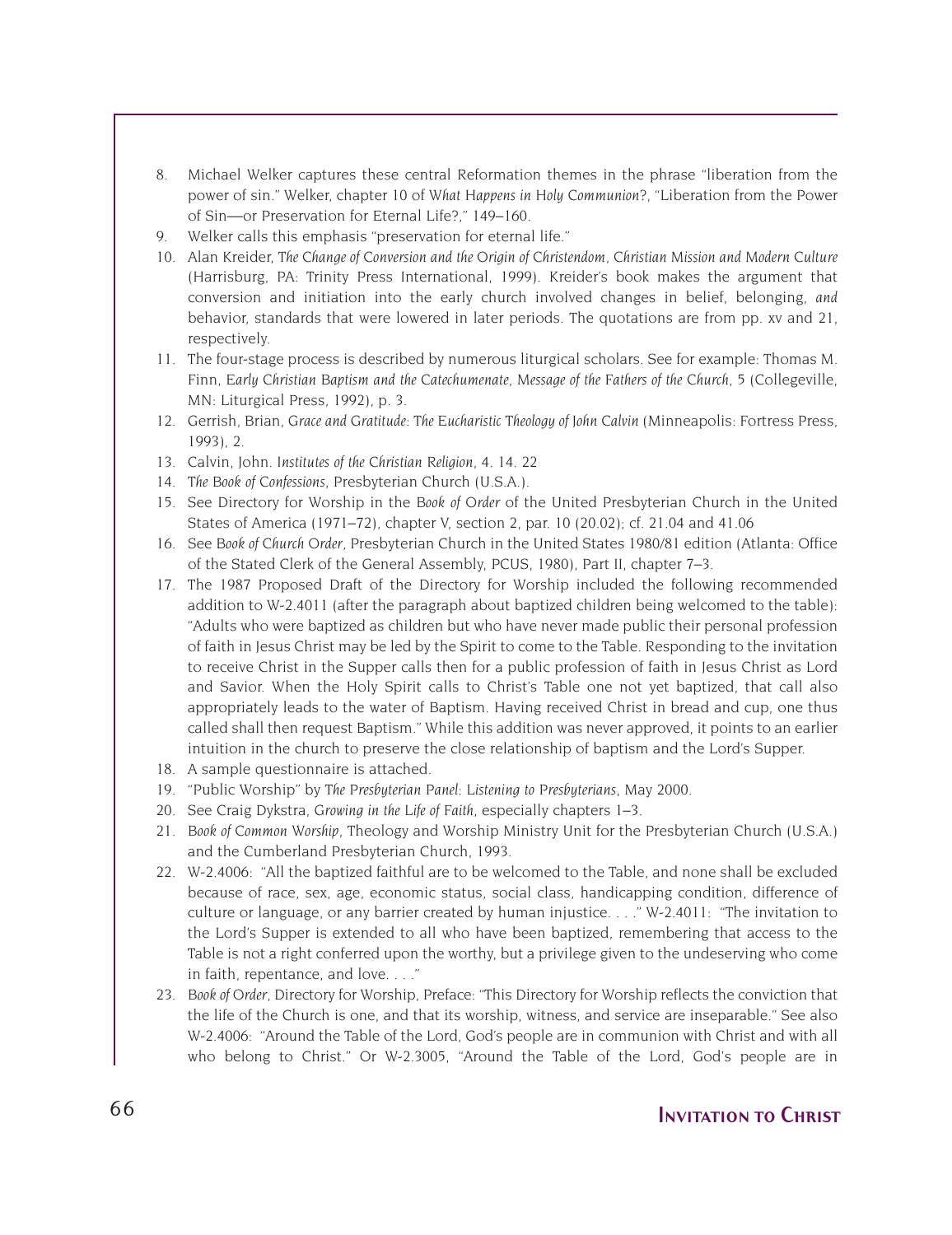8. Michael Welker captures these central Reformation themes in the phrase "liberation from the power of sin." Welker, chapter 10 of *What Happens in Holy Communion?*, "Liberation from the Power of Sin—or Preservation for Eternal Life?," 149–160.
9. Welker calls this emphasis "preservation for eternal life."
10. Alan Kreider, *The Change of Conversion and the Origin of Christendom, Christian Mission and Modern Culture* (Harrisburg, PA: Trinity Press International, 1999). Kreider's book makes the argument that conversion and initiation into the early church involved changes in belief, belonging, *and* behavior, standards that were lowered in later periods. The quotations are from pp. xv and 21, respectively.
11. The four-stage process is described by numerous liturgical scholars. See for example: Thomas M. Finn, *Early Christian Baptism and the Catechumenate, Message of the Fathers of the Church*, 5 (Collegeville, MN: Liturgical Press, 1992), p. 3.
12. Gerrish, Brian, *Grace and Gratitude: The Eucharistic Theology of John Calvin* (Minneapolis: Fortress Press, 1993), 2.
13. Calvin, John. *Institutes of the Christian Religion*, 4. 14. 22
14. *The Book of Confessions*, Presbyterian Church (U.S.A.).
15. See Directory for Worship in the *Book of Order* of the United Presbyterian Church in the United States of America (1971–72), chapter V, section 2, par. 10 (20.02); cf. 21.04 and 41.06
16. See *Book of Church Order*, Presbyterian Church in the United States 1980/81 edition (Atlanta: Office of the Stated Clerk of the General Assembly, PCUS, 1980), Part II, chapter 7–3.
17. The 1987 Proposed Draft of the Directory for Worship included the following recommended addition to W-2.4011 (after the paragraph about baptized children being welcomed to the table): "Adults who were baptized as children but who have never made public their personal profession of faith in Jesus Christ may be led by the Spirit to come to the Table. Responding to the invitation to receive Christ in the Supper calls then for a public profession of faith in Jesus Christ as Lord and Savior. When the Holy Spirit calls to Christ's Table one not yet baptized, that call also appropriately leads to the water of Baptism. Having received Christ in bread and cup, one thus called shall then request Baptism." While this addition was never approved, it points to an earlier intuition in the church to preserve the close relationship of baptism and the Lord's Supper.
18. A sample questionnaire is attached.
19. "Public Worship" by *The Presbyterian Panel: Listening to Presbyterians*, May 2000.
20. See Craig Dykstra, *Growing in the Life of Faith*, especially chapters 1–3.
21. *Book of Common Worship*, Theology and Worship Ministry Unit for the Presbyterian Church (U.S.A.) and the Cumberland Presbyterian Church, 1993.
22. W-2.4006: "All the baptized faithful are to be welcomed to the Table, and none shall be excluded because of race, sex, age, economic status, social class, handicapping condition, difference of culture or language, or any barrier created by human injustice. . . ." W-2.4011: "The invitation to the Lord's Supper is extended to all who have been baptized, remembering that access to the Table is not a right conferred upon the worthy, but a privilege given to the undeserving who come in faith, repentance, and love. . . ."
23. *Book of Order*, Directory for Worship, Preface: "This Directory for Worship reflects the conviction that the life of the Church is one, and that its worship, witness, and service are inseparable." See also W-2.4006: "Around the Table of the Lord, God's people are in communion with Christ and with all who belong to Christ." Or W-2.3005, "Around the Table of the Lord, God's people are in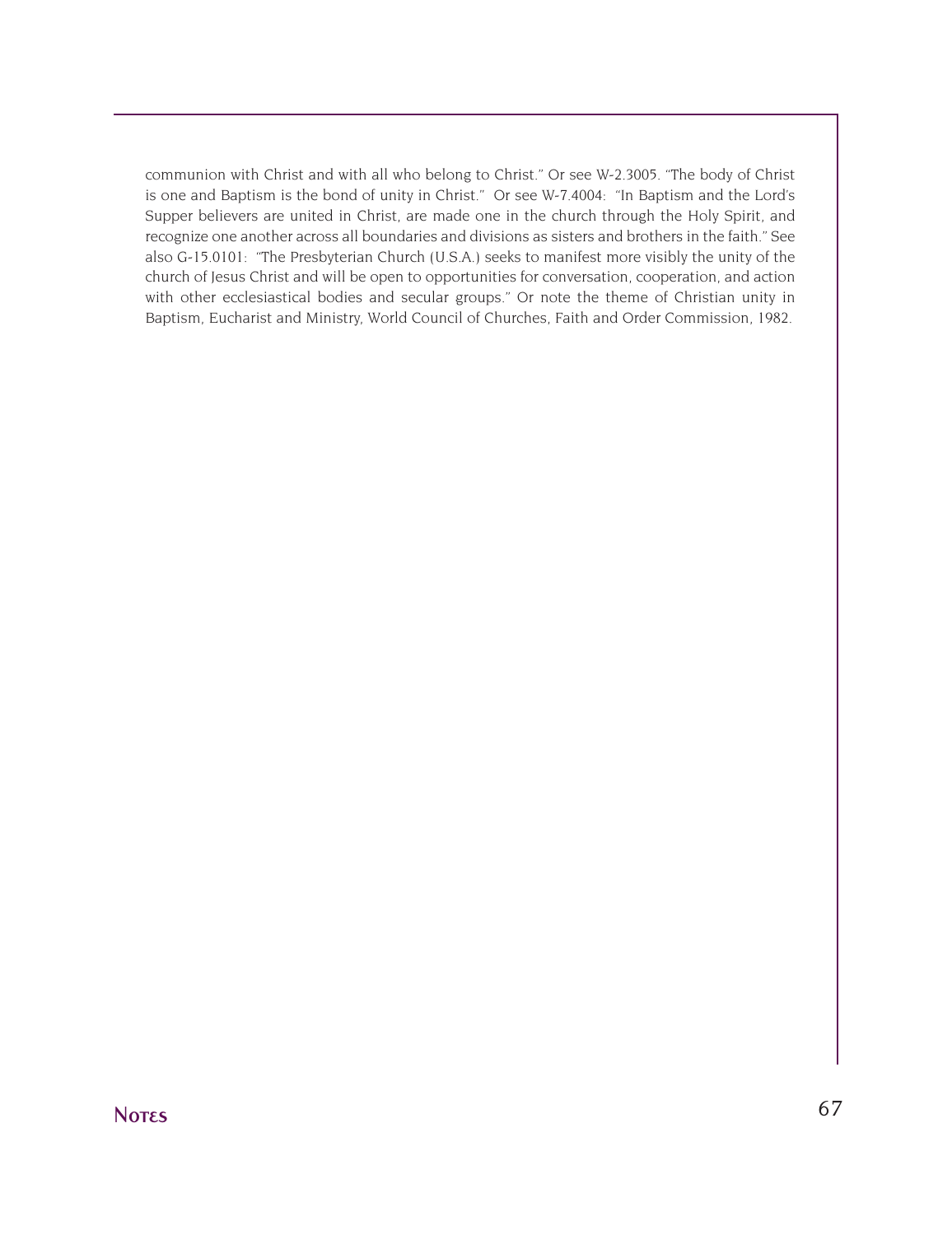communion with Christ and with all who belong to Christ." Or see W-2.3005. "The body of Christ is one and Baptism is the bond of unity in Christ." Or see W-7.4004: "In Baptism and the Lord's Supper believers are united in Christ, are made one in the church through the Holy Spirit, and recognize one another across all boundaries and divisions as sisters and brothers in the faith." See also G-15.0101: "The Presbyterian Church (U.S.A.) seeks to manifest more visibly the unity of the church of Jesus Christ and will be open to opportunities for conversation, cooperation, and action with other ecclesiastical bodies and secular groups." Or note the theme of Christian unity in Baptism, Eucharist and Ministry, World Council of Churches, Faith and Order Commission, 1982.